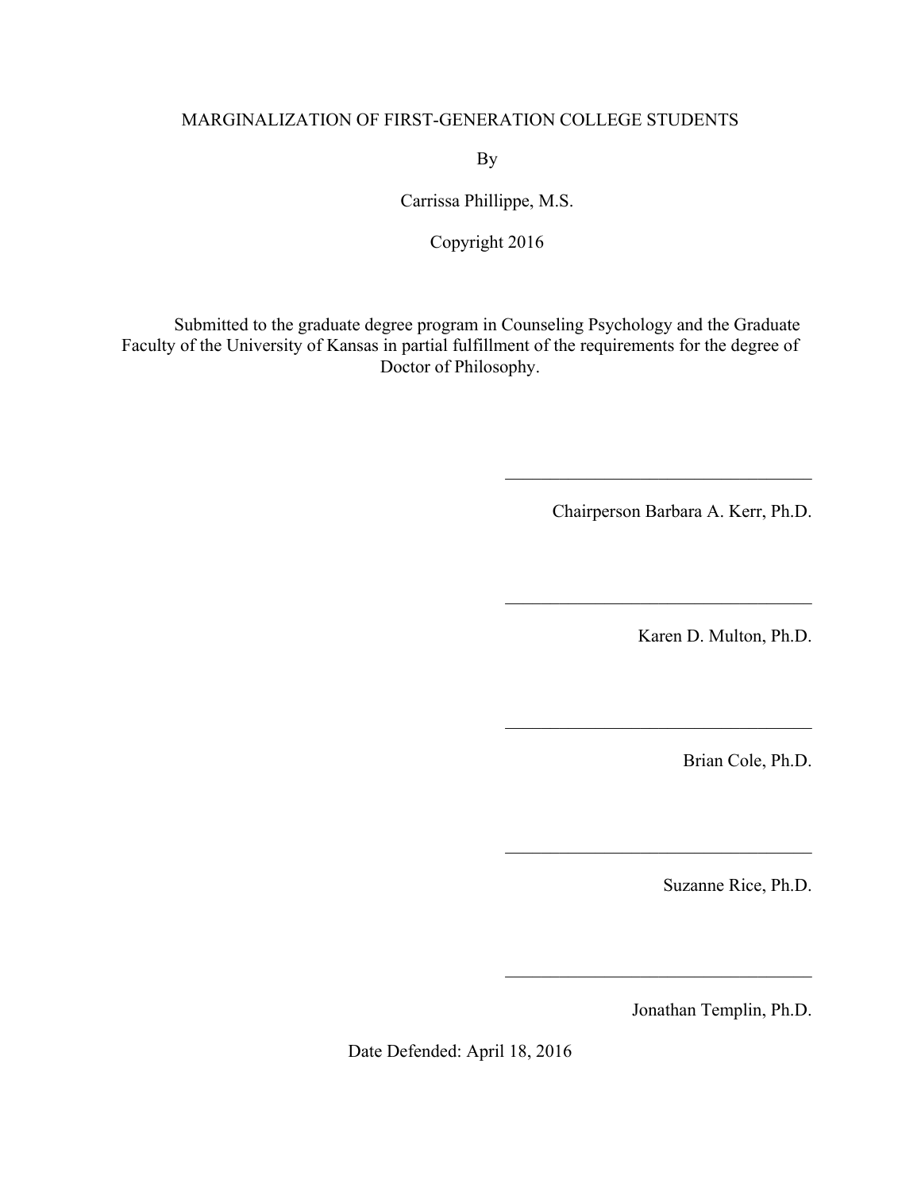# MARGINALIZATION OF FIRST-GENERATION COLLEGE STUDENTS

By

Carrissa Phillippe, M.S.

Copyright 2016

Submitted to the graduate degree program in Counseling Psychology and the Graduate Faculty of the University of Kansas in partial fulfillment of the requirements for the degree of Doctor of Philosophy.

___________________________________

Chairperson Barbara A. Kerr, Ph.D.

___________________________________

Karen D. Multon, Ph.D.

___________________________________

Brian Cole, Ph.D.

___________________________________

Suzanne Rice, Ph.D.

___________________________________

Jonathan Templin, Ph.D.

Date Defended: April 18, 2016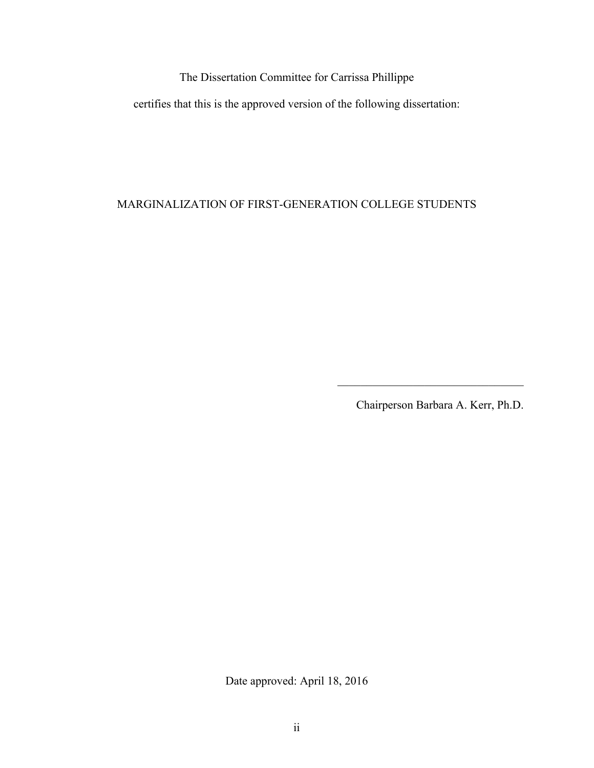The Dissertation Committee for Carrissa Phillippe

certifies that this is the approved version of the following dissertation:

MARGINALIZATION OF FIRST-GENERATION COLLEGE STUDENTS

\_\_\_\_\_\_\_\_\_\_\_\_\_\_\_\_\_\_\_\_\_\_\_\_\_\_\_\_\_\_\_\_\_

Chairperson Barbara A. Kerr, Ph.D.

Date approved: April 18, 2016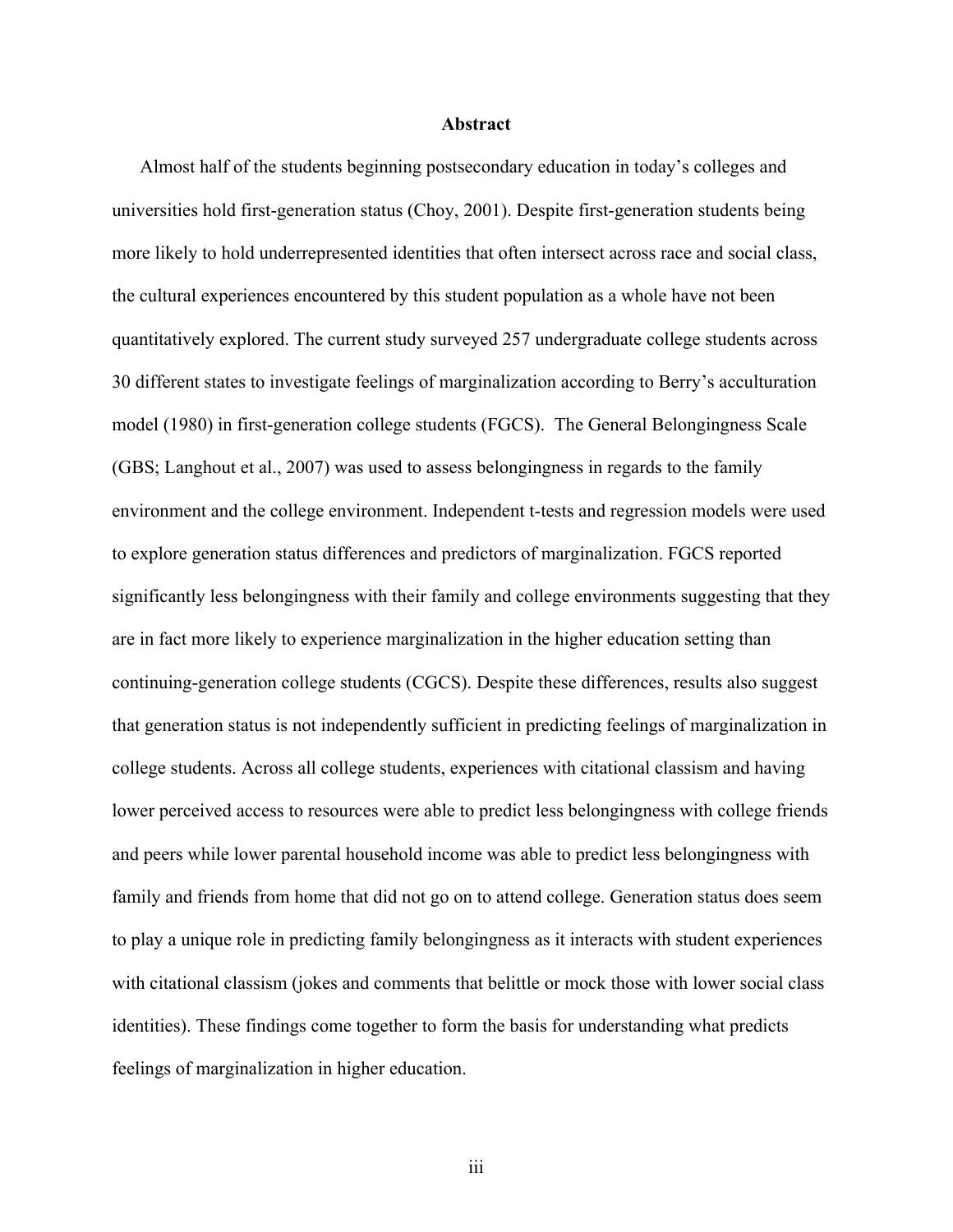# Abstract

Almost half of the students beginning postsecondary education in today's colleges and universities hold first-generation status (Choy, 2001). Despite first-generation students being more likely to hold underrepresented identities that often intersect across race and social class, the cultural experiences encountered by this student population as a whole have not been quantitatively explored. The current study surveyed 257 undergraduate college students across 30 different states to investigate feelings of marginalization according to Berry's acculturation model (1980) in first-generation college students (FGCS). The General Belongingness Scale (GBS; Langhout et al., 2007) was used to assess belongingness in regards to the family environment and the college environment. Independent t-tests and regression models were used to explore generation status differences and predictors of marginalization. FGCS reported significantly less belongingness with their family and college environments suggesting that they are in fact more likely to experience marginalization in the higher education setting than continuing-generation college students (CGCS). Despite these differences, results also suggest that generation status is not independently sufficient in predicting feelings of marginalization in college students. Across all college students, experiences with citational classism and having lower perceived access to resources were able to predict less belongingness with college friends and peers while lower parental household income was able to predict less belongingness with family and friends from home that did not go on to attend college. Generation status does seem to play a unique role in predicting family belongingness as it interacts with student experiences with citational classism (jokes and comments that belittle or mock those with lower social class identities). These findings come together to form the basis for understanding what predicts feelings of marginalization in higher education.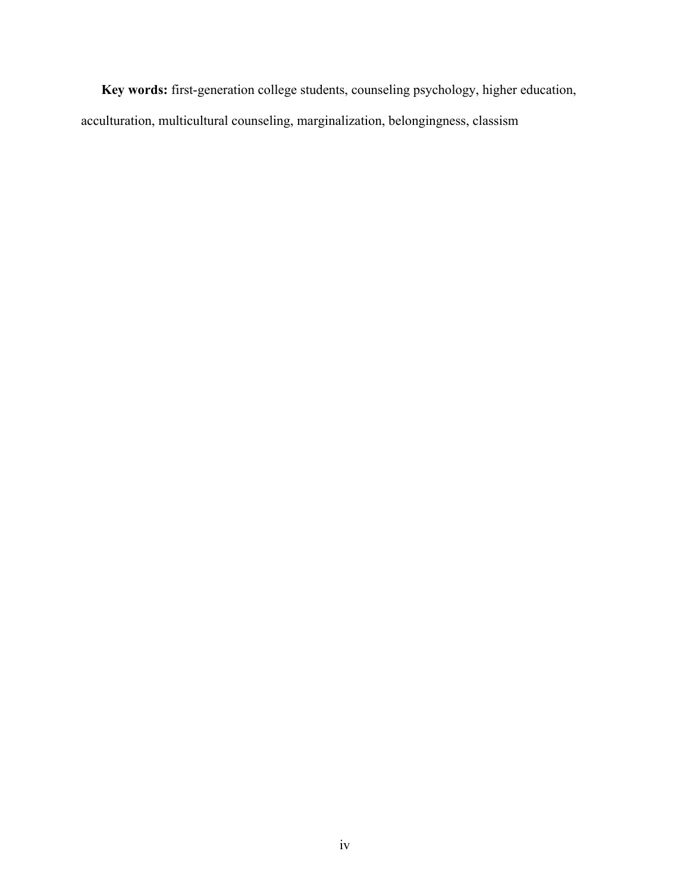**Key words:** first-generation college students, counseling psychology, higher education, acculturation, multicultural counseling, marginalization, belongingness, classism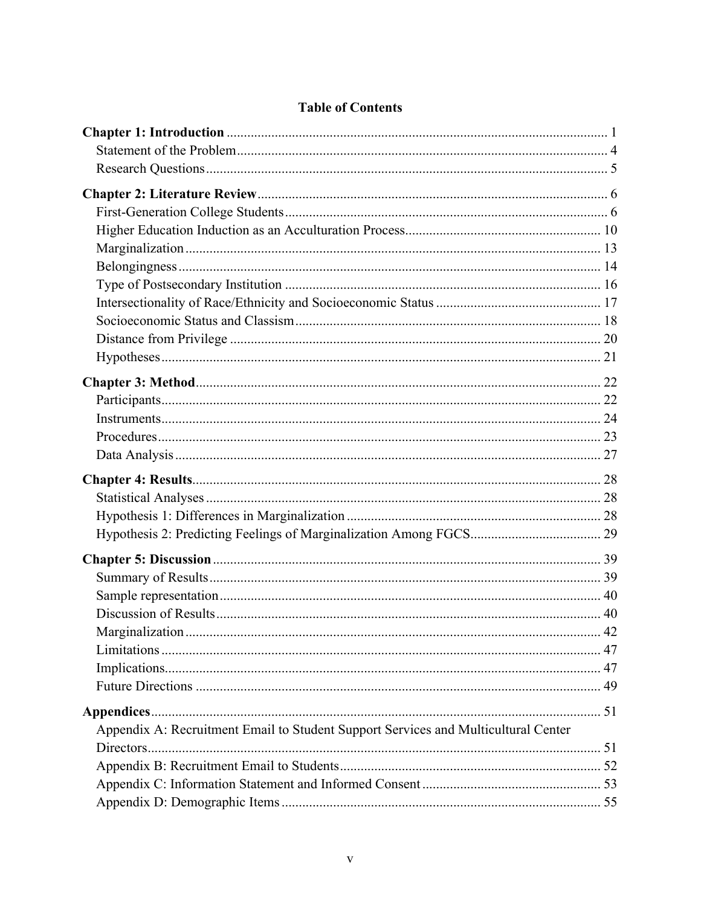# Table of Contents

**Chapter 1: Introduction** .......... 1
- Statement of the Problem .......... 4
- Research Questions .......... 5

**Chapter 2: Literature Review** .......... 6
- First-Generation College Students .......... 6
- Higher Education Induction as an Acculturation Process .......... 10
- Marginalization .......... 13
- Belongingness .......... 14
- Type of Postsecondary Institution .......... 16
- Intersectionality of Race/Ethnicity and Socioeconomic Status .......... 17
- Socioeconomic Status and Classism .......... 18
- Distance from Privilege .......... 20
- Hypotheses .......... 21

**Chapter 3: Method** .......... 22
- Participants .......... 22
- Instruments .......... 24
- Procedures .......... 23
- Data Analysis .......... 27

**Chapter 4: Results** .......... 28
- Statistical Analyses .......... 28
- Hypothesis 1: Differences in Marginalization .......... 28
- Hypothesis 2: Predicting Feelings of Marginalization Among FGCS .......... 29

**Chapter 5: Discussion** .......... 39
- Summary of Results .......... 39
- Sample representation .......... 40
- Discussion of Results .......... 40
- Marginalization .......... 42
- Limitations .......... 47
- Implications .......... 47
- Future Directions .......... 49

**Appendices** .......... 51
- Appendix A: Recruitment Email to Student Support Services and Multicultural Center Directors .......... 51
- Appendix B: Recruitment Email to Students .......... 52
- Appendix C: Information Statement and Informed Consent .......... 53
- Appendix D: Demographic Items .......... 55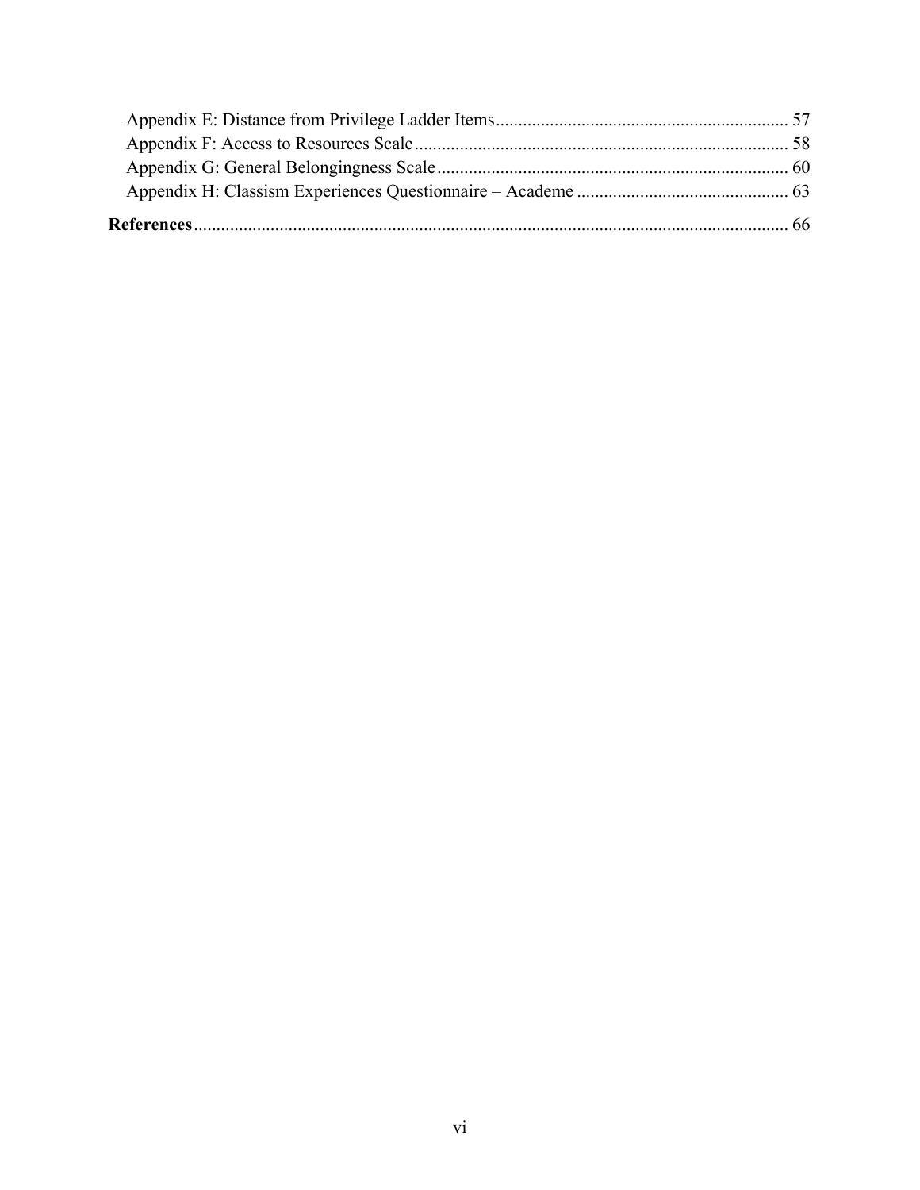Appendix E: Distance from Privilege Ladder Items ................................................................ 57
Appendix F: Access to Resources Scale ................................................................................. 58
Appendix G: General Belongingness Scale ............................................................................. 60
Appendix H: Classism Experiences Questionnaire – Academe ............................................... 63

**References** ........................................................................................................................ 66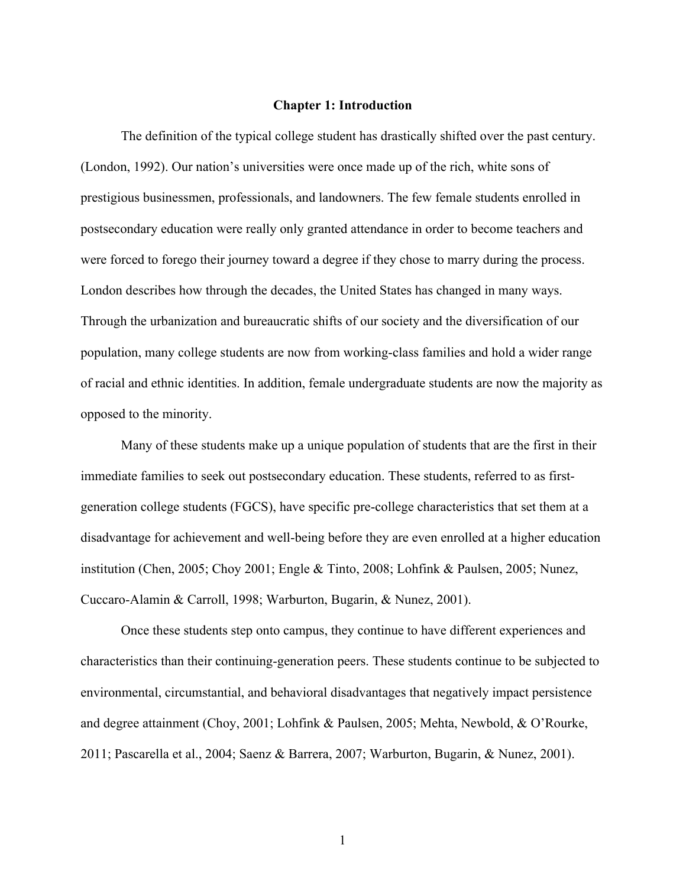# Chapter 1: Introduction

The definition of the typical college student has drastically shifted over the past century. (London, 1992). Our nation's universities were once made up of the rich, white sons of prestigious businessmen, professionals, and landowners. The few female students enrolled in postsecondary education were really only granted attendance in order to become teachers and were forced to forego their journey toward a degree if they chose to marry during the process. London describes how through the decades, the United States has changed in many ways. Through the urbanization and bureaucratic shifts of our society and the diversification of our population, many college students are now from working-class families and hold a wider range of racial and ethnic identities. In addition, female undergraduate students are now the majority as opposed to the minority.

Many of these students make up a unique population of students that are the first in their immediate families to seek out postsecondary education. These students, referred to as first-generation college students (FGCS), have specific pre-college characteristics that set them at a disadvantage for achievement and well-being before they are even enrolled at a higher education institution (Chen, 2005; Choy 2001; Engle & Tinto, 2008; Lohfink & Paulsen, 2005; Nunez, Cuccaro-Alamin & Carroll, 1998; Warburton, Bugarin, & Nunez, 2001).

Once these students step onto campus, they continue to have different experiences and characteristics than their continuing-generation peers. These students continue to be subjected to environmental, circumstantial, and behavioral disadvantages that negatively impact persistence and degree attainment (Choy, 2001; Lohfink & Paulsen, 2005; Mehta, Newbold, & O'Rourke, 2011; Pascarella et al., 2004; Saenz & Barrera, 2007; Warburton, Bugarin, & Nunez, 2001).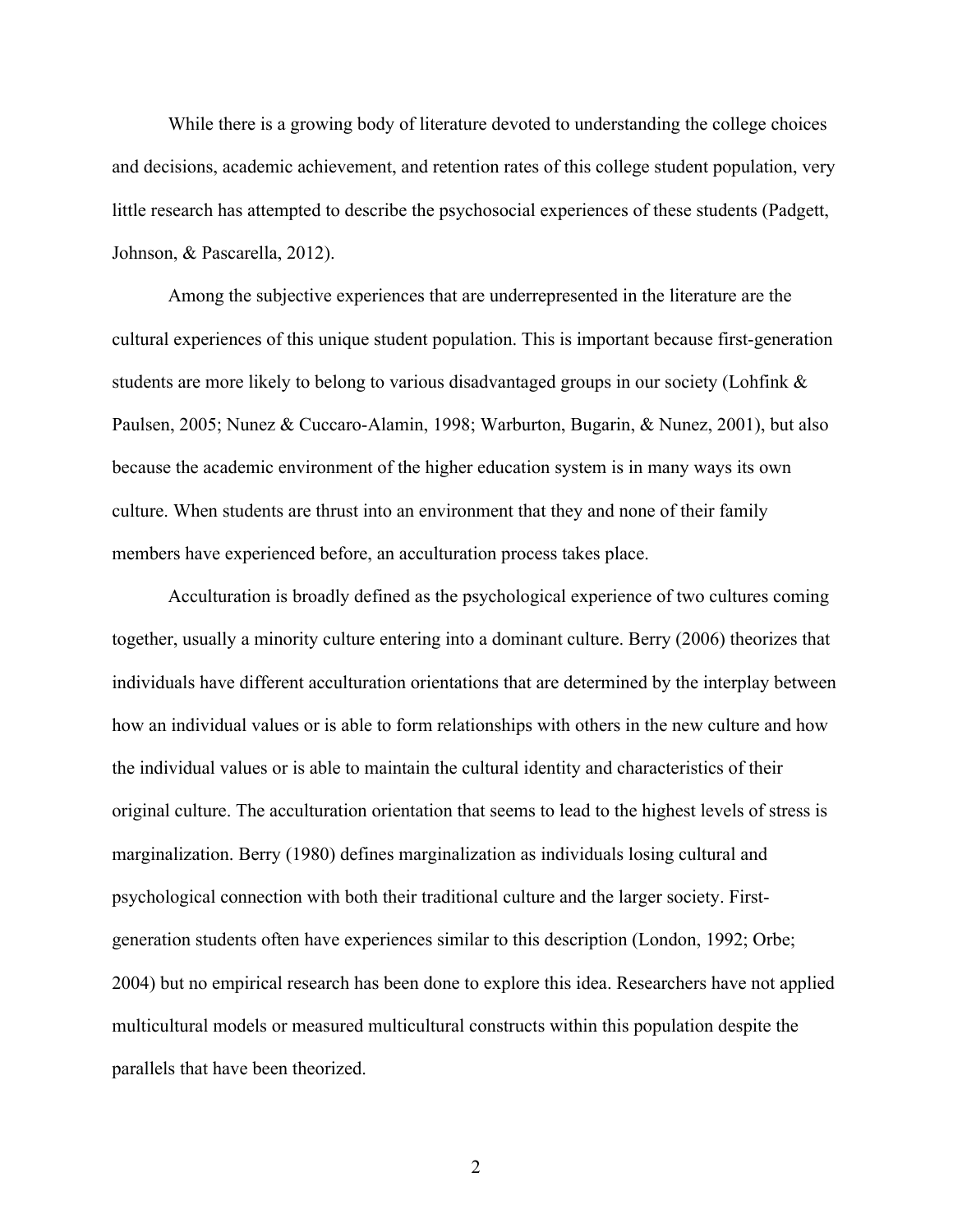While there is a growing body of literature devoted to understanding the college choices and decisions, academic achievement, and retention rates of this college student population, very little research has attempted to describe the psychosocial experiences of these students (Padgett, Johnson, & Pascarella, 2012).

Among the subjective experiences that are underrepresented in the literature are the cultural experiences of this unique student population. This is important because first-generation students are more likely to belong to various disadvantaged groups in our society (Lohfink & Paulsen, 2005; Nunez & Cuccaro-Alamin, 1998; Warburton, Bugarin, & Nunez, 2001), but also because the academic environment of the higher education system is in many ways its own culture. When students are thrust into an environment that they and none of their family members have experienced before, an acculturation process takes place.

Acculturation is broadly defined as the psychological experience of two cultures coming together, usually a minority culture entering into a dominant culture. Berry (2006) theorizes that individuals have different acculturation orientations that are determined by the interplay between how an individual values or is able to form relationships with others in the new culture and how the individual values or is able to maintain the cultural identity and characteristics of their original culture. The acculturation orientation that seems to lead to the highest levels of stress is marginalization. Berry (1980) defines marginalization as individuals losing cultural and psychological connection with both their traditional culture and the larger society. First-generation students often have experiences similar to this description (London, 1992; Orbe; 2004) but no empirical research has been done to explore this idea. Researchers have not applied multicultural models or measured multicultural constructs within this population despite the parallels that have been theorized.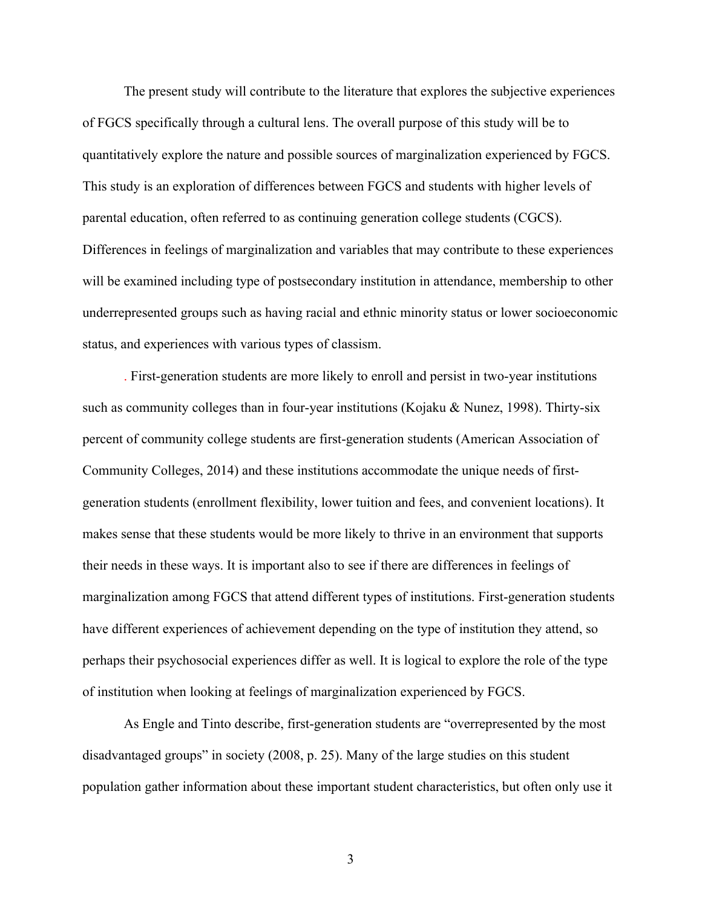The present study will contribute to the literature that explores the subjective experiences of FGCS specifically through a cultural lens. The overall purpose of this study will be to quantitatively explore the nature and possible sources of marginalization experienced by FGCS. This study is an exploration of differences between FGCS and students with higher levels of parental education, often referred to as continuing generation college students (CGCS). Differences in feelings of marginalization and variables that may contribute to these experiences will be examined including type of postsecondary institution in attendance, membership to other underrepresented groups such as having racial and ethnic minority status or lower socioeconomic status, and experiences with various types of classism.

. First-generation students are more likely to enroll and persist in two-year institutions such as community colleges than in four-year institutions (Kojaku & Nunez, 1998). Thirty-six percent of community college students are first-generation students (American Association of Community Colleges, 2014) and these institutions accommodate the unique needs of first-generation students (enrollment flexibility, lower tuition and fees, and convenient locations). It makes sense that these students would be more likely to thrive in an environment that supports their needs in these ways. It is important also to see if there are differences in feelings of marginalization among FGCS that attend different types of institutions. First-generation students have different experiences of achievement depending on the type of institution they attend, so perhaps their psychosocial experiences differ as well. It is logical to explore the role of the type of institution when looking at feelings of marginalization experienced by FGCS.

As Engle and Tinto describe, first-generation students are "overrepresented by the most disadvantaged groups" in society (2008, p. 25). Many of the large studies on this student population gather information about these important student characteristics, but often only use it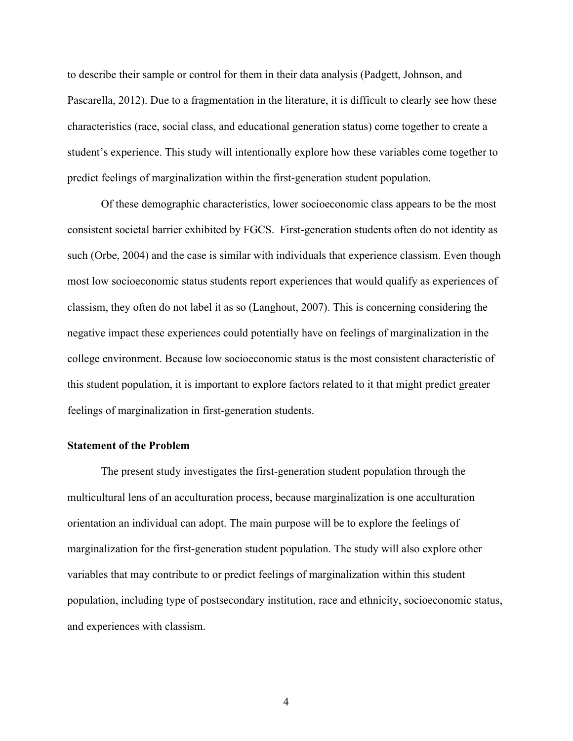to describe their sample or control for them in their data analysis (Padgett, Johnson, and Pascarella, 2012). Due to a fragmentation in the literature, it is difficult to clearly see how these characteristics (race, social class, and educational generation status) come together to create a student's experience. This study will intentionally explore how these variables come together to predict feelings of marginalization within the first-generation student population.

Of these demographic characteristics, lower socioeconomic class appears to be the most consistent societal barrier exhibited by FGCS. First-generation students often do not identity as such (Orbe, 2004) and the case is similar with individuals that experience classism. Even though most low socioeconomic status students report experiences that would qualify as experiences of classism, they often do not label it as so (Langhout, 2007). This is concerning considering the negative impact these experiences could potentially have on feelings of marginalization in the college environment. Because low socioeconomic status is the most consistent characteristic of this student population, it is important to explore factors related to it that might predict greater feelings of marginalization in first-generation students.

**Statement of the Problem**

The present study investigates the first-generation student population through the multicultural lens of an acculturation process, because marginalization is one acculturation orientation an individual can adopt. The main purpose will be to explore the feelings of marginalization for the first-generation student population. The study will also explore other variables that may contribute to or predict feelings of marginalization within this student population, including type of postsecondary institution, race and ethnicity, socioeconomic status, and experiences with classism.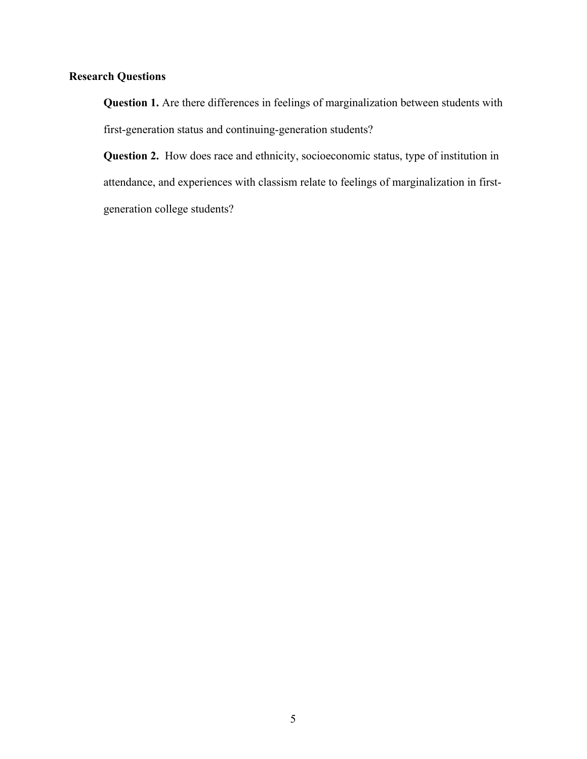## Research Questions

**Question 1.** Are there differences in feelings of marginalization between students with first-generation status and continuing-generation students?

**Question 2.** How does race and ethnicity, socioeconomic status, type of institution in attendance, and experiences with classism relate to feelings of marginalization in first-generation college students?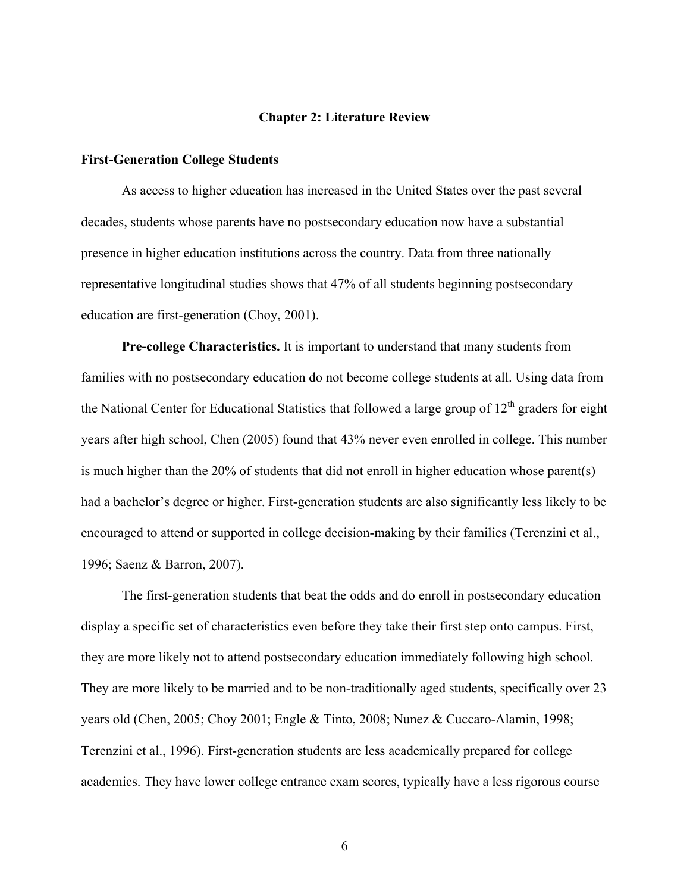# Chapter 2: Literature Review

## First-Generation College Students

As access to higher education has increased in the United States over the past several decades, students whose parents have no postsecondary education now have a substantial presence in higher education institutions across the country. Data from three nationally representative longitudinal studies shows that 47% of all students beginning postsecondary education are first-generation (Choy, 2001).

**Pre-college Characteristics.** It is important to understand that many students from families with no postsecondary education do not become college students at all. Using data from the National Center for Educational Statistics that followed a large group of 12th graders for eight years after high school, Chen (2005) found that 43% never even enrolled in college. This number is much higher than the 20% of students that did not enroll in higher education whose parent(s) had a bachelor's degree or higher. First-generation students are also significantly less likely to be encouraged to attend or supported in college decision-making by their families (Terenzini et al., 1996; Saenz & Barron, 2007).

The first-generation students that beat the odds and do enroll in postsecondary education display a specific set of characteristics even before they take their first step onto campus. First, they are more likely not to attend postsecondary education immediately following high school. They are more likely to be married and to be non-traditionally aged students, specifically over 23 years old (Chen, 2005; Choy 2001; Engle & Tinto, 2008; Nunez & Cuccaro-Alamin, 1998; Terenzini et al., 1996). First-generation students are less academically prepared for college academics. They have lower college entrance exam scores, typically have a less rigorous course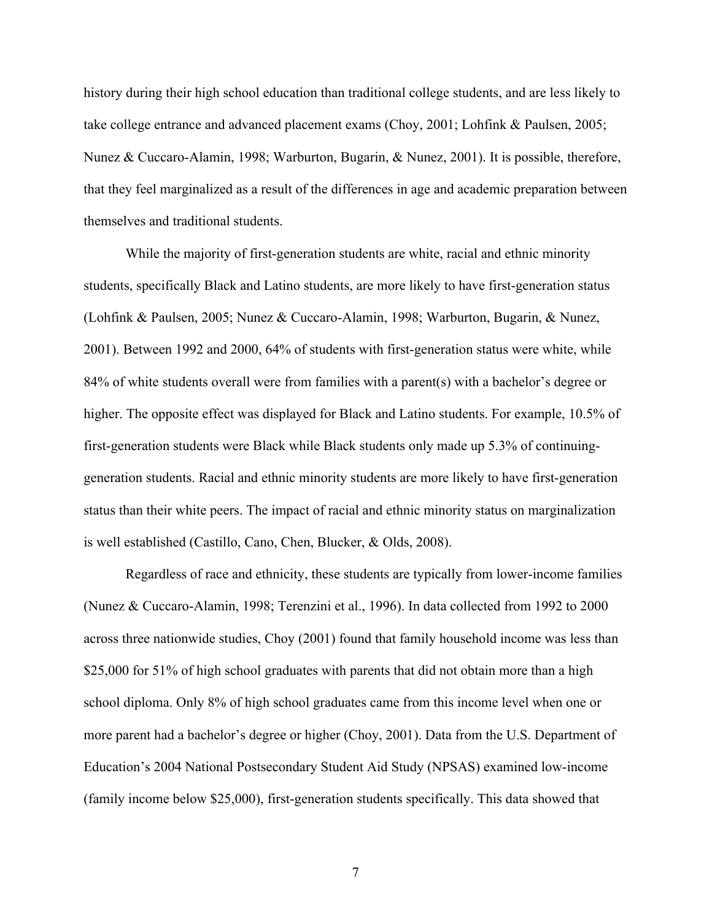history during their high school education than traditional college students, and are less likely to take college entrance and advanced placement exams (Choy, 2001; Lohfink & Paulsen, 2005; Nunez & Cuccaro-Alamin, 1998; Warburton, Bugarin, & Nunez, 2001). It is possible, therefore, that they feel marginalized as a result of the differences in age and academic preparation between themselves and traditional students.

While the majority of first-generation students are white, racial and ethnic minority students, specifically Black and Latino students, are more likely to have first-generation status (Lohfink & Paulsen, 2005; Nunez & Cuccaro-Alamin, 1998; Warburton, Bugarin, & Nunez, 2001). Between 1992 and 2000, 64% of students with first-generation status were white, while 84% of white students overall were from families with a parent(s) with a bachelor's degree or higher. The opposite effect was displayed for Black and Latino students. For example, 10.5% of first-generation students were Black while Black students only made up 5.3% of continuing-generation students. Racial and ethnic minority students are more likely to have first-generation status than their white peers. The impact of racial and ethnic minority status on marginalization is well established (Castillo, Cano, Chen, Blucker, & Olds, 2008).

Regardless of race and ethnicity, these students are typically from lower-income families (Nunez & Cuccaro-Alamin, 1998; Terenzini et al., 1996). In data collected from 1992 to 2000 across three nationwide studies, Choy (2001) found that family household income was less than $25,000 for 51% of high school graduates with parents that did not obtain more than a high school diploma. Only 8% of high school graduates came from this income level when one or more parent had a bachelor's degree or higher (Choy, 2001). Data from the U.S. Department of Education's 2004 National Postsecondary Student Aid Study (NPSAS) examined low-income (family income below $25,000), first-generation students specifically. This data showed that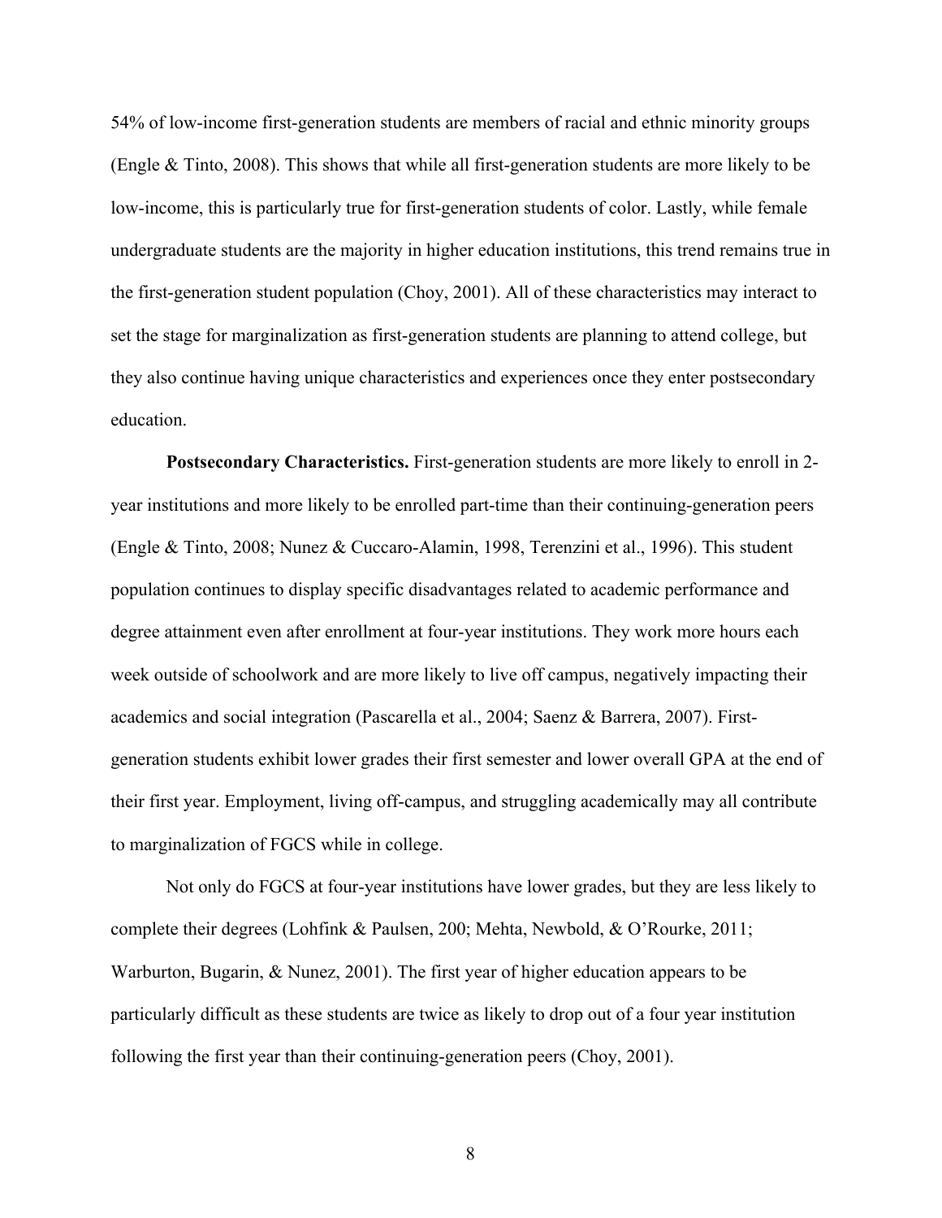54% of low-income first-generation students are members of racial and ethnic minority groups (Engle & Tinto, 2008). This shows that while all first-generation students are more likely to be low-income, this is particularly true for first-generation students of color. Lastly, while female undergraduate students are the majority in higher education institutions, this trend remains true in the first-generation student population (Choy, 2001). All of these characteristics may interact to set the stage for marginalization as first-generation students are planning to attend college, but they also continue having unique characteristics and experiences once they enter postsecondary education.

**Postsecondary Characteristics.** First-generation students are more likely to enroll in 2-year institutions and more likely to be enrolled part-time than their continuing-generation peers (Engle & Tinto, 2008; Nunez & Cuccaro-Alamin, 1998, Terenzini et al., 1996). This student population continues to display specific disadvantages related to academic performance and degree attainment even after enrollment at four-year institutions. They work more hours each week outside of schoolwork and are more likely to live off campus, negatively impacting their academics and social integration (Pascarella et al., 2004; Saenz & Barrera, 2007). First-generation students exhibit lower grades their first semester and lower overall GPA at the end of their first year. Employment, living off-campus, and struggling academically may all contribute to marginalization of FGCS while in college.

Not only do FGCS at four-year institutions have lower grades, but they are less likely to complete their degrees (Lohfink & Paulsen, 200; Mehta, Newbold, & O'Rourke, 2011; Warburton, Bugarin, & Nunez, 2001). The first year of higher education appears to be particularly difficult as these students are twice as likely to drop out of a four year institution following the first year than their continuing-generation peers (Choy, 2001).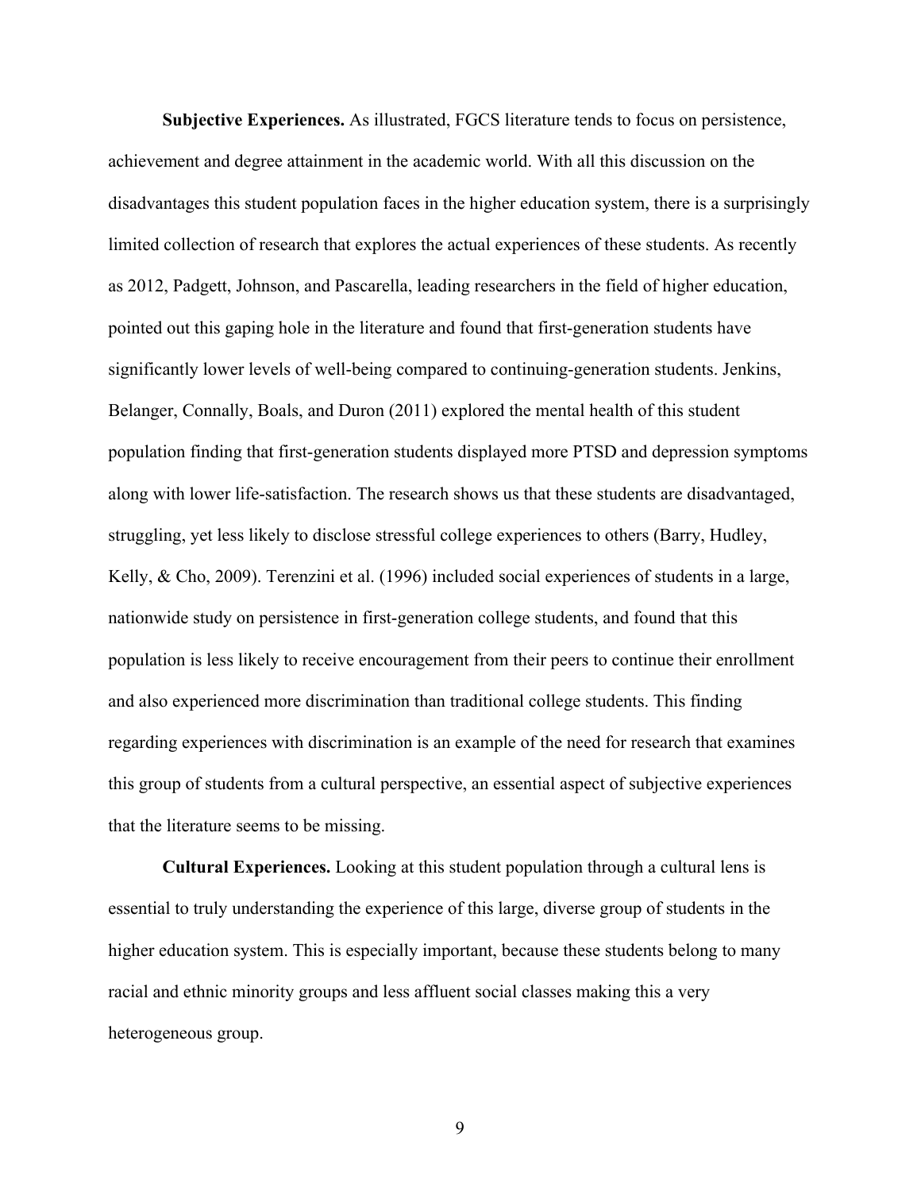**Subjective Experiences.** As illustrated, FGCS literature tends to focus on persistence, achievement and degree attainment in the academic world. With all this discussion on the disadvantages this student population faces in the higher education system, there is a surprisingly limited collection of research that explores the actual experiences of these students. As recently as 2012, Padgett, Johnson, and Pascarella, leading researchers in the field of higher education, pointed out this gaping hole in the literature and found that first-generation students have significantly lower levels of well-being compared to continuing-generation students. Jenkins, Belanger, Connally, Boals, and Duron (2011) explored the mental health of this student population finding that first-generation students displayed more PTSD and depression symptoms along with lower life-satisfaction. The research shows us that these students are disadvantaged, struggling, yet less likely to disclose stressful college experiences to others (Barry, Hudley, Kelly, & Cho, 2009). Terenzini et al. (1996) included social experiences of students in a large, nationwide study on persistence in first-generation college students, and found that this population is less likely to receive encouragement from their peers to continue their enrollment and also experienced more discrimination than traditional college students. This finding regarding experiences with discrimination is an example of the need for research that examines this group of students from a cultural perspective, an essential aspect of subjective experiences that the literature seems to be missing.

**Cultural Experiences.** Looking at this student population through a cultural lens is essential to truly understanding the experience of this large, diverse group of students in the higher education system. This is especially important, because these students belong to many racial and ethnic minority groups and less affluent social classes making this a very heterogeneous group.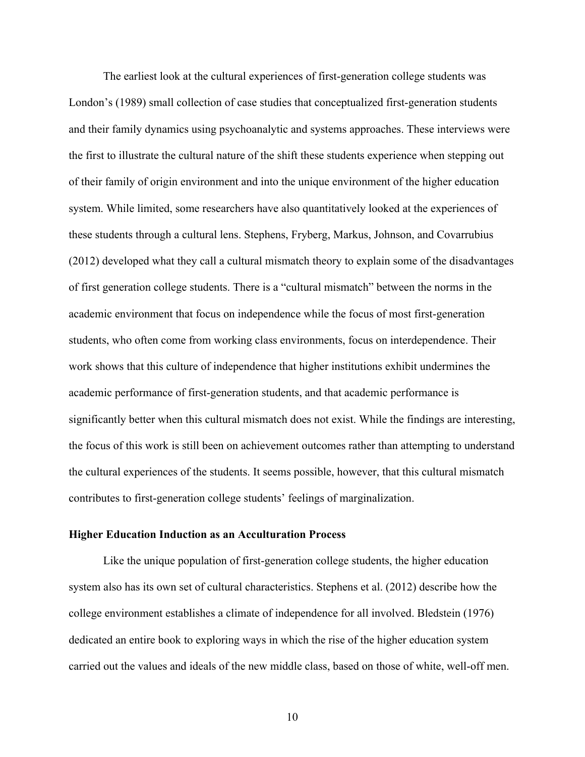The earliest look at the cultural experiences of first-generation college students was London's (1989) small collection of case studies that conceptualized first-generation students and their family dynamics using psychoanalytic and systems approaches. These interviews were the first to illustrate the cultural nature of the shift these students experience when stepping out of their family of origin environment and into the unique environment of the higher education system. While limited, some researchers have also quantitatively looked at the experiences of these students through a cultural lens. Stephens, Fryberg, Markus, Johnson, and Covarrubius (2012) developed what they call a cultural mismatch theory to explain some of the disadvantages of first generation college students. There is a "cultural mismatch" between the norms in the academic environment that focus on independence while the focus of most first-generation students, who often come from working class environments, focus on interdependence. Their work shows that this culture of independence that higher institutions exhibit undermines the academic performance of first-generation students, and that academic performance is significantly better when this cultural mismatch does not exist. While the findings are interesting, the focus of this work is still been on achievement outcomes rather than attempting to understand the cultural experiences of the students. It seems possible, however, that this cultural mismatch contributes to first-generation college students' feelings of marginalization.

**Higher Education Induction as an Acculturation Process**

Like the unique population of first-generation college students, the higher education system also has its own set of cultural characteristics. Stephens et al. (2012) describe how the college environment establishes a climate of independence for all involved. Bledstein (1976) dedicated an entire book to exploring ways in which the rise of the higher education system carried out the values and ideals of the new middle class, based on those of white, well-off men.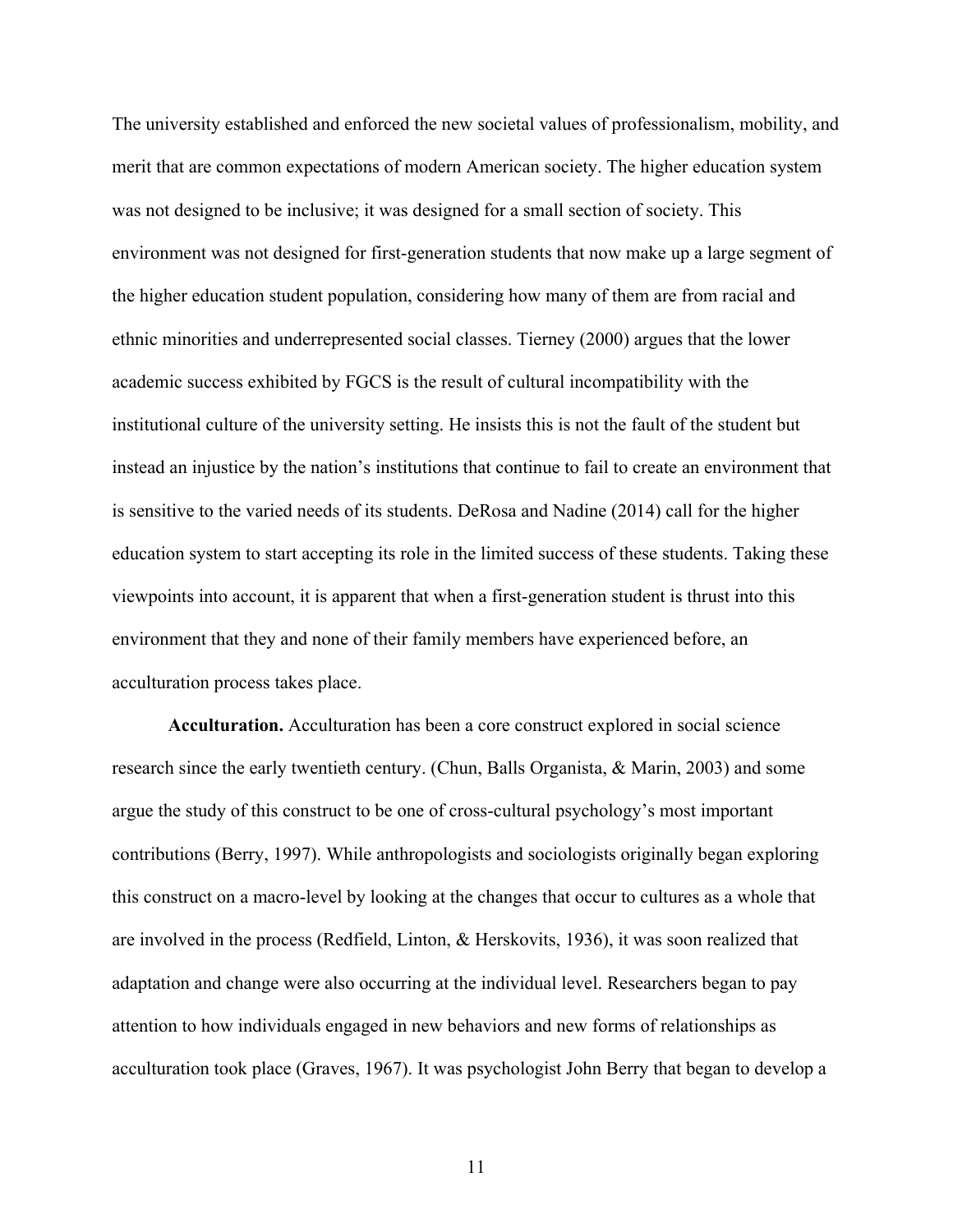The university established and enforced the new societal values of professionalism, mobility, and merit that are common expectations of modern American society. The higher education system was not designed to be inclusive; it was designed for a small section of society. This environment was not designed for first-generation students that now make up a large segment of the higher education student population, considering how many of them are from racial and ethnic minorities and underrepresented social classes. Tierney (2000) argues that the lower academic success exhibited by FGCS is the result of cultural incompatibility with the institutional culture of the university setting. He insists this is not the fault of the student but instead an injustice by the nation's institutions that continue to fail to create an environment that is sensitive to the varied needs of its students. DeRosa and Nadine (2014) call for the higher education system to start accepting its role in the limited success of these students. Taking these viewpoints into account, it is apparent that when a first-generation student is thrust into this environment that they and none of their family members have experienced before, an acculturation process takes place.

**Acculturation.** Acculturation has been a core construct explored in social science research since the early twentieth century. (Chun, Balls Organista, & Marin, 2003) and some argue the study of this construct to be one of cross-cultural psychology's most important contributions (Berry, 1997). While anthropologists and sociologists originally began exploring this construct on a macro-level by looking at the changes that occur to cultures as a whole that are involved in the process (Redfield, Linton, & Herskovits, 1936), it was soon realized that adaptation and change were also occurring at the individual level. Researchers began to pay attention to how individuals engaged in new behaviors and new forms of relationships as acculturation took place (Graves, 1967). It was psychologist John Berry that began to develop a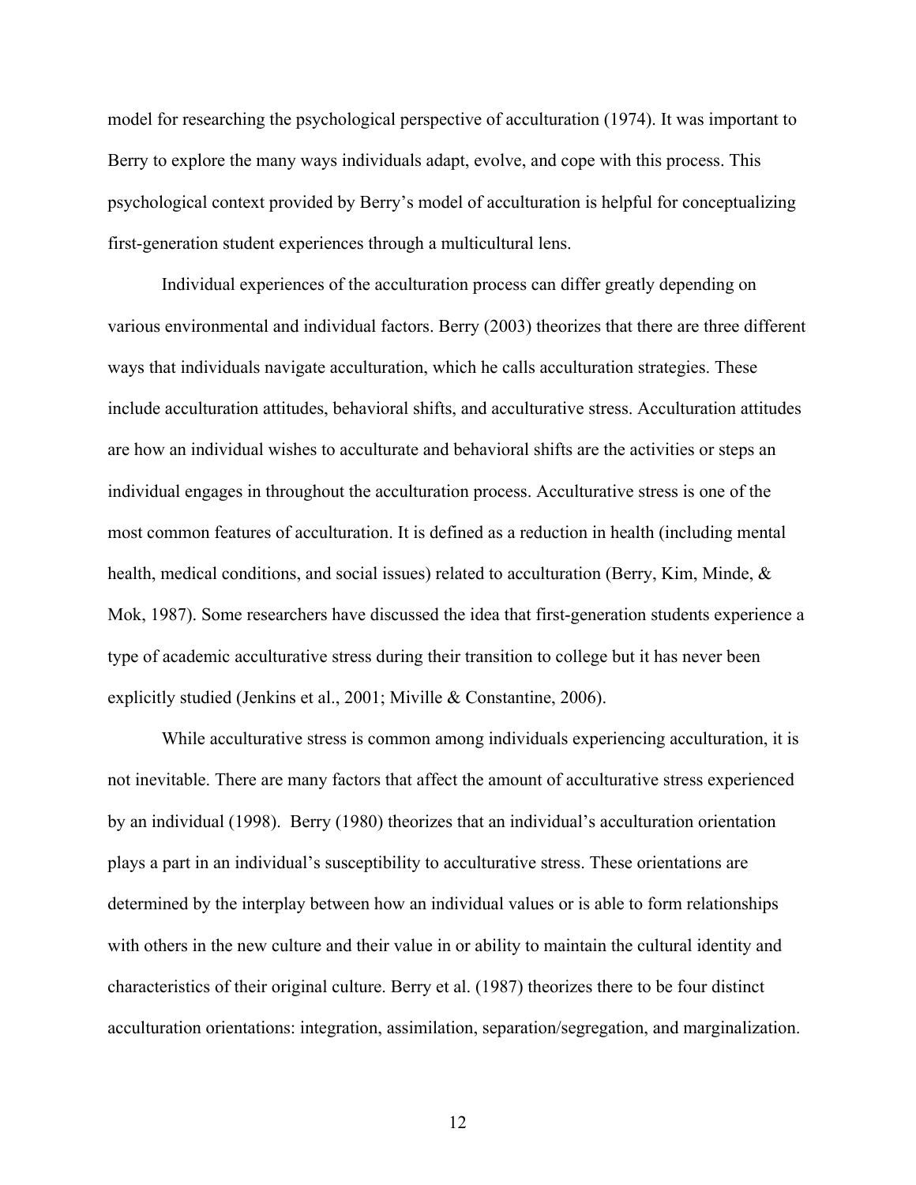model for researching the psychological perspective of acculturation (1974). It was important to Berry to explore the many ways individuals adapt, evolve, and cope with this process. This psychological context provided by Berry's model of acculturation is helpful for conceptualizing first-generation student experiences through a multicultural lens.

Individual experiences of the acculturation process can differ greatly depending on various environmental and individual factors. Berry (2003) theorizes that there are three different ways that individuals navigate acculturation, which he calls acculturation strategies. These include acculturation attitudes, behavioral shifts, and acculturative stress. Acculturation attitudes are how an individual wishes to acculturate and behavioral shifts are the activities or steps an individual engages in throughout the acculturation process. Acculturative stress is one of the most common features of acculturation. It is defined as a reduction in health (including mental health, medical conditions, and social issues) related to acculturation (Berry, Kim, Minde, & Mok, 1987). Some researchers have discussed the idea that first-generation students experience a type of academic acculturative stress during their transition to college but it has never been explicitly studied (Jenkins et al., 2001; Miville & Constantine, 2006).

While acculturative stress is common among individuals experiencing acculturation, it is not inevitable. There are many factors that affect the amount of acculturative stress experienced by an individual (1998). Berry (1980) theorizes that an individual's acculturation orientation plays a part in an individual's susceptibility to acculturative stress. These orientations are determined by the interplay between how an individual values or is able to form relationships with others in the new culture and their value in or ability to maintain the cultural identity and characteristics of their original culture. Berry et al. (1987) theorizes there to be four distinct acculturation orientations: integration, assimilation, separation/segregation, and marginalization.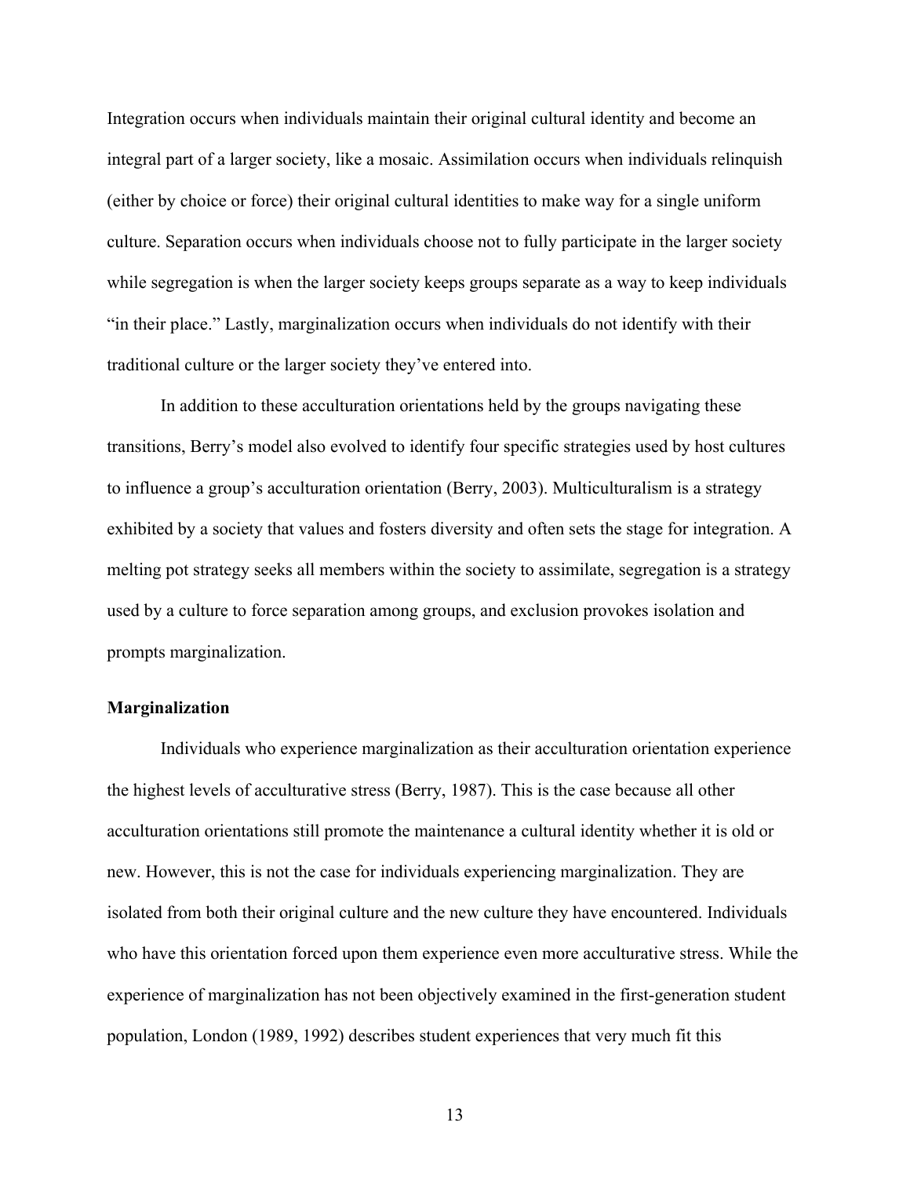Integration occurs when individuals maintain their original cultural identity and become an integral part of a larger society, like a mosaic. Assimilation occurs when individuals relinquish (either by choice or force) their original cultural identities to make way for a single uniform culture. Separation occurs when individuals choose not to fully participate in the larger society while segregation is when the larger society keeps groups separate as a way to keep individuals "in their place." Lastly, marginalization occurs when individuals do not identify with their traditional culture or the larger society they've entered into.

In addition to these acculturation orientations held by the groups navigating these transitions, Berry's model also evolved to identify four specific strategies used by host cultures to influence a group's acculturation orientation (Berry, 2003). Multiculturalism is a strategy exhibited by a society that values and fosters diversity and often sets the stage for integration. A melting pot strategy seeks all members within the society to assimilate, segregation is a strategy used by a culture to force separation among groups, and exclusion provokes isolation and prompts marginalization.

**Marginalization**

Individuals who experience marginalization as their acculturation orientation experience the highest levels of acculturative stress (Berry, 1987). This is the case because all other acculturation orientations still promote the maintenance a cultural identity whether it is old or new. However, this is not the case for individuals experiencing marginalization. They are isolated from both their original culture and the new culture they have encountered. Individuals who have this orientation forced upon them experience even more acculturative stress. While the experience of marginalization has not been objectively examined in the first-generation student population, London (1989, 1992) describes student experiences that very much fit this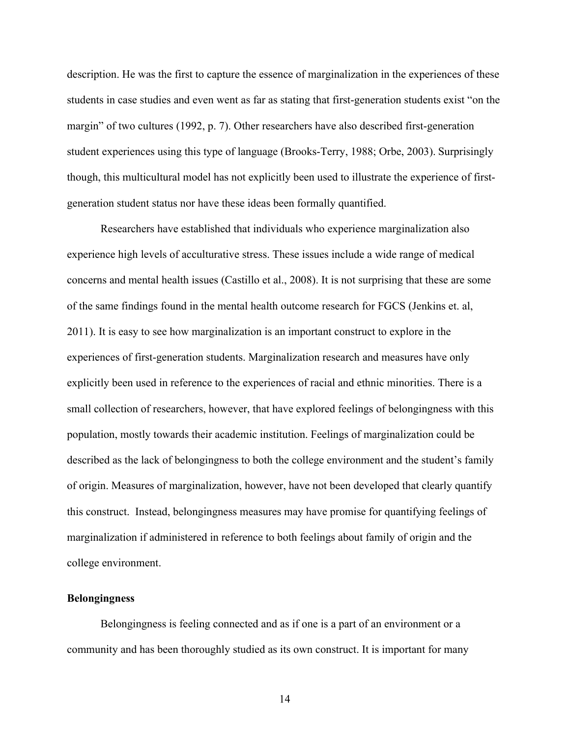description. He was the first to capture the essence of marginalization in the experiences of these students in case studies and even went as far as stating that first-generation students exist "on the margin" of two cultures (1992, p. 7). Other researchers have also described first-generation student experiences using this type of language (Brooks-Terry, 1988; Orbe, 2003). Surprisingly though, this multicultural model has not explicitly been used to illustrate the experience of first-generation student status nor have these ideas been formally quantified.

Researchers have established that individuals who experience marginalization also experience high levels of acculturative stress. These issues include a wide range of medical concerns and mental health issues (Castillo et al., 2008). It is not surprising that these are some of the same findings found in the mental health outcome research for FGCS (Jenkins et. al, 2011). It is easy to see how marginalization is an important construct to explore in the experiences of first-generation students. Marginalization research and measures have only explicitly been used in reference to the experiences of racial and ethnic minorities. There is a small collection of researchers, however, that have explored feelings of belongingness with this population, mostly towards their academic institution. Feelings of marginalization could be described as the lack of belongingness to both the college environment and the student's family of origin. Measures of marginalization, however, have not been developed that clearly quantify this construct. Instead, belongingness measures may have promise for quantifying feelings of marginalization if administered in reference to both feelings about family of origin and the college environment.

**Belongingness**

Belongingness is feeling connected and as if one is a part of an environment or a community and has been thoroughly studied as its own construct. It is important for many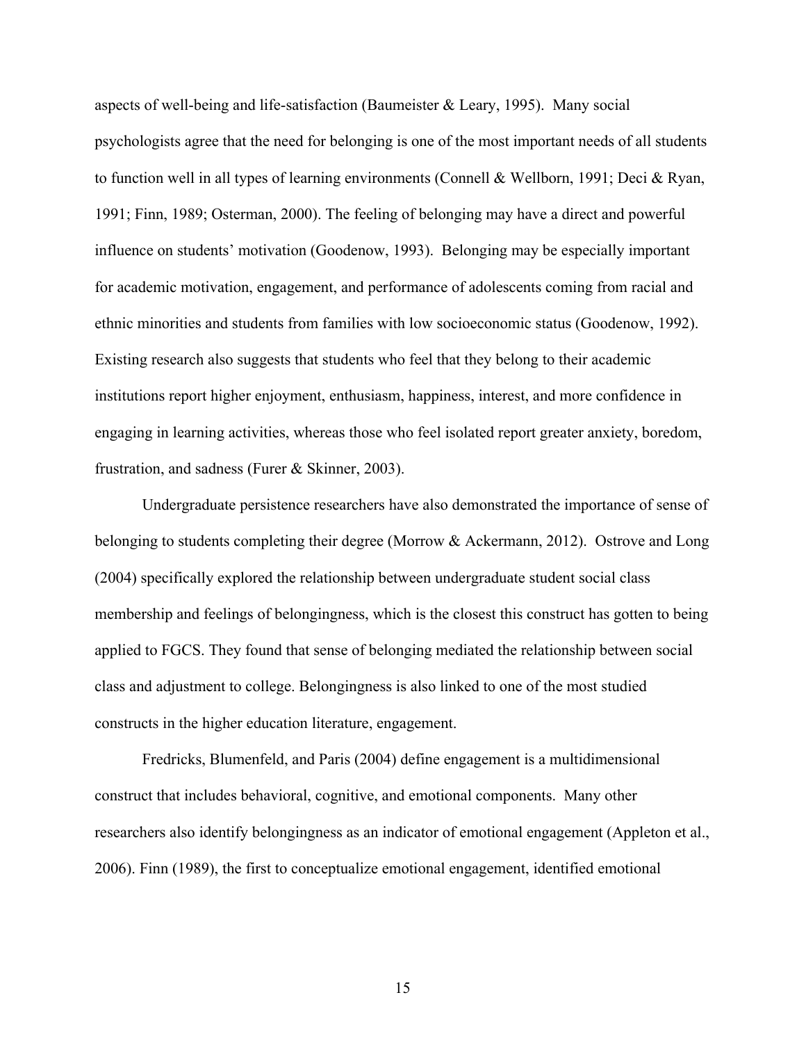aspects of well-being and life-satisfaction (Baumeister & Leary, 1995). Many social psychologists agree that the need for belonging is one of the most important needs of all students to function well in all types of learning environments (Connell & Wellborn, 1991; Deci & Ryan, 1991; Finn, 1989; Osterman, 2000). The feeling of belonging may have a direct and powerful influence on students' motivation (Goodenow, 1993). Belonging may be especially important for academic motivation, engagement, and performance of adolescents coming from racial and ethnic minorities and students from families with low socioeconomic status (Goodenow, 1992). Existing research also suggests that students who feel that they belong to their academic institutions report higher enjoyment, enthusiasm, happiness, interest, and more confidence in engaging in learning activities, whereas those who feel isolated report greater anxiety, boredom, frustration, and sadness (Furer & Skinner, 2003).

Undergraduate persistence researchers have also demonstrated the importance of sense of belonging to students completing their degree (Morrow & Ackermann, 2012). Ostrove and Long (2004) specifically explored the relationship between undergraduate student social class membership and feelings of belongingness, which is the closest this construct has gotten to being applied to FGCS. They found that sense of belonging mediated the relationship between social class and adjustment to college. Belongingness is also linked to one of the most studied constructs in the higher education literature, engagement.

Fredricks, Blumenfeld, and Paris (2004) define engagement is a multidimensional construct that includes behavioral, cognitive, and emotional components. Many other researchers also identify belongingness as an indicator of emotional engagement (Appleton et al., 2006). Finn (1989), the first to conceptualize emotional engagement, identified emotional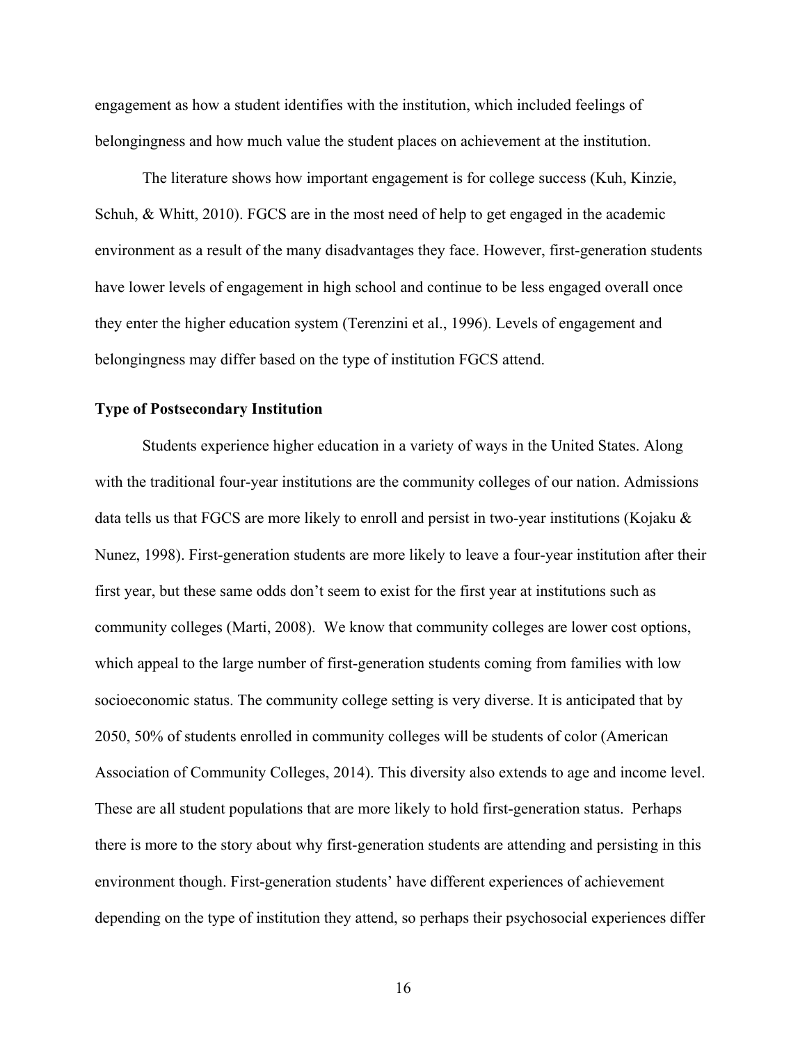engagement as how a student identifies with the institution, which included feelings of belongingness and how much value the student places on achievement at the institution.

The literature shows how important engagement is for college success (Kuh, Kinzie, Schuh, & Whitt, 2010). FGCS are in the most need of help to get engaged in the academic environment as a result of the many disadvantages they face. However, first-generation students have lower levels of engagement in high school and continue to be less engaged overall once they enter the higher education system (Terenzini et al., 1996). Levels of engagement and belongingness may differ based on the type of institution FGCS attend.

**Type of Postsecondary Institution**

Students experience higher education in a variety of ways in the United States. Along with the traditional four-year institutions are the community colleges of our nation. Admissions data tells us that FGCS are more likely to enroll and persist in two-year institutions (Kojaku & Nunez, 1998). First-generation students are more likely to leave a four-year institution after their first year, but these same odds don't seem to exist for the first year at institutions such as community colleges (Marti, 2008). We know that community colleges are lower cost options, which appeal to the large number of first-generation students coming from families with low socioeconomic status. The community college setting is very diverse. It is anticipated that by 2050, 50% of students enrolled in community colleges will be students of color (American Association of Community Colleges, 2014). This diversity also extends to age and income level. These are all student populations that are more likely to hold first-generation status. Perhaps there is more to the story about why first-generation students are attending and persisting in this environment though. First-generation students' have different experiences of achievement depending on the type of institution they attend, so perhaps their psychosocial experiences differ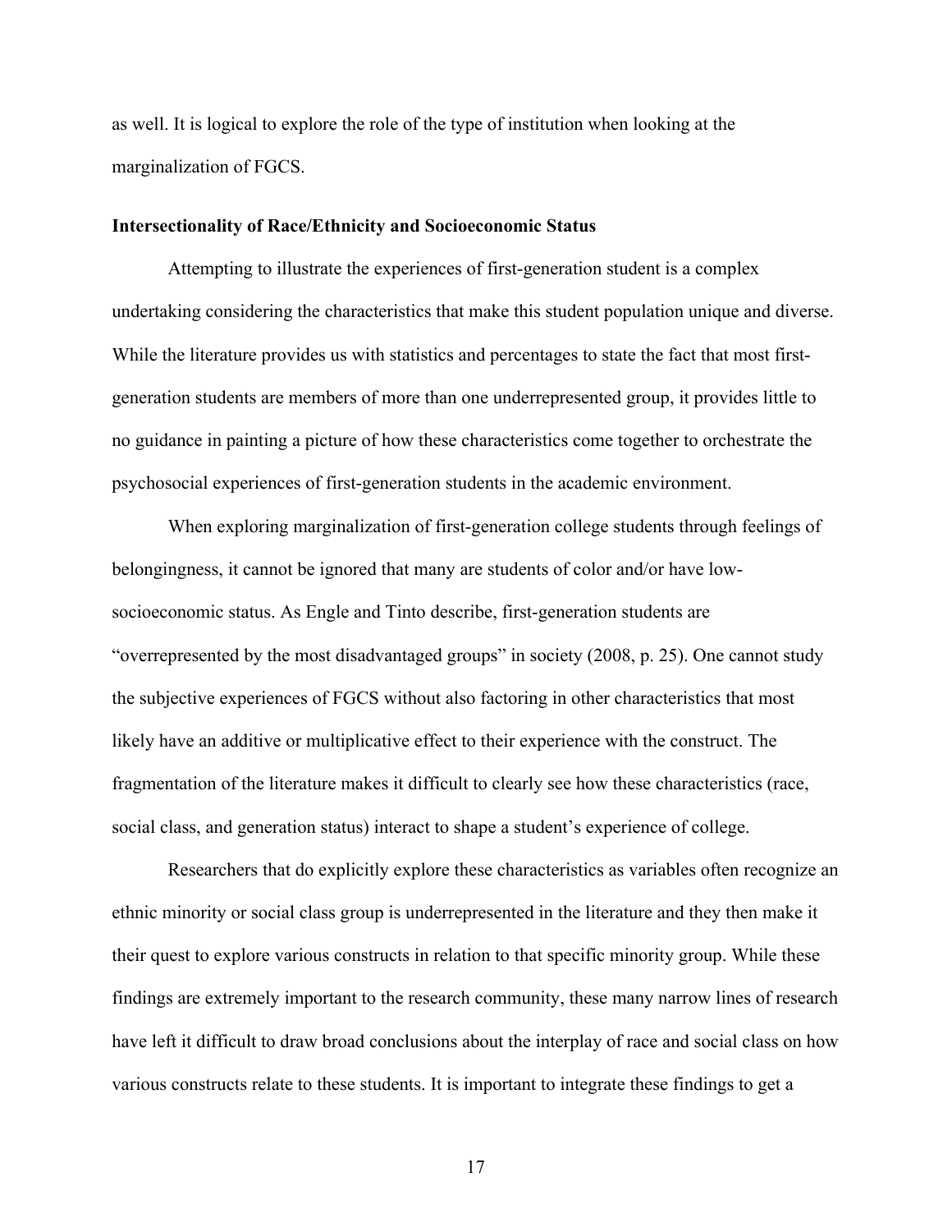as well. It is logical to explore the role of the type of institution when looking at the marginalization of FGCS.

**Intersectionality of Race/Ethnicity and Socioeconomic Status**

Attempting to illustrate the experiences of first-generation student is a complex undertaking considering the characteristics that make this student population unique and diverse. While the literature provides us with statistics and percentages to state the fact that most first-generation students are members of more than one underrepresented group, it provides little to no guidance in painting a picture of how these characteristics come together to orchestrate the psychosocial experiences of first-generation students in the academic environment.

When exploring marginalization of first-generation college students through feelings of belongingness, it cannot be ignored that many are students of color and/or have low-socioeconomic status. As Engle and Tinto describe, first-generation students are "overrepresented by the most disadvantaged groups" in society (2008, p. 25). One cannot study the subjective experiences of FGCS without also factoring in other characteristics that most likely have an additive or multiplicative effect to their experience with the construct. The fragmentation of the literature makes it difficult to clearly see how these characteristics (race, social class, and generation status) interact to shape a student's experience of college.

Researchers that do explicitly explore these characteristics as variables often recognize an ethnic minority or social class group is underrepresented in the literature and they then make it their quest to explore various constructs in relation to that specific minority group. While these findings are extremely important to the research community, these many narrow lines of research have left it difficult to draw broad conclusions about the interplay of race and social class on how various constructs relate to these students. It is important to integrate these findings to get a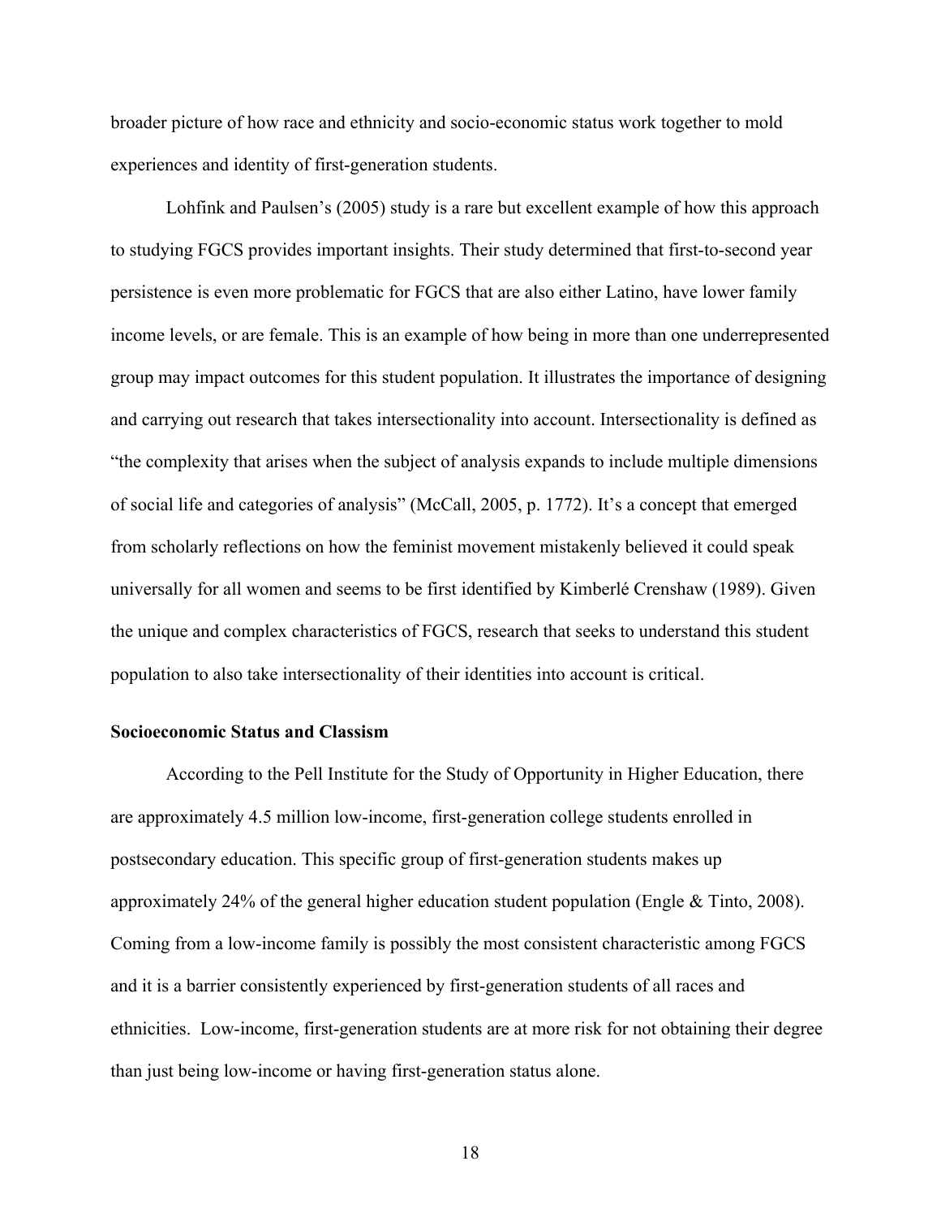broader picture of how race and ethnicity and socio-economic status work together to mold experiences and identity of first-generation students.

Lohfink and Paulsen's (2005) study is a rare but excellent example of how this approach to studying FGCS provides important insights. Their study determined that first-to-second year persistence is even more problematic for FGCS that are also either Latino, have lower family income levels, or are female. This is an example of how being in more than one underrepresented group may impact outcomes for this student population. It illustrates the importance of designing and carrying out research that takes intersectionality into account. Intersectionality is defined as "the complexity that arises when the subject of analysis expands to include multiple dimensions of social life and categories of analysis" (McCall, 2005, p. 1772). It's a concept that emerged from scholarly reflections on how the feminist movement mistakenly believed it could speak universally for all women and seems to be first identified by Kimberlé Crenshaw (1989). Given the unique and complex characteristics of FGCS, research that seeks to understand this student population to also take intersectionality of their identities into account is critical.

**Socioeconomic Status and Classism**

According to the Pell Institute for the Study of Opportunity in Higher Education, there are approximately 4.5 million low-income, first-generation college students enrolled in postsecondary education. This specific group of first-generation students makes up approximately 24% of the general higher education student population (Engle & Tinto, 2008). Coming from a low-income family is possibly the most consistent characteristic among FGCS and it is a barrier consistently experienced by first-generation students of all races and ethnicities. Low-income, first-generation students are at more risk for not obtaining their degree than just being low-income or having first-generation status alone.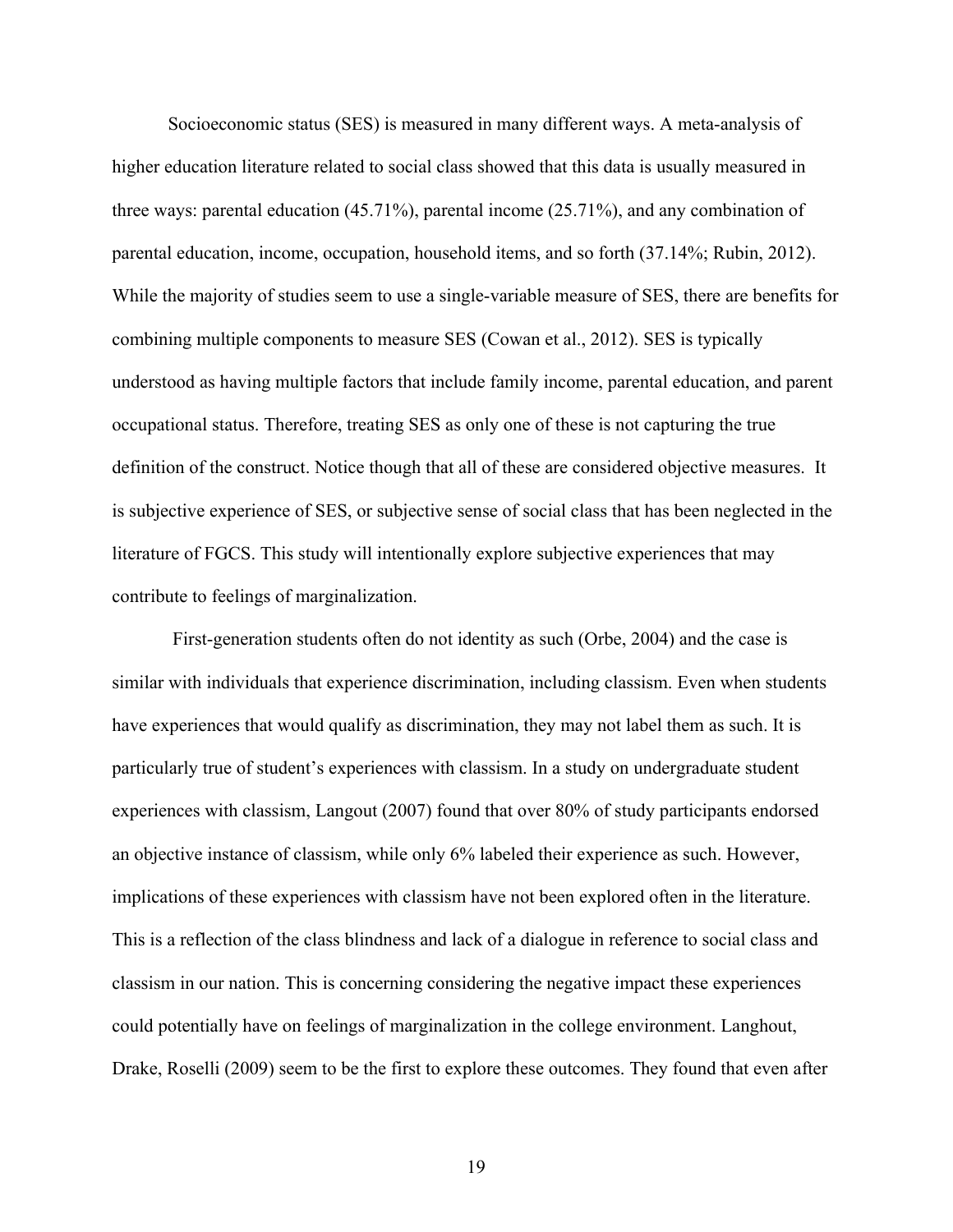Socioeconomic status (SES) is measured in many different ways. A meta-analysis of higher education literature related to social class showed that this data is usually measured in three ways: parental education (45.71%), parental income (25.71%), and any combination of parental education, income, occupation, household items, and so forth (37.14%; Rubin, 2012). While the majority of studies seem to use a single-variable measure of SES, there are benefits for combining multiple components to measure SES (Cowan et al., 2012). SES is typically understood as having multiple factors that include family income, parental education, and parent occupational status. Therefore, treating SES as only one of these is not capturing the true definition of the construct. Notice though that all of these are considered objective measures. It is subjective experience of SES, or subjective sense of social class that has been neglected in the literature of FGCS. This study will intentionally explore subjective experiences that may contribute to feelings of marginalization.

First-generation students often do not identity as such (Orbe, 2004) and the case is similar with individuals that experience discrimination, including classism. Even when students have experiences that would qualify as discrimination, they may not label them as such. It is particularly true of student's experiences with classism. In a study on undergraduate student experiences with classism, Langout (2007) found that over 80% of study participants endorsed an objective instance of classism, while only 6% labeled their experience as such. However, implications of these experiences with classism have not been explored often in the literature. This is a reflection of the class blindness and lack of a dialogue in reference to social class and classism in our nation. This is concerning considering the negative impact these experiences could potentially have on feelings of marginalization in the college environment. Langhout, Drake, Roselli (2009) seem to be the first to explore these outcomes. They found that even after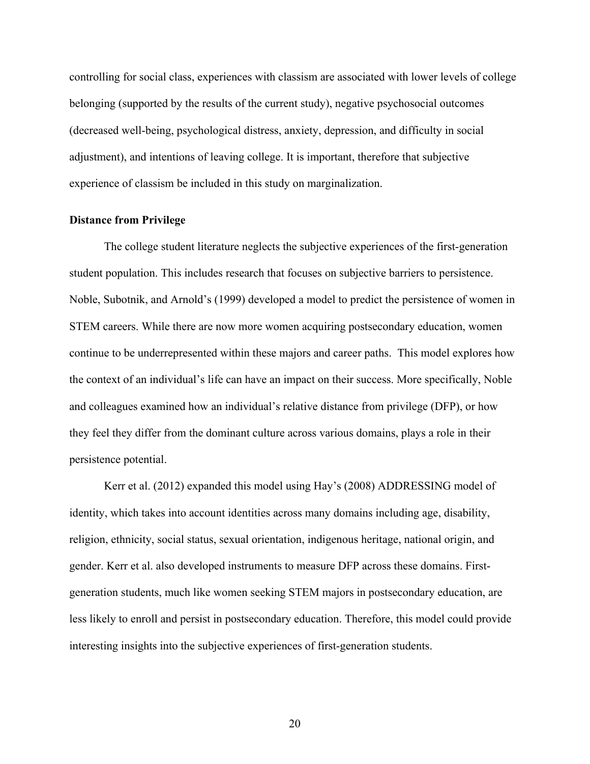controlling for social class, experiences with classism are associated with lower levels of college belonging (supported by the results of the current study), negative psychosocial outcomes (decreased well-being, psychological distress, anxiety, depression, and difficulty in social adjustment), and intentions of leaving college. It is important, therefore that subjective experience of classism be included in this study on marginalization.

**Distance from Privilege**

The college student literature neglects the subjective experiences of the first-generation student population. This includes research that focuses on subjective barriers to persistence. Noble, Subotnik, and Arnold's (1999) developed a model to predict the persistence of women in STEM careers. While there are now more women acquiring postsecondary education, women continue to be underrepresented within these majors and career paths. This model explores how the context of an individual's life can have an impact on their success. More specifically, Noble and colleagues examined how an individual's relative distance from privilege (DFP), or how they feel they differ from the dominant culture across various domains, plays a role in their persistence potential.

Kerr et al. (2012) expanded this model using Hay's (2008) ADDRESSING model of identity, which takes into account identities across many domains including age, disability, religion, ethnicity, social status, sexual orientation, indigenous heritage, national origin, and gender. Kerr et al. also developed instruments to measure DFP across these domains. First-generation students, much like women seeking STEM majors in postsecondary education, are less likely to enroll and persist in postsecondary education. Therefore, this model could provide interesting insights into the subjective experiences of first-generation students.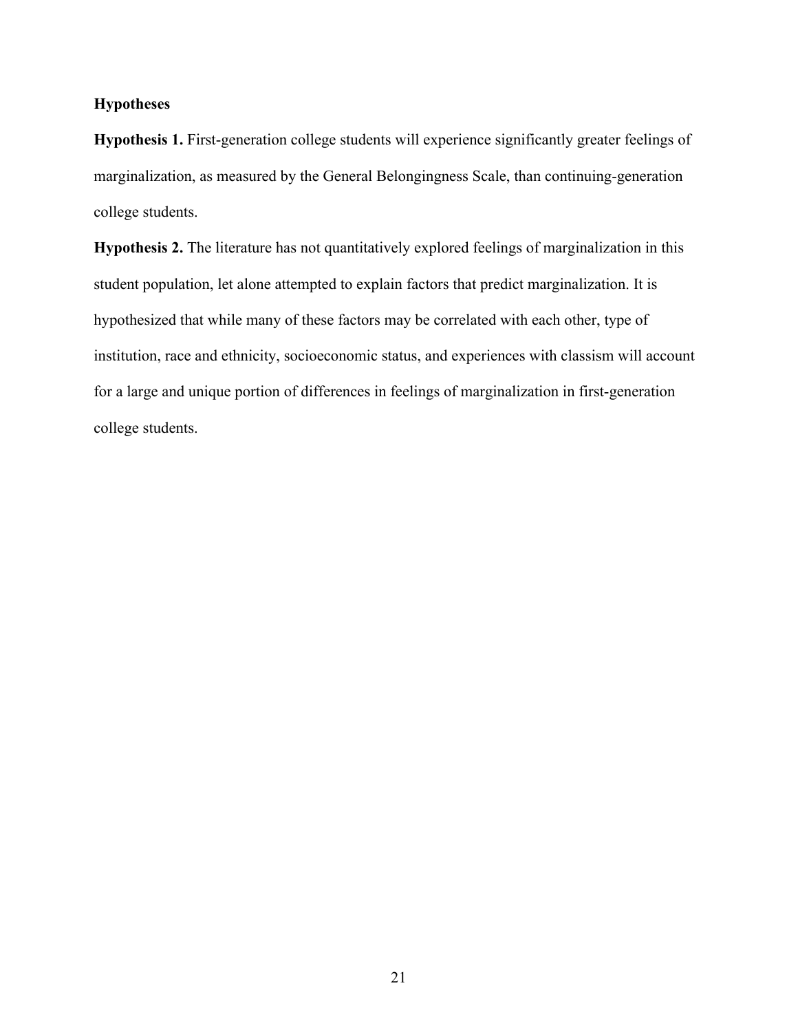**Hypotheses**

**Hypothesis 1.** First-generation college students will experience significantly greater feelings of marginalization, as measured by the General Belongingness Scale, than continuing-generation college students.

**Hypothesis 2.** The literature has not quantitatively explored feelings of marginalization in this student population, let alone attempted to explain factors that predict marginalization. It is hypothesized that while many of these factors may be correlated with each other, type of institution, race and ethnicity, socioeconomic status, and experiences with classism will account for a large and unique portion of differences in feelings of marginalization in first-generation college students.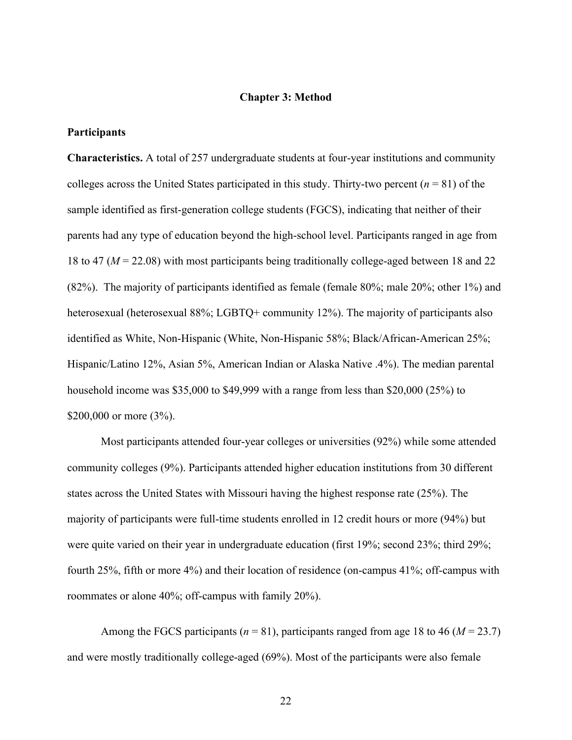# Chapter 3: Method

## Participants

**Characteristics.** A total of 257 undergraduate students at four-year institutions and community colleges across the United States participated in this study. Thirty-two percent (*n* = 81) of the sample identified as first-generation college students (FGCS), indicating that neither of their parents had any type of education beyond the high-school level. Participants ranged in age from 18 to 47 (*M* = 22.08) with most participants being traditionally college-aged between 18 and 22 (82%). The majority of participants identified as female (female 80%; male 20%; other 1%) and heterosexual (heterosexual 88%; LGBTQ+ community 12%). The majority of participants also identified as White, Non-Hispanic (White, Non-Hispanic 58%; Black/African-American 25%; Hispanic/Latino 12%, Asian 5%, American Indian or Alaska Native .4%). The median parental household income was $35,000 to $49,999 with a range from less than $20,000 (25%) to $200,000 or more (3%).

Most participants attended four-year colleges or universities (92%) while some attended community colleges (9%). Participants attended higher education institutions from 30 different states across the United States with Missouri having the highest response rate (25%). The majority of participants were full-time students enrolled in 12 credit hours or more (94%) but were quite varied on their year in undergraduate education (first 19%; second 23%; third 29%; fourth 25%, fifth or more 4%) and their location of residence (on-campus 41%; off-campus with roommates or alone 40%; off-campus with family 20%).

Among the FGCS participants (*n* = 81), participants ranged from age 18 to 46 (*M* = 23.7) and were mostly traditionally college-aged (69%). Most of the participants were also female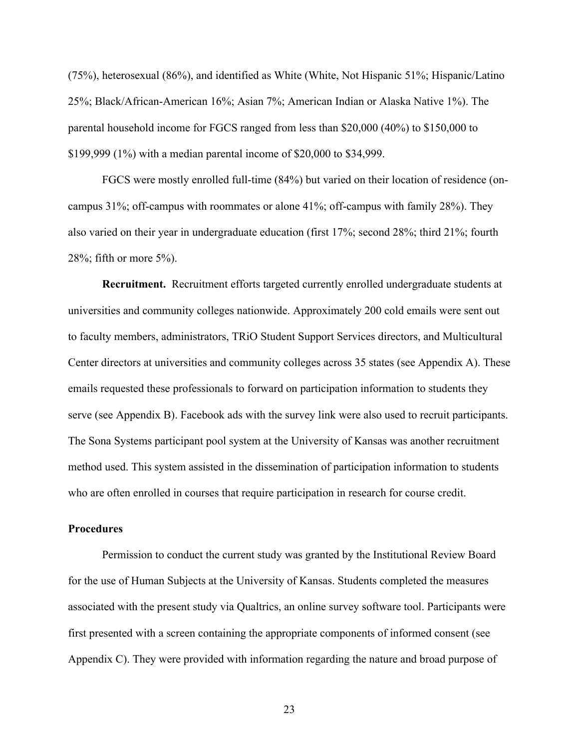(75%), heterosexual (86%), and identified as White (White, Not Hispanic 51%; Hispanic/Latino 25%; Black/African-American 16%; Asian 7%; American Indian or Alaska Native 1%). The parental household income for FGCS ranged from less than $20,000 (40%) to $150,000 to $199,999 (1%) with a median parental income of $20,000 to $34,999.

FGCS were mostly enrolled full-time (84%) but varied on their location of residence (on-campus 31%; off-campus with roommates or alone 41%; off-campus with family 28%). They also varied on their year in undergraduate education (first 17%; second 28%; third 21%; fourth 28%; fifth or more 5%).

**Recruitment.** Recruitment efforts targeted currently enrolled undergraduate students at universities and community colleges nationwide. Approximately 200 cold emails were sent out to faculty members, administrators, TRiO Student Support Services directors, and Multicultural Center directors at universities and community colleges across 35 states (see Appendix A). These emails requested these professionals to forward on participation information to students they serve (see Appendix B). Facebook ads with the survey link were also used to recruit participants. The Sona Systems participant pool system at the University of Kansas was another recruitment method used. This system assisted in the dissemination of participation information to students who are often enrolled in courses that require participation in research for course credit.

## Procedures

Permission to conduct the current study was granted by the Institutional Review Board for the use of Human Subjects at the University of Kansas. Students completed the measures associated with the present study via Qualtrics, an online survey software tool. Participants were first presented with a screen containing the appropriate components of informed consent (see Appendix C). They were provided with information regarding the nature and broad purpose of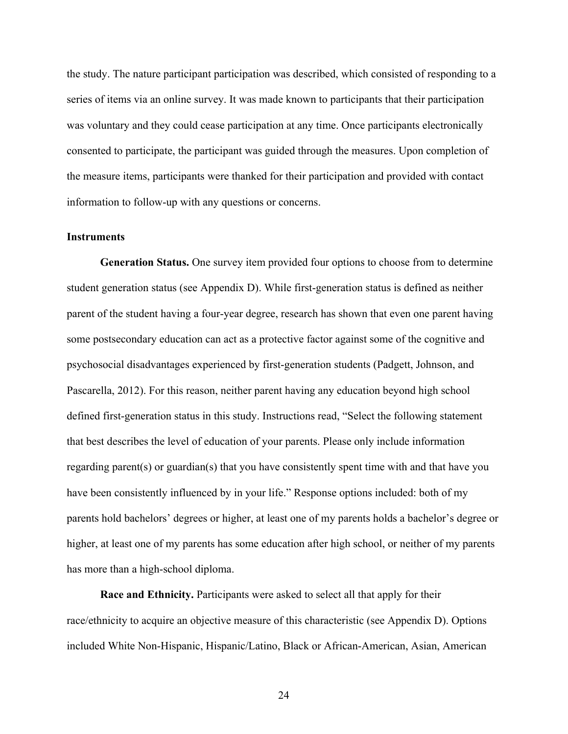the study. The nature participant participation was described, which consisted of responding to a series of items via an online survey. It was made known to participants that their participation was voluntary and they could cease participation at any time. Once participants electronically consented to participate, the participant was guided through the measures. Upon completion of the measure items, participants were thanked for their participation and provided with contact information to follow-up with any questions or concerns.

**Instruments**

**Generation Status.** One survey item provided four options to choose from to determine student generation status (see Appendix D). While first-generation status is defined as neither parent of the student having a four-year degree, research has shown that even one parent having some postsecondary education can act as a protective factor against some of the cognitive and psychosocial disadvantages experienced by first-generation students (Padgett, Johnson, and Pascarella, 2012). For this reason, neither parent having any education beyond high school defined first-generation status in this study. Instructions read, "Select the following statement that best describes the level of education of your parents. Please only include information regarding parent(s) or guardian(s) that you have consistently spent time with and that have you have been consistently influenced by in your life." Response options included: both of my parents hold bachelors' degrees or higher, at least one of my parents holds a bachelor's degree or higher, at least one of my parents has some education after high school, or neither of my parents has more than a high-school diploma.

**Race and Ethnicity.** Participants were asked to select all that apply for their race/ethnicity to acquire an objective measure of this characteristic (see Appendix D). Options included White Non-Hispanic, Hispanic/Latino, Black or African-American, Asian, American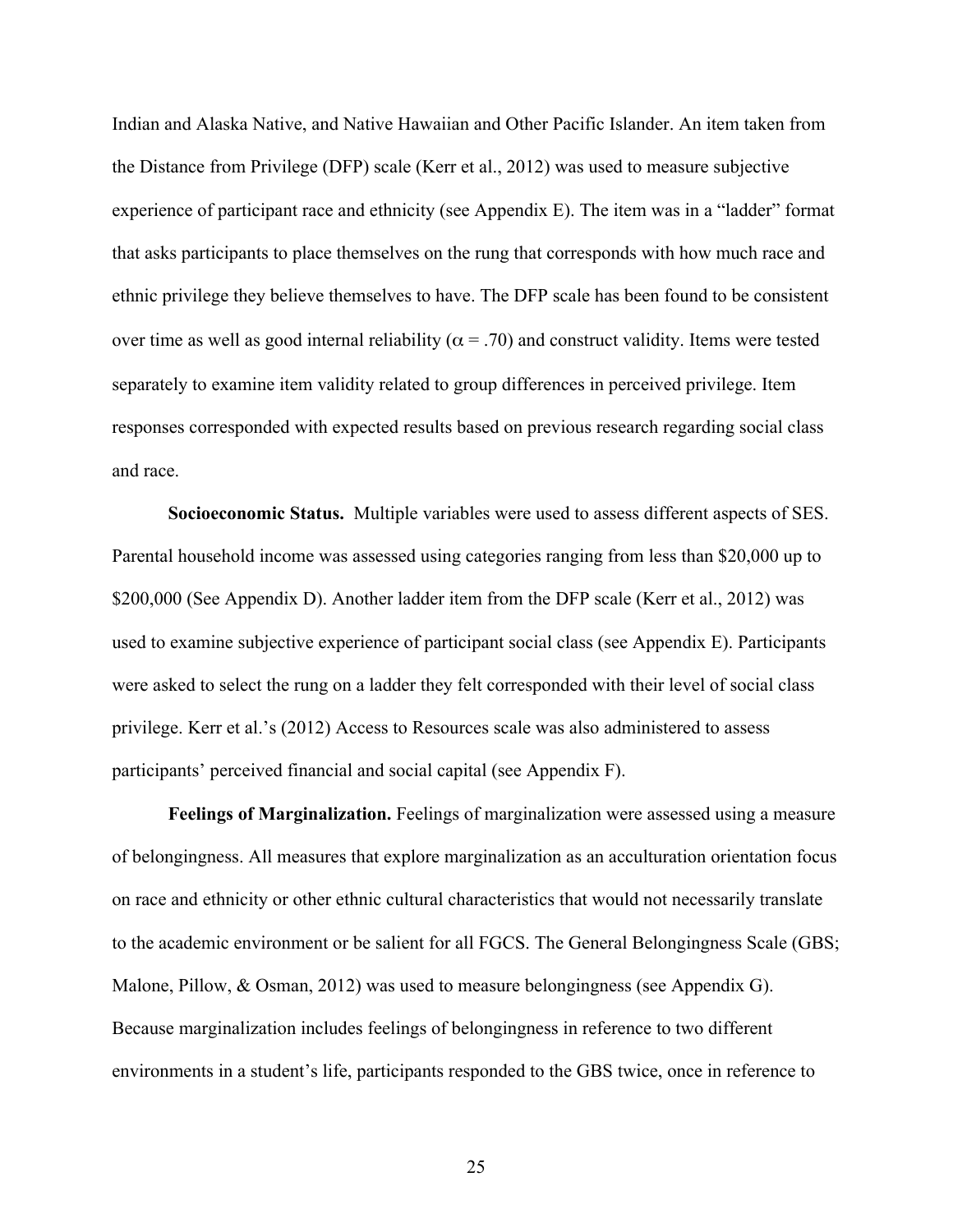Indian and Alaska Native, and Native Hawaiian and Other Pacific Islander. An item taken from the Distance from Privilege (DFP) scale (Kerr et al., 2012) was used to measure subjective experience of participant race and ethnicity (see Appendix E). The item was in a "ladder" format that asks participants to place themselves on the rung that corresponds with how much race and ethnic privilege they believe themselves to have. The DFP scale has been found to be consistent over time as well as good internal reliability ($\alpha = .70$) and construct validity. Items were tested separately to examine item validity related to group differences in perceived privilege. Item responses corresponded with expected results based on previous research regarding social class and race.

**Socioeconomic Status.** Multiple variables were used to assess different aspects of SES. Parental household income was assessed using categories ranging from less than $20,000 up to $200,000 (See Appendix D). Another ladder item from the DFP scale (Kerr et al., 2012) was used to examine subjective experience of participant social class (see Appendix E). Participants were asked to select the rung on a ladder they felt corresponded with their level of social class privilege. Kerr et al.'s (2012) Access to Resources scale was also administered to assess participants' perceived financial and social capital (see Appendix F).

**Feelings of Marginalization.** Feelings of marginalization were assessed using a measure of belongingness. All measures that explore marginalization as an acculturation orientation focus on race and ethnicity or other ethnic cultural characteristics that would not necessarily translate to the academic environment or be salient for all FGCS. The General Belongingness Scale (GBS; Malone, Pillow, & Osman, 2012) was used to measure belongingness (see Appendix G). Because marginalization includes feelings of belongingness in reference to two different environments in a student's life, participants responded to the GBS twice, once in reference to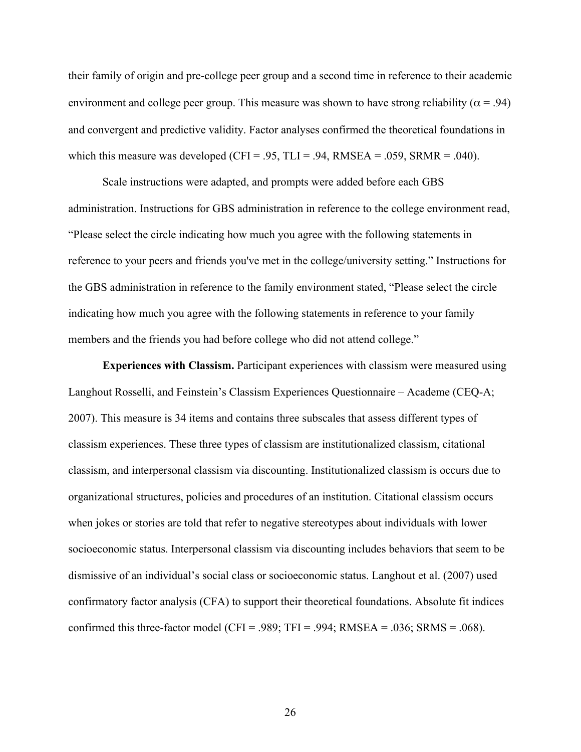their family of origin and pre-college peer group and a second time in reference to their academic environment and college peer group. This measure was shown to have strong reliability ($\alpha$ = .94) and convergent and predictive validity. Factor analyses confirmed the theoretical foundations in which this measure was developed (CFI = .95, TLI = .94, RMSEA = .059, SRMR = .040).

Scale instructions were adapted, and prompts were added before each GBS administration. Instructions for GBS administration in reference to the college environment read, "Please select the circle indicating how much you agree with the following statements in reference to your peers and friends you've met in the college/university setting." Instructions for the GBS administration in reference to the family environment stated, "Please select the circle indicating how much you agree with the following statements in reference to your family members and the friends you had before college who did not attend college."

**Experiences with Classism.** Participant experiences with classism were measured using Langhout Rosselli, and Feinstein's Classism Experiences Questionnaire – Academe (CEQ-A; 2007). This measure is 34 items and contains three subscales that assess different types of classism experiences. These three types of classism are institutionalized classism, citational classism, and interpersonal classism via discounting. Institutionalized classism is occurs due to organizational structures, policies and procedures of an institution. Citational classism occurs when jokes or stories are told that refer to negative stereotypes about individuals with lower socioeconomic status. Interpersonal classism via discounting includes behaviors that seem to be dismissive of an individual's social class or socioeconomic status. Langhout et al. (2007) used confirmatory factor analysis (CFA) to support their theoretical foundations. Absolute fit indices confirmed this three-factor model (CFI = .989; TFI = .994; RMSEA = .036; SRMS = .068).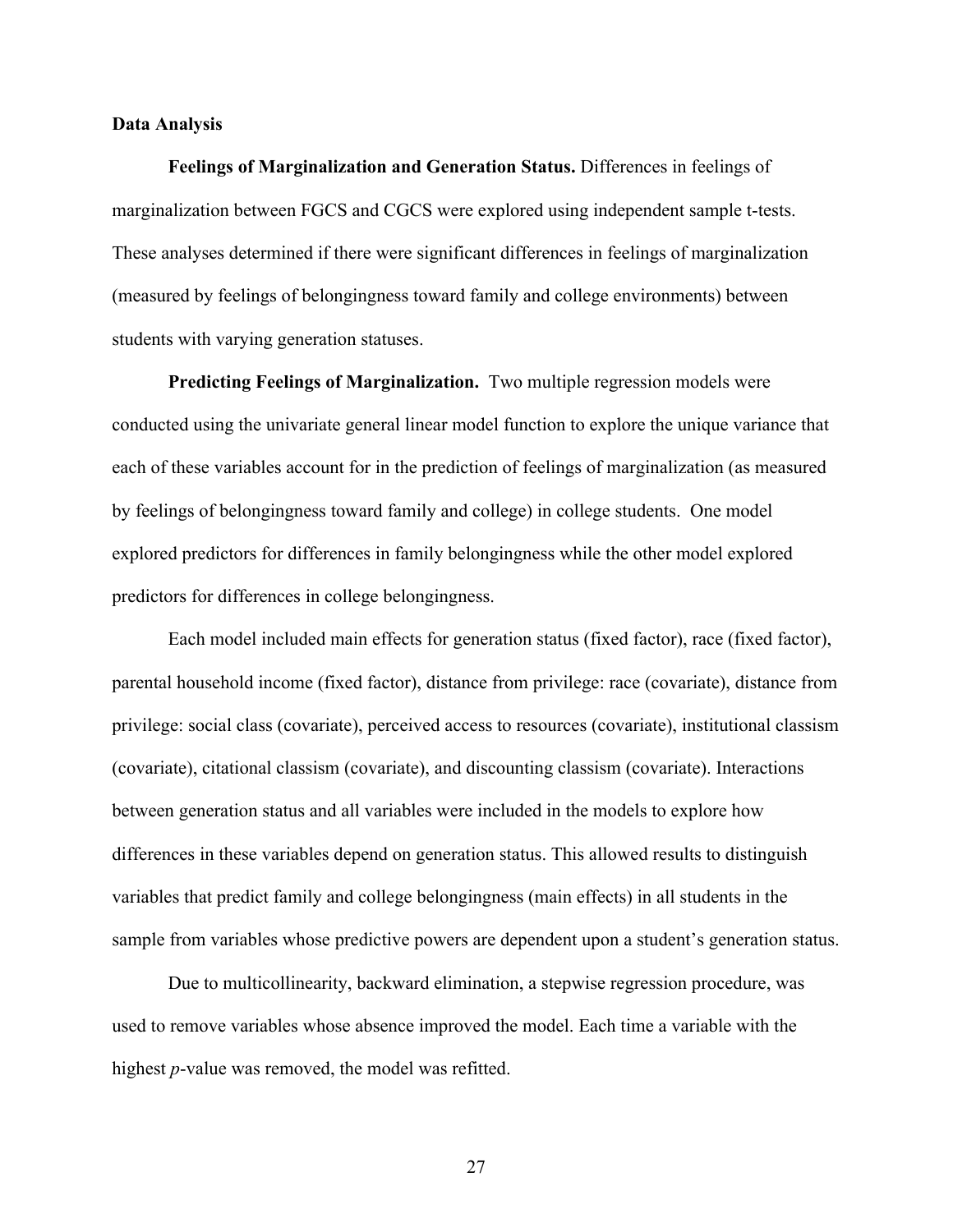## Data Analysis

**Feelings of Marginalization and Generation Status.** Differences in feelings of marginalization between FGCS and CGCS were explored using independent sample t-tests. These analyses determined if there were significant differences in feelings of marginalization (measured by feelings of belongingness toward family and college environments) between students with varying generation statuses.

**Predicting Feelings of Marginalization.** Two multiple regression models were conducted using the univariate general linear model function to explore the unique variance that each of these variables account for in the prediction of feelings of marginalization (as measured by feelings of belongingness toward family and college) in college students. One model explored predictors for differences in family belongingness while the other model explored predictors for differences in college belongingness.

Each model included main effects for generation status (fixed factor), race (fixed factor), parental household income (fixed factor), distance from privilege: race (covariate), distance from privilege: social class (covariate), perceived access to resources (covariate), institutional classism (covariate), citational classism (covariate), and discounting classism (covariate). Interactions between generation status and all variables were included in the models to explore how differences in these variables depend on generation status. This allowed results to distinguish variables that predict family and college belongingness (main effects) in all students in the sample from variables whose predictive powers are dependent upon a student's generation status.

Due to multicollinearity, backward elimination, a stepwise regression procedure, was used to remove variables whose absence improved the model. Each time a variable with the highest *p*-value was removed, the model was refitted.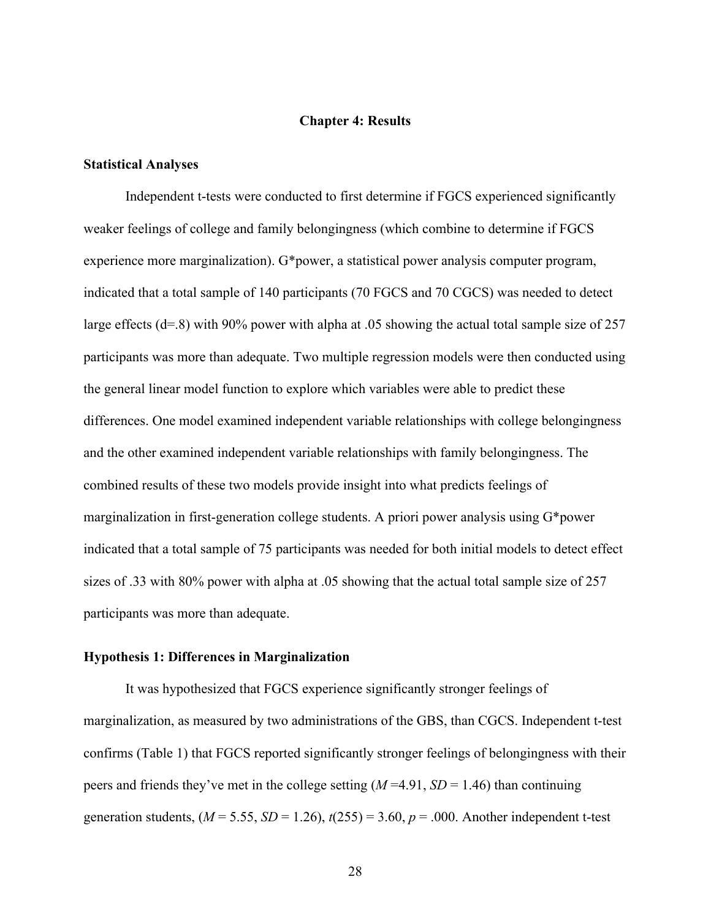# Chapter 4: Results

## Statistical Analyses

Independent t-tests were conducted to first determine if FGCS experienced significantly weaker feelings of college and family belongingness (which combine to determine if FGCS experience more marginalization). G*power, a statistical power analysis computer program, indicated that a total sample of 140 participants (70 FGCS and 70 CGCS) was needed to detect large effects (d=.8) with 90% power with alpha at .05 showing the actual total sample size of 257 participants was more than adequate. Two multiple regression models were then conducted using the general linear model function to explore which variables were able to predict these differences. One model examined independent variable relationships with college belongingness and the other examined independent variable relationships with family belongingness. The combined results of these two models provide insight into what predicts feelings of marginalization in first-generation college students. A priori power analysis using G*power indicated that a total sample of 75 participants was needed for both initial models to detect effect sizes of .33 with 80% power with alpha at .05 showing that the actual total sample size of 257 participants was more than adequate.

## Hypothesis 1: Differences in Marginalization

It was hypothesized that FGCS experience significantly stronger feelings of marginalization, as measured by two administrations of the GBS, than CGCS. Independent t-test confirms (Table 1) that FGCS reported significantly stronger feelings of belongingness with their peers and friends they've met in the college setting ($M$ =4.91, $SD$ = 1.46) than continuing generation students, ($M$ = 5.55, $SD$ = 1.26), $t(255)$ = 3.60, $p$ = .000. Another independent t-test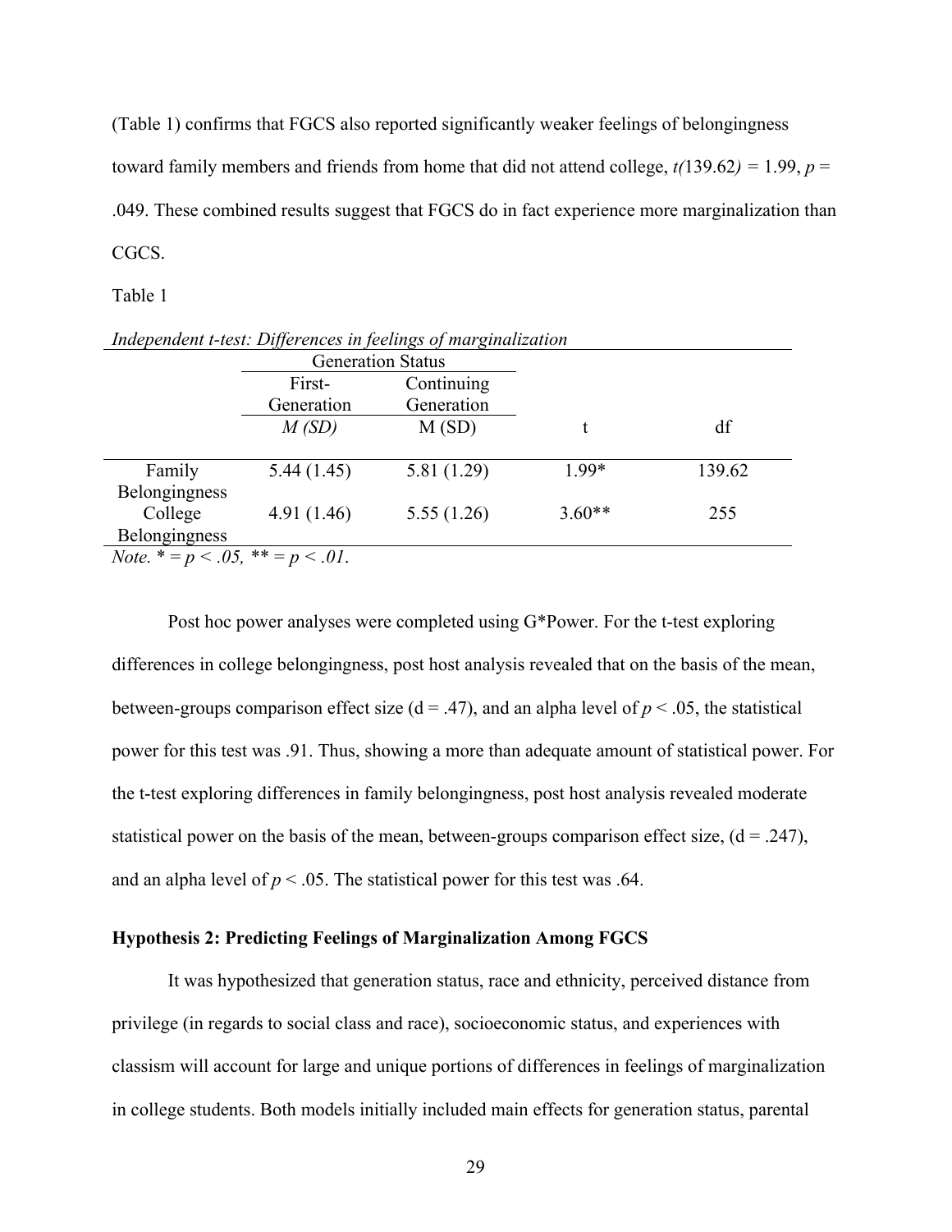(Table 1) confirms that FGCS also reported significantly weaker feelings of belongingness toward family members and friends from home that did not attend college, $t(139.62) = 1.99$, $p = .049$. These combined results suggest that FGCS do in fact experience more marginalization than CGCS.

Table 1

*Independent t-test: Differences in feelings of marginalization*

| | Generation Status | | | |
|---|---|---|---|---|
| | First-Generation | Continuing Generation | | |
| | *M (SD)* | M (SD) | t | df |
| Family Belongingness | 5.44 (1.45) | 5.81 (1.29) | 1.99* | 139.62 |
| College Belongingness | 4.91 (1.46) | 5.55 (1.26) | 3.60** | 255 |

*Note.* * = $p < .05$, ** = $p < .01$.

Post hoc power analyses were completed using G*Power. For the t-test exploring differences in college belongingness, post host analysis revealed that on the basis of the mean, between-groups comparison effect size (d = .47), and an alpha level of $p < .05$, the statistical power for this test was .91. Thus, showing a more than adequate amount of statistical power. For the t-test exploring differences in family belongingness, post host analysis revealed moderate statistical power on the basis of the mean, between-groups comparison effect size, (d = .247), and an alpha level of $p < .05$. The statistical power for this test was .64.

**Hypothesis 2: Predicting Feelings of Marginalization Among FGCS**

It was hypothesized that generation status, race and ethnicity, perceived distance from privilege (in regards to social class and race), socioeconomic status, and experiences with classism will account for large and unique portions of differences in feelings of marginalization in college students. Both models initially included main effects for generation status, parental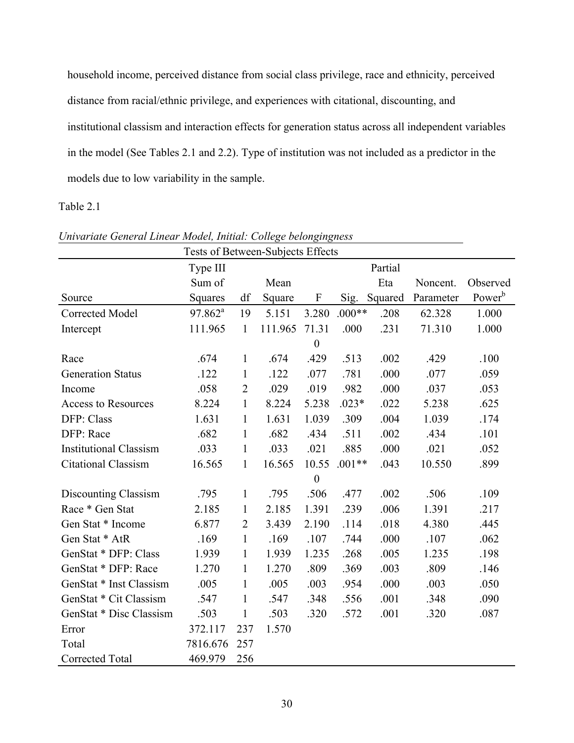household income, perceived distance from social class privilege, race and ethnicity, perceived distance from racial/ethnic privilege, and experiences with citational, discounting, and institutional classism and interaction effects for generation status across all independent variables in the model (See Tables 2.1 and 2.2). Type of institution was not included as a predictor in the models due to low variability in the sample.

Table 2.1

*Univariate General Linear Model, Initial: College belongingness*

| Tests of Between-Subjects Effects | | | | | | | | |
|---|---|---|---|---|---|---|---|---|
| Source | Type III Sum of Squares | df | Mean Square | F | Sig. | Partial Eta Squared | Noncent. Parameter | Observed Power[b] |
| Corrected Model | 97.862[a] | 19 | 5.151 | 3.280 | .000** | .208 | 62.328 | 1.000 |
| Intercept | 111.965 | 1 | 111.965 | 71.310 | .000 | .231 | 71.310 | 1.000 |
| Race | .674 | 1 | .674 | .429 | .513 | .002 | .429 | .100 |
| Generation Status | .122 | 1 | .122 | .077 | .781 | .000 | .077 | .059 |
| Income | .058 | 2 | .029 | .019 | .982 | .000 | .037 | .053 |
| Access to Resources | 8.224 | 1 | 8.224 | 5.238 | .023* | .022 | 5.238 | .625 |
| DFP: Class | 1.631 | 1 | 1.631 | 1.039 | .309 | .004 | 1.039 | .174 |
| DFP: Race | .682 | 1 | .682 | .434 | .511 | .002 | .434 | .101 |
| Institutional Classism | .033 | 1 | .033 | .021 | .885 | .000 | .021 | .052 |
| Citational Classism | 16.565 | 1 | 16.565 | 10.550 | .001** | .043 | 10.550 | .899 |
| Discounting Classism | .795 | 1 | .795 | .506 | .477 | .002 | .506 | .109 |
| Race * Gen Stat | 2.185 | 1 | 2.185 | 1.391 | .239 | .006 | 1.391 | .217 |
| Gen Stat * Income | 6.877 | 2 | 3.439 | 2.190 | .114 | .018 | 4.380 | .445 |
| Gen Stat * AtR | .169 | 1 | .169 | .107 | .744 | .000 | .107 | .062 |
| GenStat * DFP: Class | 1.939 | 1 | 1.939 | 1.235 | .268 | .005 | 1.235 | .198 |
| GenStat * DFP: Race | 1.270 | 1 | 1.270 | .809 | .369 | .003 | .809 | .146 |
| GenStat * Inst Classism | .005 | 1 | .005 | .003 | .954 | .000 | .003 | .050 |
| GenStat * Cit Classism | .547 | 1 | .547 | .348 | .556 | .001 | .348 | .090 |
| GenStat * Disc Classism | .503 | 1 | .503 | .320 | .572 | .001 | .320 | .087 |
| Error | 372.117 | 237 | 1.570 | | | | | |
| Total | 7816.676 | 257 | | | | | | |
| Corrected Total | 469.979 | 256 | | | | | | |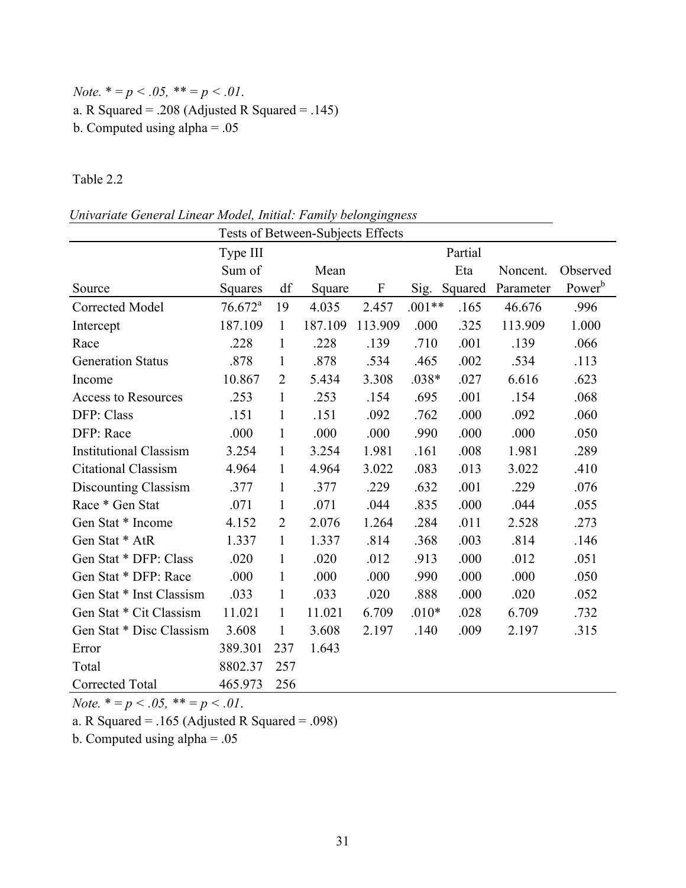*Note.* * = *p < .05,* ** = *p < .01*.

a. R Squared = .208 (Adjusted R Squared = .145)

b. Computed using alpha = .05

Table 2.2

*Univariate General Linear Model, Initial: Family belongingness*

| Tests of Between-Subjects Effects | | | | | | | | |
|---|---|---|---|---|---|---|---|---|
| Source | Type III Sum of Squares | df | Mean Square | F | Sig. | Partial Eta Squared | Noncent. Parameter | Observed Power[b] |
| Corrected Model | 76.672[a] | 19 | 4.035 | 2.457 | .001** | .165 | 46.676 | .996 |
| Intercept | 187.109 | 1 | 187.109 | 113.909 | .000 | .325 | 113.909 | 1.000 |
| Race | .228 | 1 | .228 | .139 | .710 | .001 | .139 | .066 |
| Generation Status | .878 | 1 | .878 | .534 | .465 | .002 | .534 | .113 |
| Income | 10.867 | 2 | 5.434 | 3.308 | .038* | .027 | 6.616 | .623 |
| Access to Resources | .253 | 1 | .253 | .154 | .695 | .001 | .154 | .068 |
| DFP: Class | .151 | 1 | .151 | .092 | .762 | .000 | .092 | .060 |
| DFP: Race | .000 | 1 | .000 | .000 | .990 | .000 | .000 | .050 |
| Institutional Classism | 3.254 | 1 | 3.254 | 1.981 | .161 | .008 | 1.981 | .289 |
| Citational Classism | 4.964 | 1 | 4.964 | 3.022 | .083 | .013 | 3.022 | .410 |
| Discounting Classism | .377 | 1 | .377 | .229 | .632 | .001 | .229 | .076 |
| Race * Gen Stat | .071 | 1 | .071 | .044 | .835 | .000 | .044 | .055 |
| Gen Stat * Income | 4.152 | 2 | 2.076 | 1.264 | .284 | .011 | 2.528 | .273 |
| Gen Stat * AtR | 1.337 | 1 | 1.337 | .814 | .368 | .003 | .814 | .146 |
| Gen Stat * DFP: Class | .020 | 1 | .020 | .012 | .913 | .000 | .012 | .051 |
| Gen Stat * DFP: Race | .000 | 1 | .000 | .000 | .990 | .000 | .000 | .050 |
| Gen Stat * Inst Classism | .033 | 1 | .033 | .020 | .888 | .000 | .020 | .052 |
| Gen Stat * Cit Classism | 11.021 | 1 | 11.021 | 6.709 | .010* | .028 | 6.709 | .732 |
| Gen Stat * Disc Classism | 3.608 | 1 | 3.608 | 2.197 | .140 | .009 | 2.197 | .315 |
| Error | 389.301 | 237 | 1.643 | | | | | |
| Total | 8802.37 | 257 | | | | | | |
| Corrected Total | 465.973 | 256 | | | | | | |

*Note.* * = *p < .05,* ** = *p < .01*.

a. R Squared = .165 (Adjusted R Squared = .098)

b. Computed using alpha = .05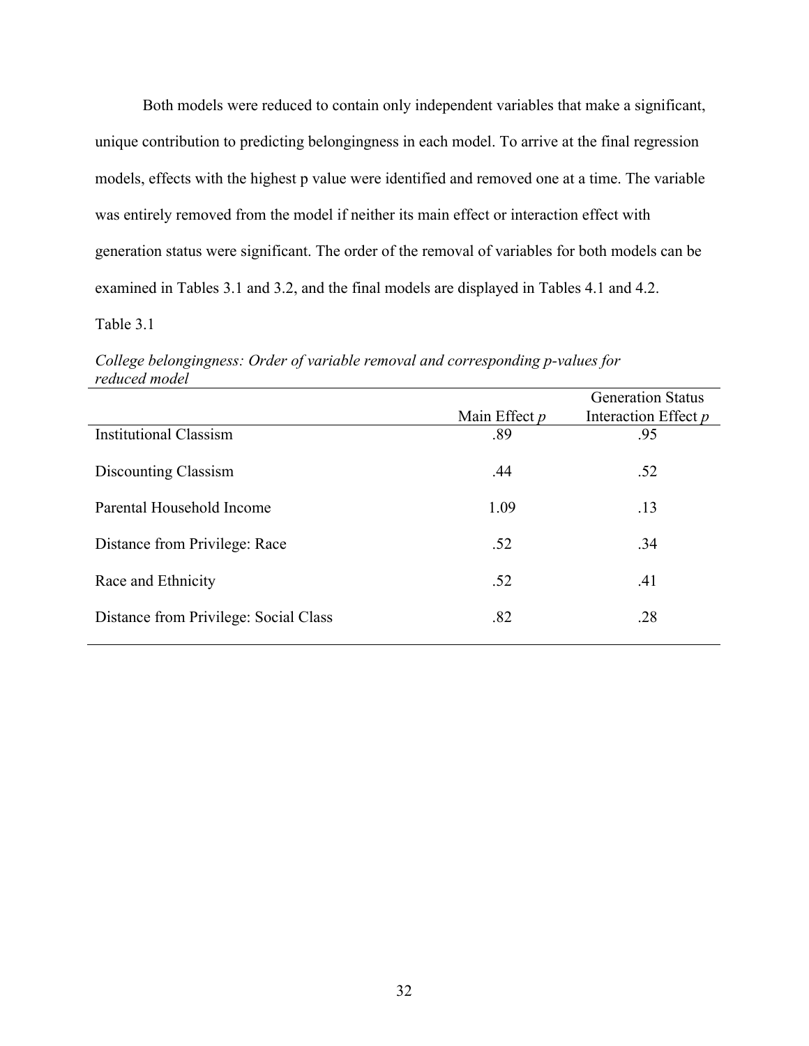Both models were reduced to contain only independent variables that make a significant, unique contribution to predicting belongingness in each model. To arrive at the final regression models, effects with the highest p value were identified and removed one at a time. The variable was entirely removed from the model if neither its main effect or interaction effect with generation status were significant. The order of the removal of variables for both models can be examined in Tables 3.1 and 3.2, and the final models are displayed in Tables 4.1 and 4.2.

Table 3.1

*College belongingness: Order of variable removal and corresponding p-values for reduced model*

| | Main Effect *p* | Generation Status Interaction Effect *p* |
|---|---|---|
| Institutional Classism | .89 | .95 |
| Discounting Classism | .44 | .52 |
| Parental Household Income | 1.09 | .13 |
| Distance from Privilege: Race | .52 | .34 |
| Race and Ethnicity | .52 | .41 |
| Distance from Privilege: Social Class | .82 | .28 |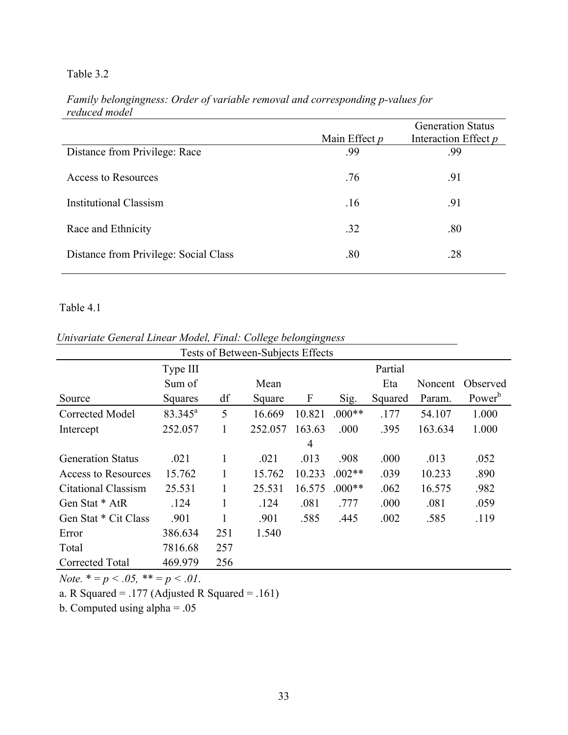Table 3.2

*Family belongingness: Order of variable removal and corresponding p-values for reduced model*

| | Main Effect *p* | Generation Status Interaction Effect *p* |
|---|---|---|
| Distance from Privilege: Race | .99 | .99 |
| Access to Resources | .76 | .91 |
| Institutional Classism | .16 | .91 |
| Race and Ethnicity | .32 | .80 |
| Distance from Privilege: Social Class | .80 | .28 |

Table 4.1

*Univariate General Linear Model, Final: College belongingness*

Tests of Between-Subjects Effects

| Source | Type III Sum of Squares | df | Mean Square | F | Sig. | Partial Eta Squared | Noncent Param. | Observed Power[b] |
|---|---|---|---|---|---|---|---|---|
| Corrected Model | 83.345[a] | 5 | 16.669 | 10.821 | .000** | .177 | 54.107 | 1.000 |
| Intercept | 252.057 | 1 | 252.057 | 163.634 | .000 | .395 | 163.634 | 1.000 |
| Generation Status | .021 | 1 | .021 | .013 | .908 | .000 | .013 | .052 |
| Access to Resources | 15.762 | 1 | 15.762 | 10.233 | .002** | .039 | 10.233 | .890 |
| Citational Classism | 25.531 | 1 | 25.531 | 16.575 | .000** | .062 | 16.575 | .982 |
| Gen Stat * AtR | .124 | 1 | .124 | .081 | .777 | .000 | .081 | .059 |
| Gen Stat * Cit Class | .901 | 1 | .901 | .585 | .445 | .002 | .585 | .119 |
| Error | 386.634 | 251 | 1.540 | | | | | |
| Total | 7816.68 | 257 | | | | | | |
| Corrected Total | 469.979 | 256 | | | | | | |

*Note.* * = $p < .05$, ** = $p < .01$.

a. R Squared = .177 (Adjusted R Squared = .161)

b. Computed using alpha = .05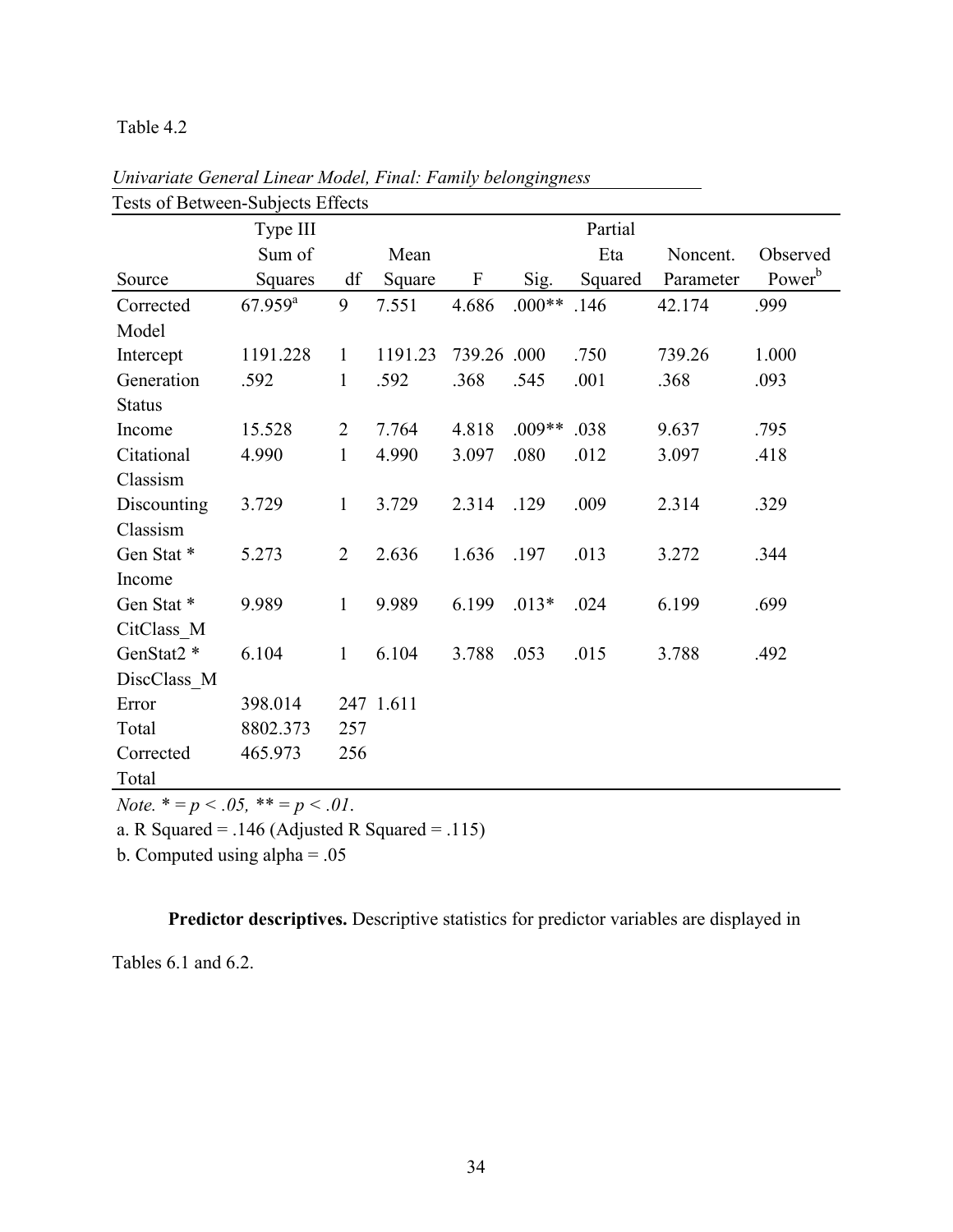Table 4.2

*Univariate General Linear Model, Final: Family belongingness*

Tests of Between-Subjects Effects

| Source | Type III Sum of Squares | df | Mean Square | F | Sig. | Partial Eta Squared | Noncent. Parameter | Observed Power[b] |
|---|---|---|---|---|---|---|---|---|
| Corrected Model | 67.959[a] | 9 | 7.551 | 4.686 | .000** | .146 | 42.174 | .999 |
| Intercept | 1191.228 | 1 | 1191.23 | 739.26 | .000 | .750 | 739.26 | 1.000 |
| Generation Status | .592 | 1 | .592 | .368 | .545 | .001 | .368 | .093 |
| Income | 15.528 | 2 | 7.764 | 4.818 | .009** | .038 | 9.637 | .795 |
| Citational Classism | 4.990 | 1 | 4.990 | 3.097 | .080 | .012 | 3.097 | .418 |
| Discounting Classism | 3.729 | 1 | 3.729 | 2.314 | .129 | .009 | 2.314 | .329 |
| Gen Stat * Income | 5.273 | 2 | 2.636 | 1.636 | .197 | .013 | 3.272 | .344 |
| Gen Stat * CitClass_M | 9.989 | 1 | 9.989 | 6.199 | .013* | .024 | 6.199 | .699 |
| GenStat2 * DiscClass_M | 6.104 | 1 | 6.104 | 3.788 | .053 | .015 | 3.788 | .492 |
| Error | 398.014 | 247 | 1.611 | | | | | |
| Total | 8802.373 | 257 | | | | | | |
| Corrected Total | 465.973 | 256 | | | | | | |

*Note.* * = $p < .05$, ** = $p < .01$.

a. R Squared = .146 (Adjusted R Squared = .115)

b. Computed using alpha = .05

**Predictor descriptives.** Descriptive statistics for predictor variables are displayed in Tables 6.1 and 6.2.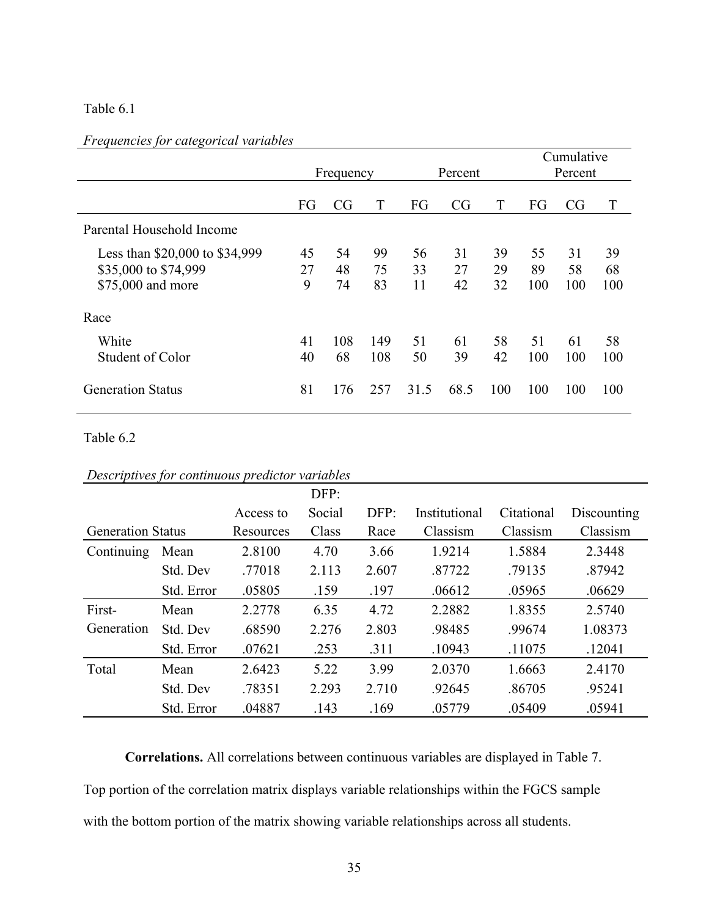Table 6.1

*Frequencies for categorical variables*

| | Frequency | | | Percent | | | Cumulative Percent | | |
|---|---|---|---|---|---|---|---|---|---|
| | FG | CG | T | FG | CG | T | FG | CG | T |
| Parental Household Income | | | | | | | | | |
| Less than $20,000 to $34,999 | 45 | 54 | 99 | 56 | 31 | 39 | 55 | 31 | 39 |
| $35,000 to $74,999 | 27 | 48 | 75 | 33 | 27 | 29 | 89 | 58 | 68 |
| $75,000 and more | 9 | 74 | 83 | 11 | 42 | 32 | 100 | 100 | 100 |
| Race | | | | | | | | | |
| White | 41 | 108 | 149 | 51 | 61 | 58 | 51 | 61 | 58 |
| Student of Color | 40 | 68 | 108 | 50 | 39 | 42 | 100 | 100 | 100 |
| Generation Status | 81 | 176 | 257 | 31.5 | 68.5 | 100 | 100 | 100 | 100 |

Table 6.2

*Descriptives for continuous predictor variables*

| Generation Status | | Access to Resources | DFP: Social Class | DFP: Race | Institutional Classism | Citational Classism | Discounting Classism |
|---|---|---|---|---|---|---|---|
| Continuing | Mean | 2.8100 | 4.70 | 3.66 | 1.9214 | 1.5884 | 2.3448 |
| | Std. Dev | .77018 | 2.113 | 2.607 | .87722 | .79135 | .87942 |
| | Std. Error | .05805 | .159 | .197 | .06612 | .05965 | .06629 |
| First-Generation | Mean | 2.2778 | 6.35 | 4.72 | 2.2882 | 1.8355 | 2.5740 |
| | Std. Dev | .68590 | 2.276 | 2.803 | .98485 | .99674 | 1.08373 |
| | Std. Error | .07621 | .253 | .311 | .10943 | .11075 | .12041 |
| Total | Mean | 2.6423 | 5.22 | 3.99 | 2.0370 | 1.6663 | 2.4170 |
| | Std. Dev | .78351 | 2.293 | 2.710 | .92645 | .86705 | .95241 |
| | Std. Error | .04887 | .143 | .169 | .05779 | .05409 | .05941 |

**Correlations.** All correlations between continuous variables are displayed in Table 7. Top portion of the correlation matrix displays variable relationships within the FGCS sample with the bottom portion of the matrix showing variable relationships across all students.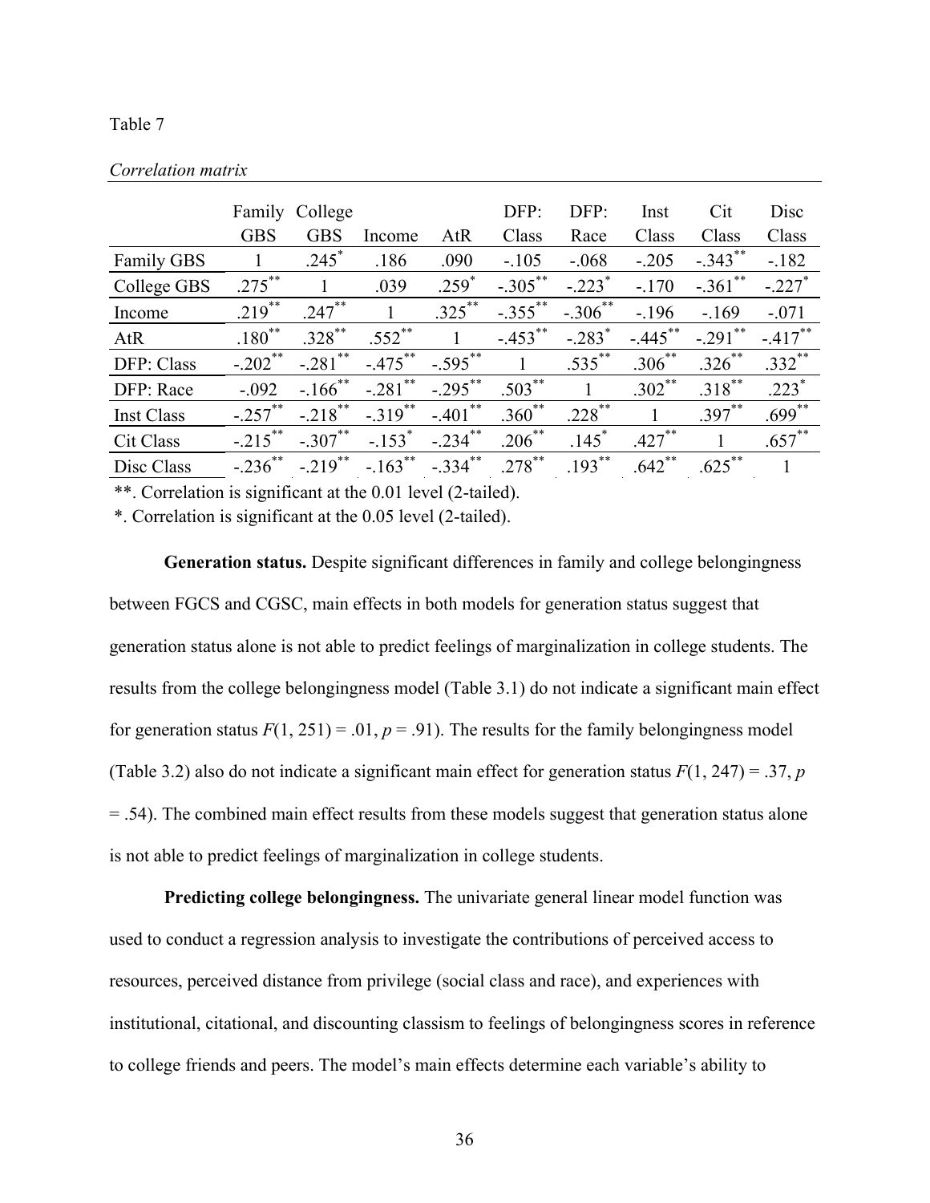Table 7

*Correlation matrix*

| | Family GBS | College GBS | Income | AtR | DFP: Class | DFP: Race | Inst Class | Cit Class | Disc Class |
|---|---|---|---|---|---|---|---|---|---|
| Family GBS | 1 | .245* | .186 | .090 | -.105 | -.068 | -.205 | -.343** | -.182 |
| College GBS | .275** | 1 | .039 | .259* | -.305** | -.223* | -.170 | -.361** | -.227* |
| Income | .219** | .247** | 1 | .325** | -.355** | -.306** | -.196 | -.169 | -.071 |
| AtR | .180** | .328** | .552** | 1 | -.453** | -.283* | -.445** | -.291** | -.417** |
| DFP: Class | -.202** | -.281** | -.475** | -.595** | 1 | .535** | .306** | .326** | .332** |
| DFP: Race | -.092 | -.166** | -.281** | -.295** | .503** | 1 | .302** | .318** | .223* |
| Inst Class | -.257** | -.218** | -.319** | -.401** | .360** | .228** | 1 | .397** | .699** |
| Cit Class | -.215** | -.307** | -.153* | -.234** | .206** | .145* | .427** | 1 | .657** |
| Disc Class | -.236** | -.219** | -.163** | -.334** | .278** | .193** | .642** | .625** | 1 |

**. Correlation is significant at the 0.01 level (2-tailed).

*. Correlation is significant at the 0.05 level (2-tailed).

**Generation status.** Despite significant differences in family and college belongingness between FGCS and CGSC, main effects in both models for generation status suggest that generation status alone is not able to predict feelings of marginalization in college students. The results from the college belongingness model (Table 3.1) do not indicate a significant main effect for generation status $F(1, 251) = .01$, $p = .91$). The results for the family belongingness model (Table 3.2) also do not indicate a significant main effect for generation status $F(1, 247) = .37$, $p = .54$). The combined main effect results from these models suggest that generation status alone is not able to predict feelings of marginalization in college students.

**Predicting college belongingness.** The univariate general linear model function was used to conduct a regression analysis to investigate the contributions of perceived access to resources, perceived distance from privilege (social class and race), and experiences with institutional, citational, and discounting classism to feelings of belongingness scores in reference to college friends and peers. The model's main effects determine each variable's ability to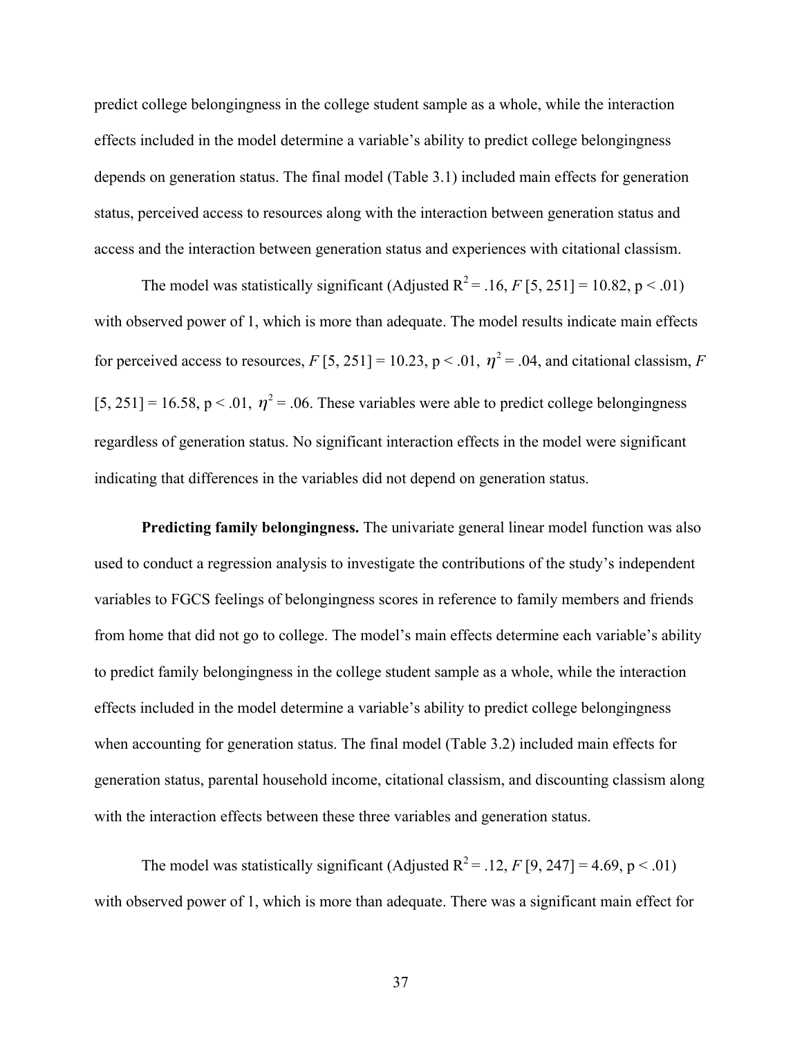predict college belongingness in the college student sample as a whole, while the interaction effects included in the model determine a variable's ability to predict college belongingness depends on generation status. The final model (Table 3.1) included main effects for generation status, perceived access to resources along with the interaction between generation status and access and the interaction between generation status and experiences with citational classism.

The model was statistically significant (Adjusted $R^2 = .16$, $F$ [5, 251] = 10.82, $p < .01$) with observed power of 1, which is more than adequate. The model results indicate main effects for perceived access to resources, $F$ [5, 251] = 10.23, $p < .01$, $\eta^2 = .04$, and citational classism, $F$ [5, 251] = 16.58, $p < .01$, $\eta^2 = .06$. These variables were able to predict college belongingness regardless of generation status. No significant interaction effects in the model were significant indicating that differences in the variables did not depend on generation status.

**Predicting family belongingness.** The univariate general linear model function was also used to conduct a regression analysis to investigate the contributions of the study's independent variables to FGCS feelings of belongingness scores in reference to family members and friends from home that did not go to college. The model's main effects determine each variable's ability to predict family belongingness in the college student sample as a whole, while the interaction effects included in the model determine a variable's ability to predict college belongingness when accounting for generation status. The final model (Table 3.2) included main effects for generation status, parental household income, citational classism, and discounting classism along with the interaction effects between these three variables and generation status.

The model was statistically significant (Adjusted $R^2 = .12$, $F$ [9, 247] = 4.69, $p < .01$) with observed power of 1, which is more than adequate. There was a significant main effect for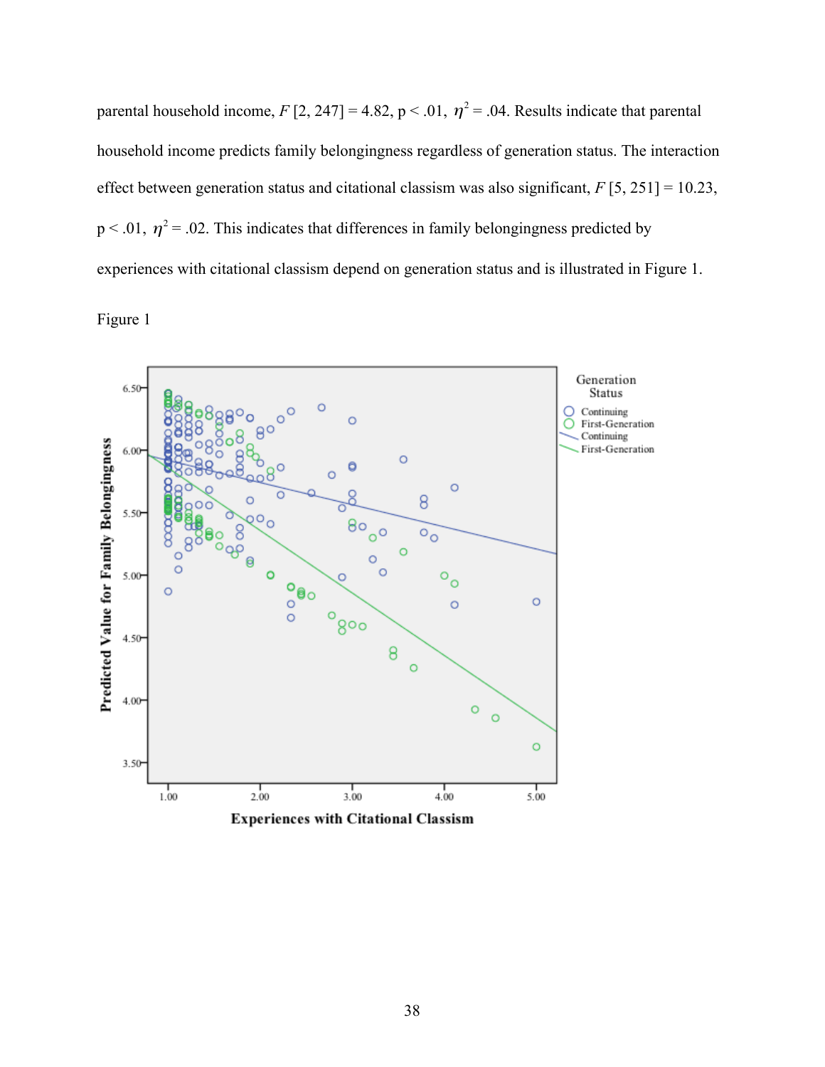parental household income, $F$ [2, 247] = 4.82, $p < .01$, $\eta^2 = .04$. Results indicate that parental household income predicts family belongingness regardless of generation status. The interaction effect between generation status and citational classism was also significant, $F$ [5, 251] = 10.23, $p < .01$, $\eta^2 = .02$. This indicates that differences in family belongingness predicted by experiences with citational classism depend on generation status and is illustrated in Figure 1.

Figure 1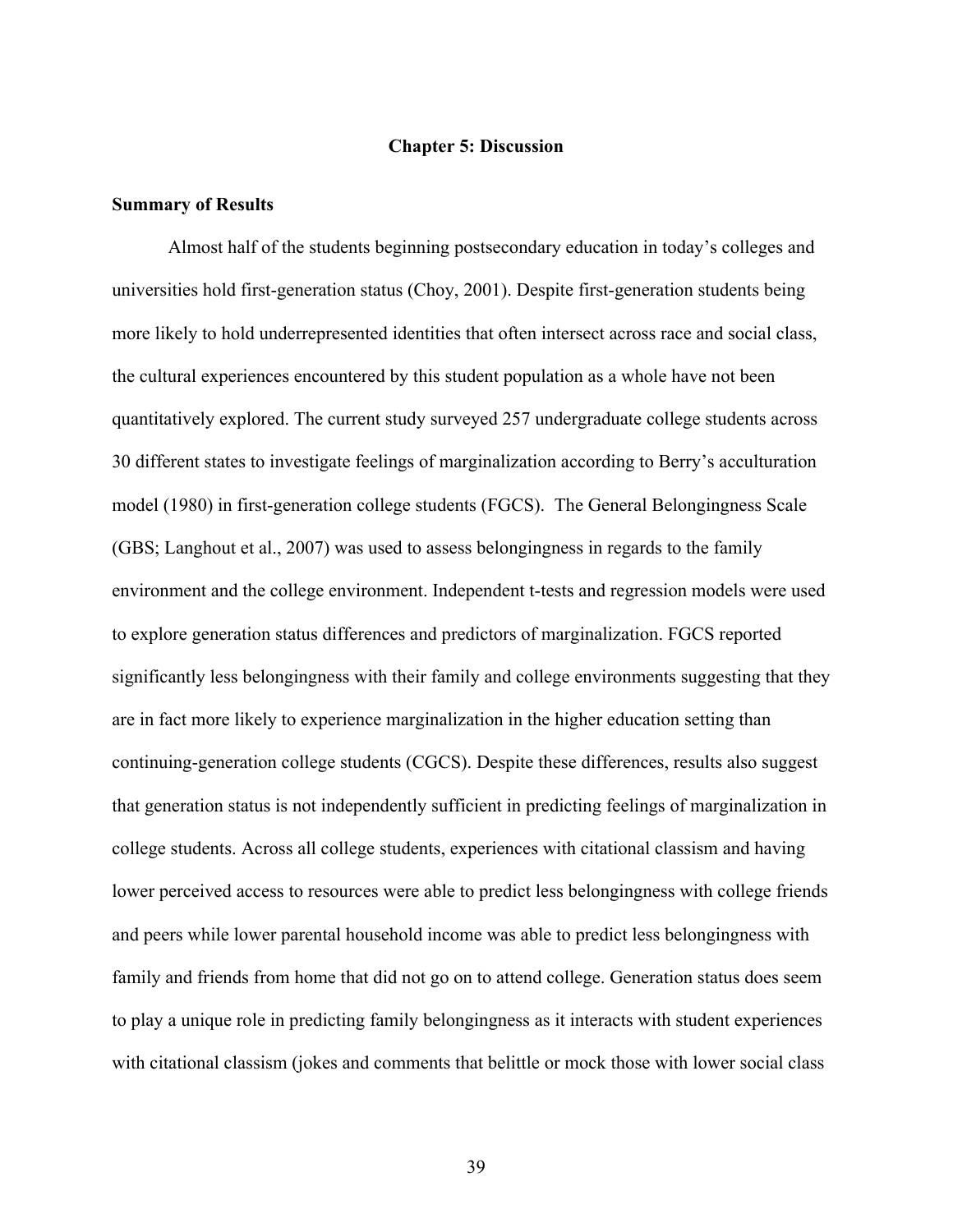# Chapter 5: Discussion

## Summary of Results

Almost half of the students beginning postsecondary education in today's colleges and universities hold first-generation status (Choy, 2001). Despite first-generation students being more likely to hold underrepresented identities that often intersect across race and social class, the cultural experiences encountered by this student population as a whole have not been quantitatively explored. The current study surveyed 257 undergraduate college students across 30 different states to investigate feelings of marginalization according to Berry's acculturation model (1980) in first-generation college students (FGCS). The General Belongingness Scale (GBS; Langhout et al., 2007) was used to assess belongingness in regards to the family environment and the college environment. Independent t-tests and regression models were used to explore generation status differences and predictors of marginalization. FGCS reported significantly less belongingness with their family and college environments suggesting that they are in fact more likely to experience marginalization in the higher education setting than continuing-generation college students (CGCS). Despite these differences, results also suggest that generation status is not independently sufficient in predicting feelings of marginalization in college students. Across all college students, experiences with citational classism and having lower perceived access to resources were able to predict less belongingness with college friends and peers while lower parental household income was able to predict less belongingness with family and friends from home that did not go on to attend college. Generation status does seem to play a unique role in predicting family belongingness as it interacts with student experiences with citational classism (jokes and comments that belittle or mock those with lower social class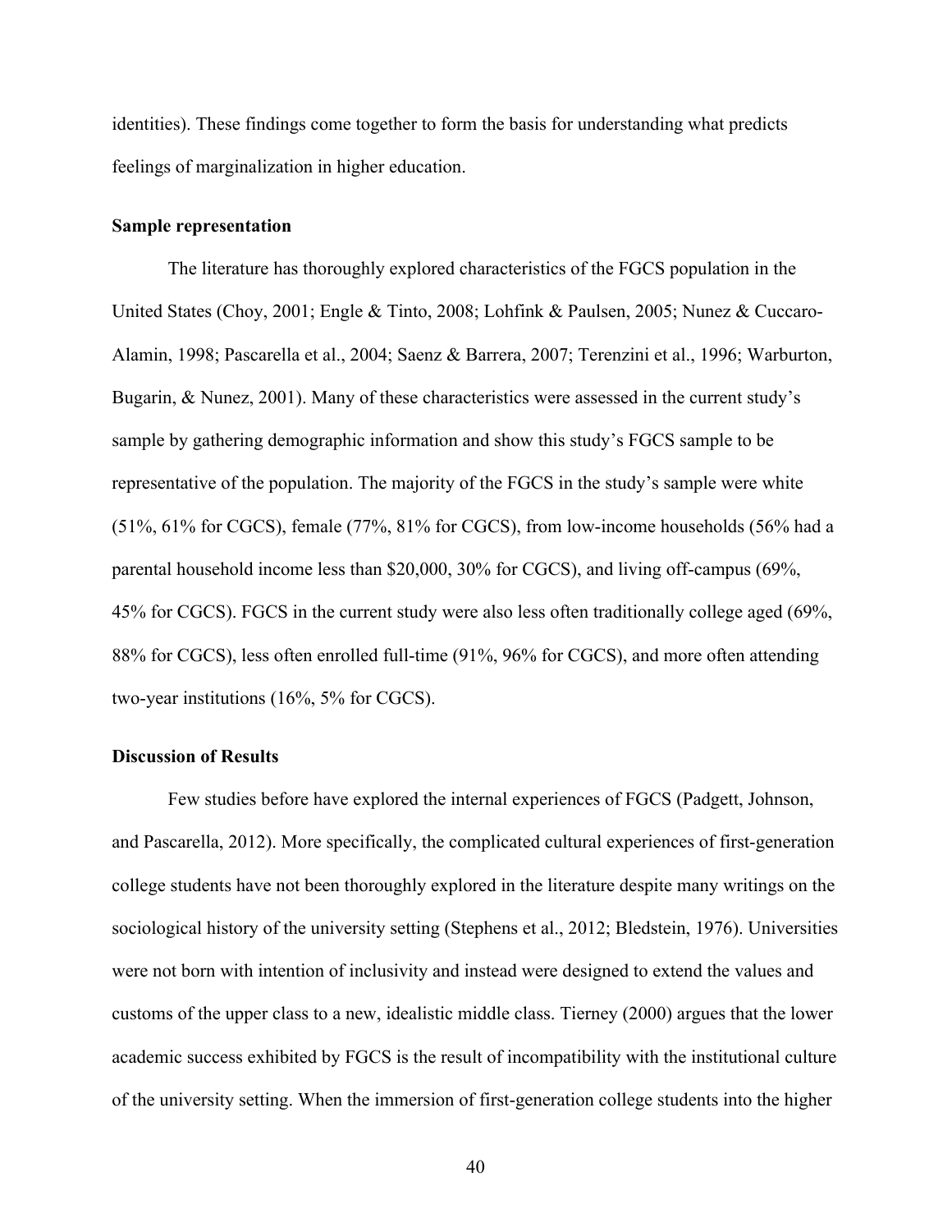identities). These findings come together to form the basis for understanding what predicts feelings of marginalization in higher education.

**Sample representation**

The literature has thoroughly explored characteristics of the FGCS population in the United States (Choy, 2001; Engle & Tinto, 2008; Lohfink & Paulsen, 2005; Nunez & Cuccaro-Alamin, 1998; Pascarella et al., 2004; Saenz & Barrera, 2007; Terenzini et al., 1996; Warburton, Bugarin, & Nunez, 2001). Many of these characteristics were assessed in the current study's sample by gathering demographic information and show this study's FGCS sample to be representative of the population. The majority of the FGCS in the study's sample were white (51%, 61% for CGCS), female (77%, 81% for CGCS), from low-income households (56% had a parental household income less than $20,000, 30% for CGCS), and living off-campus (69%, 45% for CGCS). FGCS in the current study were also less often traditionally college aged (69%, 88% for CGCS), less often enrolled full-time (91%, 96% for CGCS), and more often attending two-year institutions (16%, 5% for CGCS).

**Discussion of Results**

Few studies before have explored the internal experiences of FGCS (Padgett, Johnson, and Pascarella, 2012). More specifically, the complicated cultural experiences of first-generation college students have not been thoroughly explored in the literature despite many writings on the sociological history of the university setting (Stephens et al., 2012; Bledstein, 1976). Universities were not born with intention of inclusivity and instead were designed to extend the values and customs of the upper class to a new, idealistic middle class. Tierney (2000) argues that the lower academic success exhibited by FGCS is the result of incompatibility with the institutional culture of the university setting. When the immersion of first-generation college students into the higher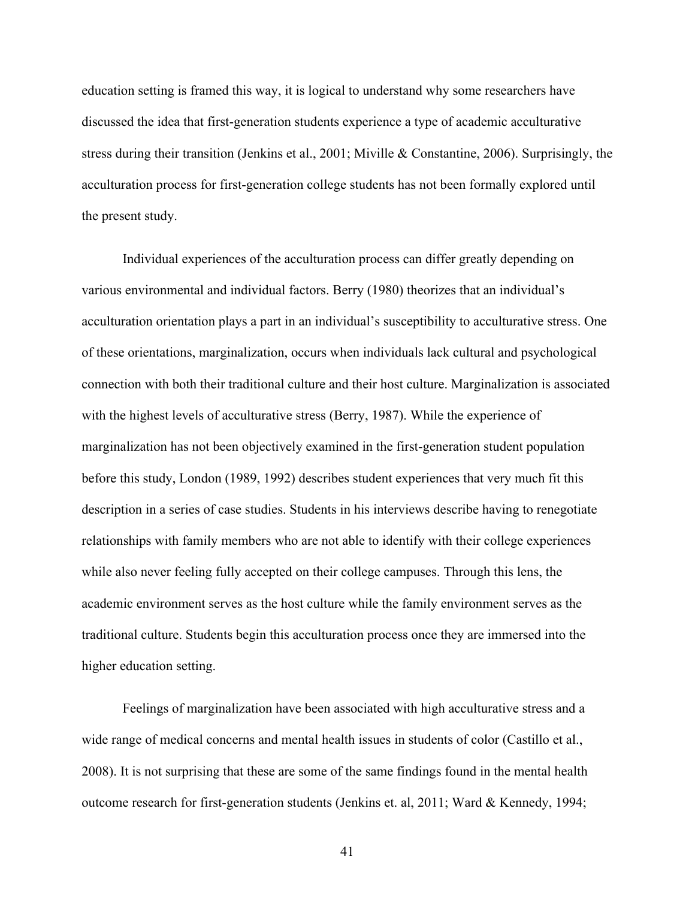education setting is framed this way, it is logical to understand why some researchers have discussed the idea that first-generation students experience a type of academic acculturative stress during their transition (Jenkins et al., 2001; Miville & Constantine, 2006). Surprisingly, the acculturation process for first-generation college students has not been formally explored until the present study.

Individual experiences of the acculturation process can differ greatly depending on various environmental and individual factors. Berry (1980) theorizes that an individual's acculturation orientation plays a part in an individual's susceptibility to acculturative stress. One of these orientations, marginalization, occurs when individuals lack cultural and psychological connection with both their traditional culture and their host culture. Marginalization is associated with the highest levels of acculturative stress (Berry, 1987). While the experience of marginalization has not been objectively examined in the first-generation student population before this study, London (1989, 1992) describes student experiences that very much fit this description in a series of case studies. Students in his interviews describe having to renegotiate relationships with family members who are not able to identify with their college experiences while also never feeling fully accepted on their college campuses. Through this lens, the academic environment serves as the host culture while the family environment serves as the traditional culture. Students begin this acculturation process once they are immersed into the higher education setting.

Feelings of marginalization have been associated with high acculturative stress and a wide range of medical concerns and mental health issues in students of color (Castillo et al., 2008). It is not surprising that these are some of the same findings found in the mental health outcome research for first-generation students (Jenkins et. al, 2011; Ward & Kennedy, 1994;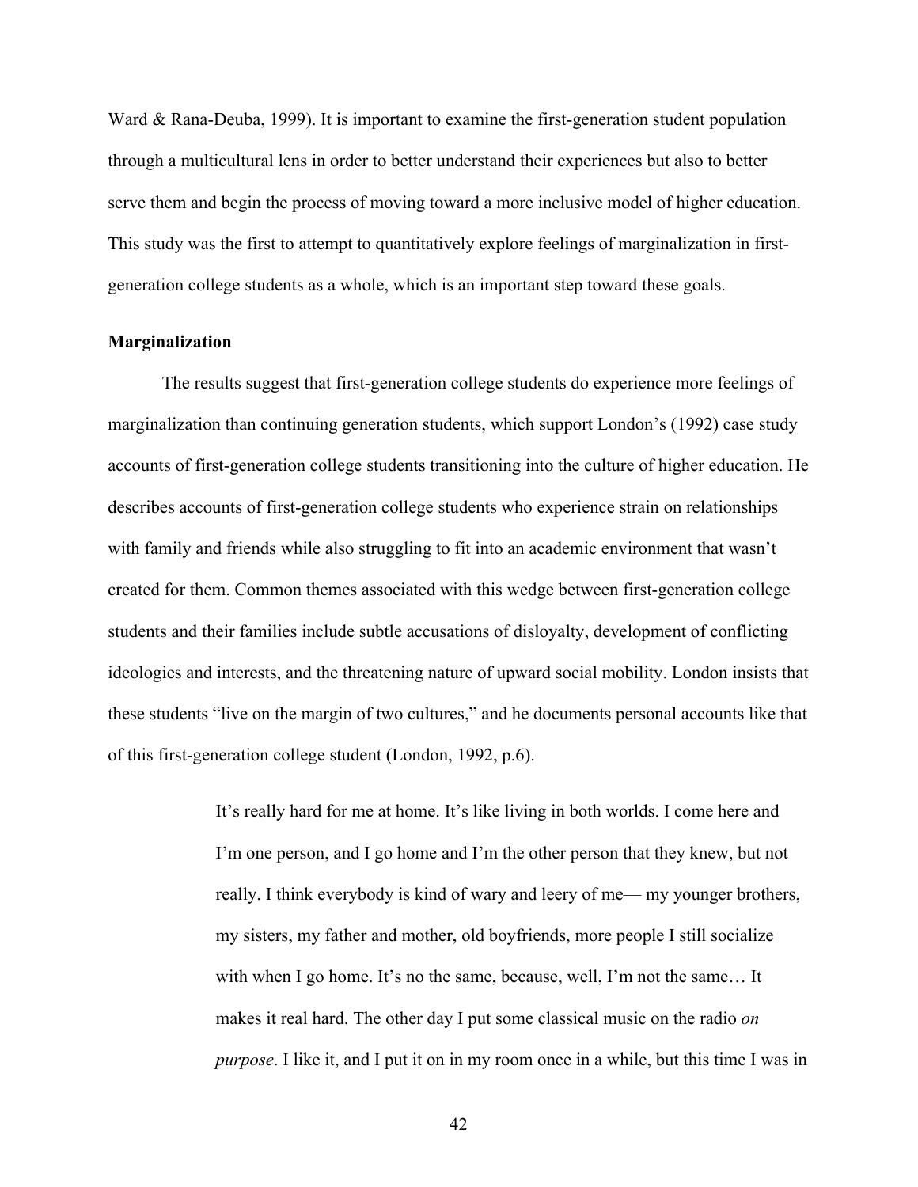Ward & Rana-Deuba, 1999). It is important to examine the first-generation student population through a multicultural lens in order to better understand their experiences but also to better serve them and begin the process of moving toward a more inclusive model of higher education. This study was the first to attempt to quantitatively explore feelings of marginalization in first-generation college students as a whole, which is an important step toward these goals.

**Marginalization**

The results suggest that first-generation college students do experience more feelings of marginalization than continuing generation students, which support London's (1992) case study accounts of first-generation college students transitioning into the culture of higher education. He describes accounts of first-generation college students who experience strain on relationships with family and friends while also struggling to fit into an academic environment that wasn't created for them. Common themes associated with this wedge between first-generation college students and their families include subtle accusations of disloyalty, development of conflicting ideologies and interests, and the threatening nature of upward social mobility. London insists that these students "live on the margin of two cultures," and he documents personal accounts like that of this first-generation college student (London, 1992, p.6).

> It's really hard for me at home. It's like living in both worlds. I come here and I'm one person, and I go home and I'm the other person that they knew, but not really. I think everybody is kind of wary and leery of me— my younger brothers, my sisters, my father and mother, old boyfriends, more people I still socialize with when I go home. It's no the same, because, well, I'm not the same… It makes it real hard. The other day I put some classical music on the radio *on purpose*. I like it, and I put it on in my room once in a while, but this time I was in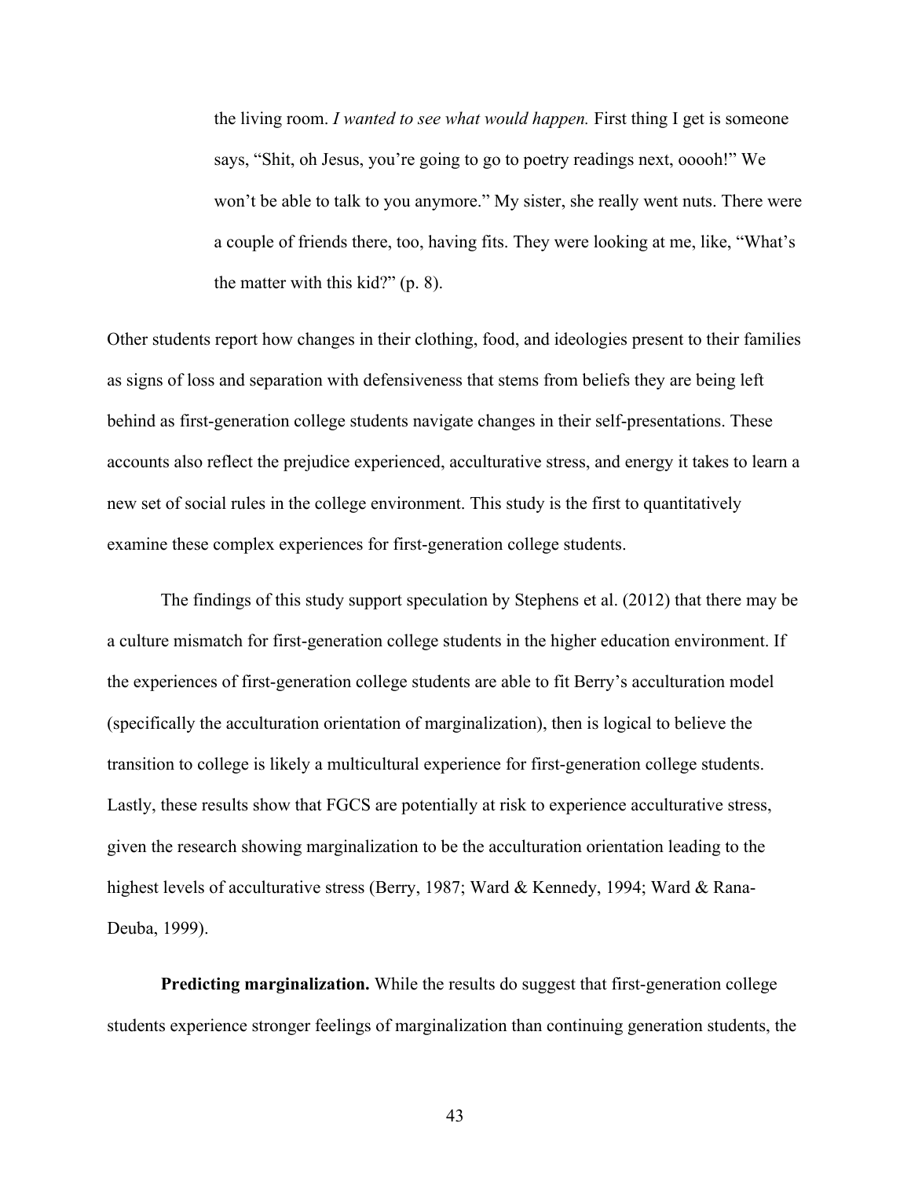> the living room. *I wanted to see what would happen.* First thing I get is someone says, "Shit, oh Jesus, you're going to go to poetry readings next, ooooh!" We won't be able to talk to you anymore." My sister, she really went nuts. There were a couple of friends there, too, having fits. They were looking at me, like, "What's the matter with this kid?" (p. 8).

Other students report how changes in their clothing, food, and ideologies present to their families as signs of loss and separation with defensiveness that stems from beliefs they are being left behind as first-generation college students navigate changes in their self-presentations. These accounts also reflect the prejudice experienced, acculturative stress, and energy it takes to learn a new set of social rules in the college environment. This study is the first to quantitatively examine these complex experiences for first-generation college students.

The findings of this study support speculation by Stephens et al. (2012) that there may be a culture mismatch for first-generation college students in the higher education environment. If the experiences of first-generation college students are able to fit Berry's acculturation model (specifically the acculturation orientation of marginalization), then is logical to believe the transition to college is likely a multicultural experience for first-generation college students. Lastly, these results show that FGCS are potentially at risk to experience acculturative stress, given the research showing marginalization to be the acculturation orientation leading to the highest levels of acculturative stress (Berry, 1987; Ward & Kennedy, 1994; Ward & Rana-Deuba, 1999).

**Predicting marginalization.** While the results do suggest that first-generation college students experience stronger feelings of marginalization than continuing generation students, the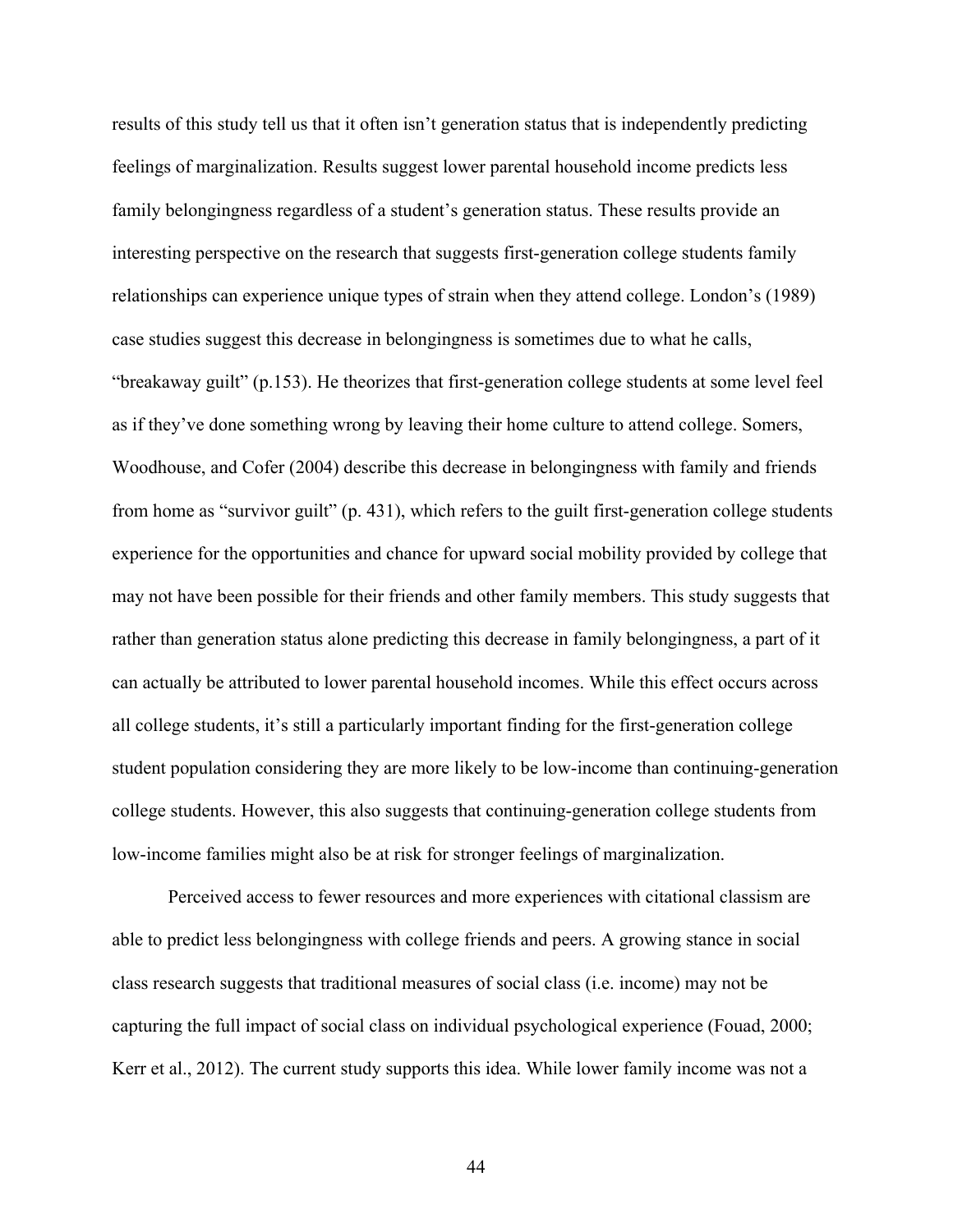results of this study tell us that it often isn't generation status that is independently predicting feelings of marginalization. Results suggest lower parental household income predicts less family belongingness regardless of a student's generation status. These results provide an interesting perspective on the research that suggests first-generation college students family relationships can experience unique types of strain when they attend college. London's (1989) case studies suggest this decrease in belongingness is sometimes due to what he calls, "breakaway guilt" (p.153). He theorizes that first-generation college students at some level feel as if they've done something wrong by leaving their home culture to attend college. Somers, Woodhouse, and Cofer (2004) describe this decrease in belongingness with family and friends from home as "survivor guilt" (p. 431), which refers to the guilt first-generation college students experience for the opportunities and chance for upward social mobility provided by college that may not have been possible for their friends and other family members. This study suggests that rather than generation status alone predicting this decrease in family belongingness, a part of it can actually be attributed to lower parental household incomes. While this effect occurs across all college students, it's still a particularly important finding for the first-generation college student population considering they are more likely to be low-income than continuing-generation college students. However, this also suggests that continuing-generation college students from low-income families might also be at risk for stronger feelings of marginalization.

Perceived access to fewer resources and more experiences with citational classism are able to predict less belongingness with college friends and peers. A growing stance in social class research suggests that traditional measures of social class (i.e. income) may not be capturing the full impact of social class on individual psychological experience (Fouad, 2000; Kerr et al., 2012). The current study supports this idea. While lower family income was not a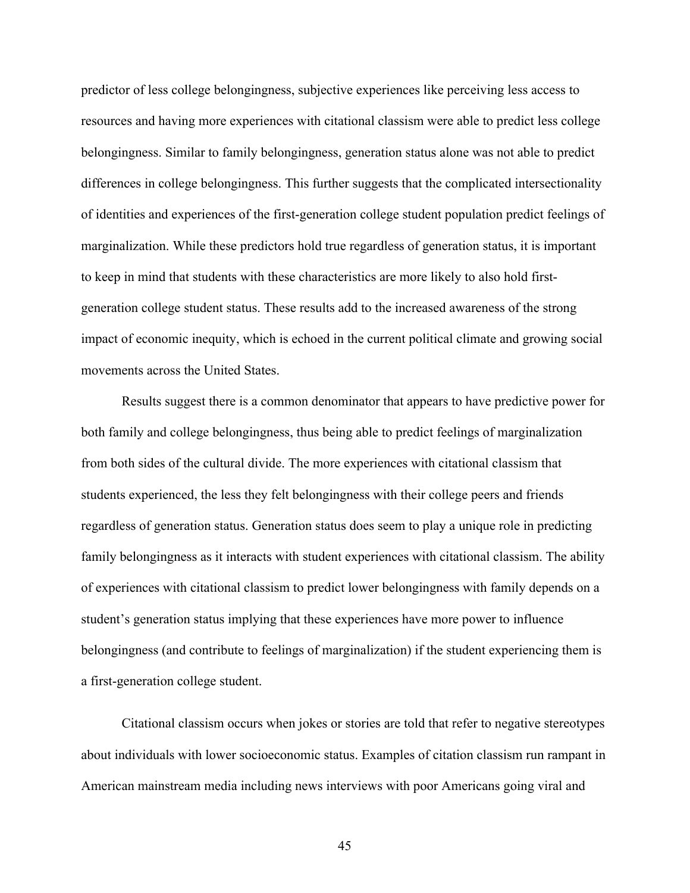predictor of less college belongingness, subjective experiences like perceiving less access to resources and having more experiences with citational classism were able to predict less college belongingness. Similar to family belongingness, generation status alone was not able to predict differences in college belongingness. This further suggests that the complicated intersectionality of identities and experiences of the first-generation college student population predict feelings of marginalization. While these predictors hold true regardless of generation status, it is important to keep in mind that students with these characteristics are more likely to also hold first-generation college student status. These results add to the increased awareness of the strong impact of economic inequity, which is echoed in the current political climate and growing social movements across the United States.

Results suggest there is a common denominator that appears to have predictive power for both family and college belongingness, thus being able to predict feelings of marginalization from both sides of the cultural divide. The more experiences with citational classism that students experienced, the less they felt belongingness with their college peers and friends regardless of generation status. Generation status does seem to play a unique role in predicting family belongingness as it interacts with student experiences with citational classism. The ability of experiences with citational classism to predict lower belongingness with family depends on a student's generation status implying that these experiences have more power to influence belongingness (and contribute to feelings of marginalization) if the student experiencing them is a first-generation college student.

Citational classism occurs when jokes or stories are told that refer to negative stereotypes about individuals with lower socioeconomic status. Examples of citation classism run rampant in American mainstream media including news interviews with poor Americans going viral and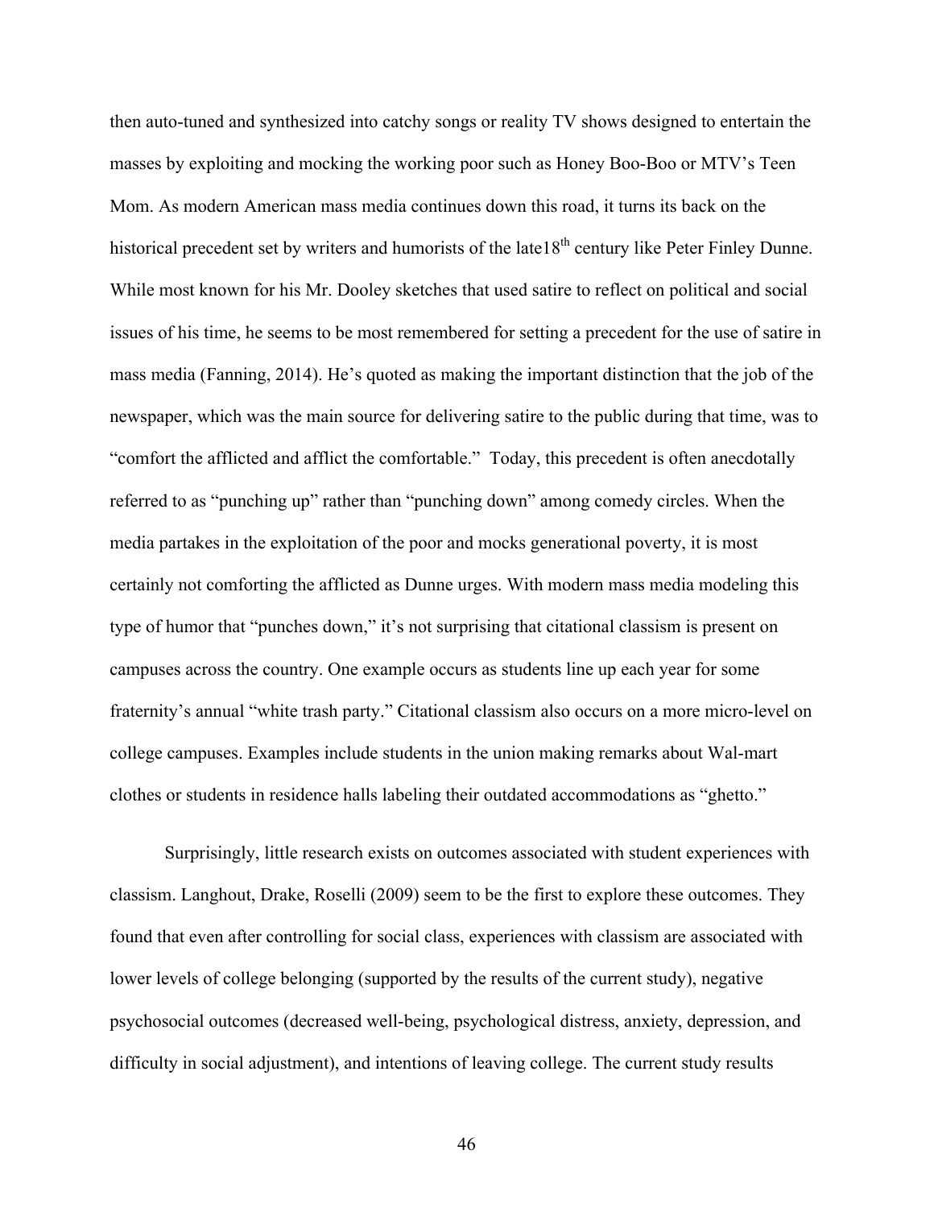then auto-tuned and synthesized into catchy songs or reality TV shows designed to entertain the masses by exploiting and mocking the working poor such as Honey Boo-Boo or MTV's Teen Mom. As modern American mass media continues down this road, it turns its back on the historical precedent set by writers and humorists of the late18th century like Peter Finley Dunne. While most known for his Mr. Dooley sketches that used satire to reflect on political and social issues of his time, he seems to be most remembered for setting a precedent for the use of satire in mass media (Fanning, 2014). He's quoted as making the important distinction that the job of the newspaper, which was the main source for delivering satire to the public during that time, was to "comfort the afflicted and afflict the comfortable." Today, this precedent is often anecdotally referred to as "punching up" rather than "punching down" among comedy circles. When the media partakes in the exploitation of the poor and mocks generational poverty, it is most certainly not comforting the afflicted as Dunne urges. With modern mass media modeling this type of humor that "punches down," it's not surprising that citational classism is present on campuses across the country. One example occurs as students line up each year for some fraternity's annual "white trash party." Citational classism also occurs on a more micro-level on college campuses. Examples include students in the union making remarks about Wal-mart clothes or students in residence halls labeling their outdated accommodations as "ghetto."

Surprisingly, little research exists on outcomes associated with student experiences with classism. Langhout, Drake, Roselli (2009) seem to be the first to explore these outcomes. They found that even after controlling for social class, experiences with classism are associated with lower levels of college belonging (supported by the results of the current study), negative psychosocial outcomes (decreased well-being, psychological distress, anxiety, depression, and difficulty in social adjustment), and intentions of leaving college. The current study results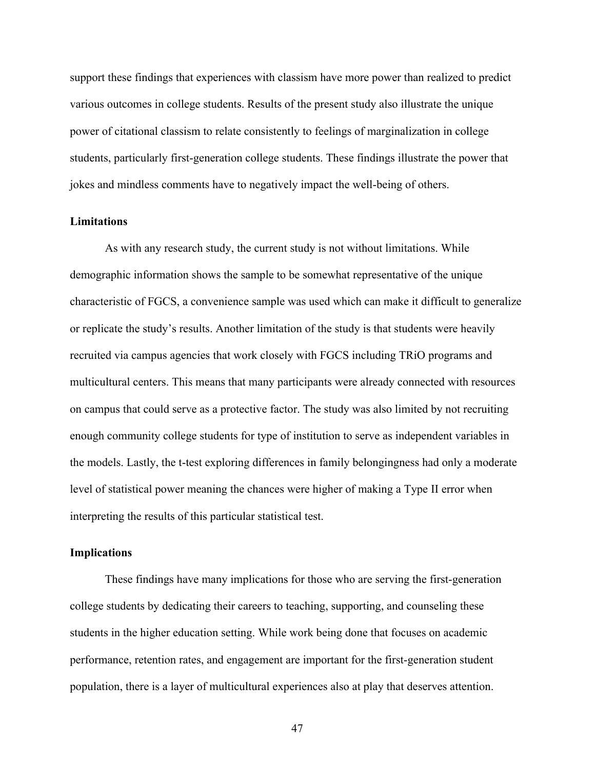support these findings that experiences with classism have more power than realized to predict various outcomes in college students. Results of the present study also illustrate the unique power of citational classism to relate consistently to feelings of marginalization in college students, particularly first-generation college students. These findings illustrate the power that jokes and mindless comments have to negatively impact the well-being of others.

**Limitations**

As with any research study, the current study is not without limitations. While demographic information shows the sample to be somewhat representative of the unique characteristic of FGCS, a convenience sample was used which can make it difficult to generalize or replicate the study's results. Another limitation of the study is that students were heavily recruited via campus agencies that work closely with FGCS including TRiO programs and multicultural centers. This means that many participants were already connected with resources on campus that could serve as a protective factor. The study was also limited by not recruiting enough community college students for type of institution to serve as independent variables in the models. Lastly, the t-test exploring differences in family belongingness had only a moderate level of statistical power meaning the chances were higher of making a Type II error when interpreting the results of this particular statistical test.

**Implications**

These findings have many implications for those who are serving the first-generation college students by dedicating their careers to teaching, supporting, and counseling these students in the higher education setting. While work being done that focuses on academic performance, retention rates, and engagement are important for the first-generation student population, there is a layer of multicultural experiences also at play that deserves attention.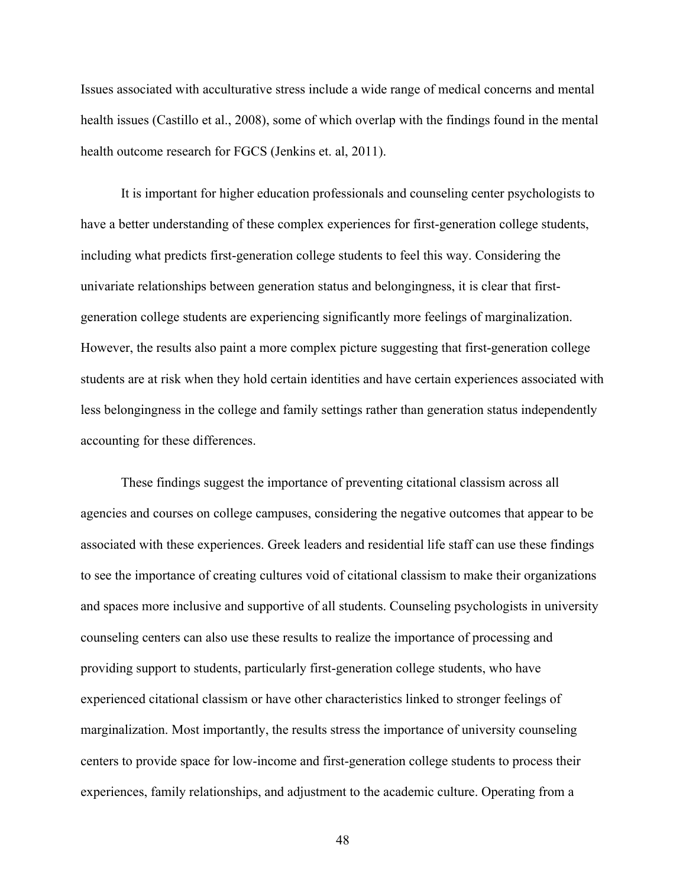Issues associated with acculturative stress include a wide range of medical concerns and mental health issues (Castillo et al., 2008), some of which overlap with the findings found in the mental health outcome research for FGCS (Jenkins et. al, 2011).

It is important for higher education professionals and counseling center psychologists to have a better understanding of these complex experiences for first-generation college students, including what predicts first-generation college students to feel this way. Considering the univariate relationships between generation status and belongingness, it is clear that first-generation college students are experiencing significantly more feelings of marginalization. However, the results also paint a more complex picture suggesting that first-generation college students are at risk when they hold certain identities and have certain experiences associated with less belongingness in the college and family settings rather than generation status independently accounting for these differences.

These findings suggest the importance of preventing citational classism across all agencies and courses on college campuses, considering the negative outcomes that appear to be associated with these experiences. Greek leaders and residential life staff can use these findings to see the importance of creating cultures void of citational classism to make their organizations and spaces more inclusive and supportive of all students. Counseling psychologists in university counseling centers can also use these results to realize the importance of processing and providing support to students, particularly first-generation college students, who have experienced citational classism or have other characteristics linked to stronger feelings of marginalization. Most importantly, the results stress the importance of university counseling centers to provide space for low-income and first-generation college students to process their experiences, family relationships, and adjustment to the academic culture. Operating from a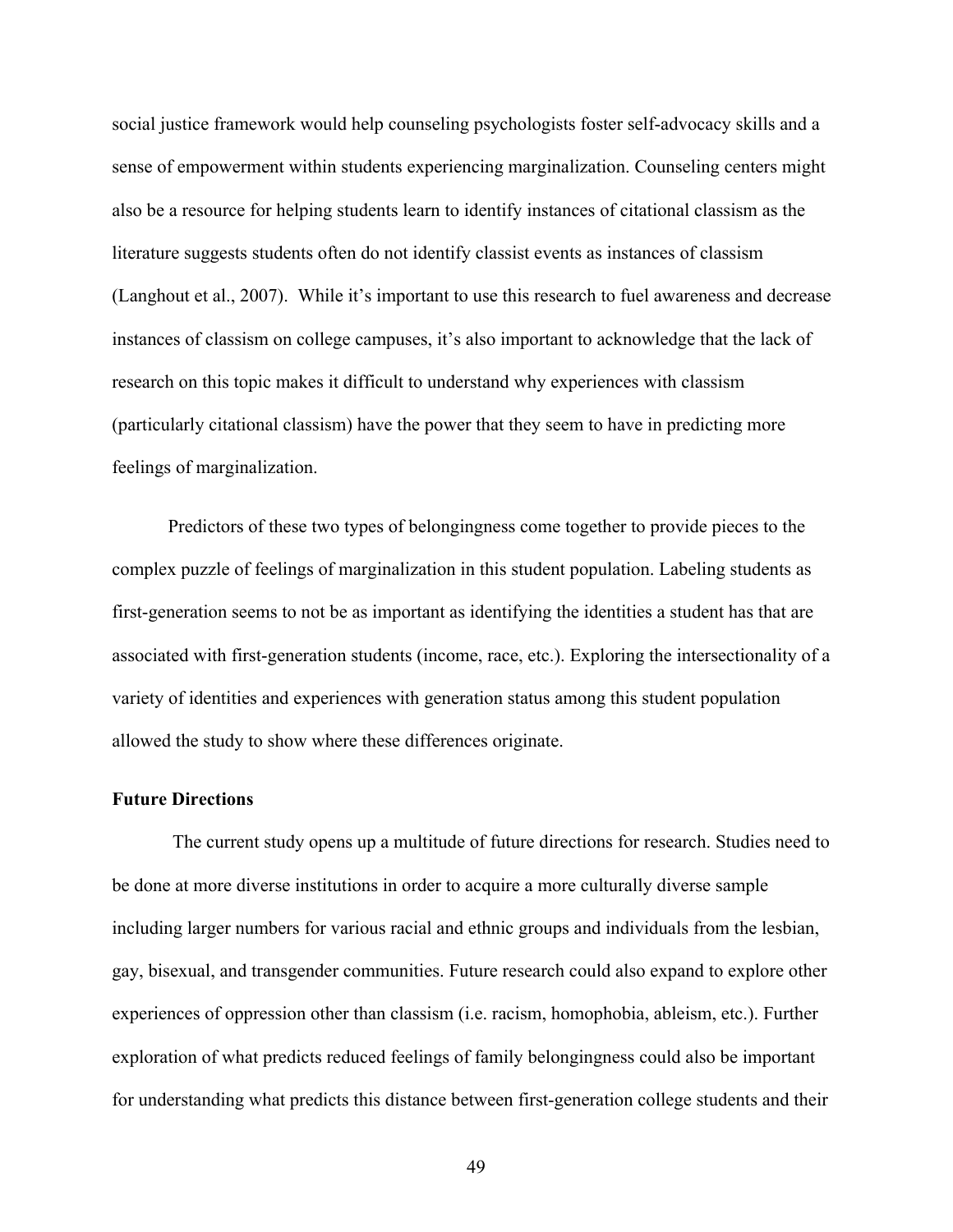social justice framework would help counseling psychologists foster self-advocacy skills and a sense of empowerment within students experiencing marginalization. Counseling centers might also be a resource for helping students learn to identify instances of citational classism as the literature suggests students often do not identify classist events as instances of classism (Langhout et al., 2007). While it's important to use this research to fuel awareness and decrease instances of classism on college campuses, it's also important to acknowledge that the lack of research on this topic makes it difficult to understand why experiences with classism (particularly citational classism) have the power that they seem to have in predicting more feelings of marginalization.

Predictors of these two types of belongingness come together to provide pieces to the complex puzzle of feelings of marginalization in this student population. Labeling students as first-generation seems to not be as important as identifying the identities a student has that are associated with first-generation students (income, race, etc.). Exploring the intersectionality of a variety of identities and experiences with generation status among this student population allowed the study to show where these differences originate.

**Future Directions**

The current study opens up a multitude of future directions for research. Studies need to be done at more diverse institutions in order to acquire a more culturally diverse sample including larger numbers for various racial and ethnic groups and individuals from the lesbian, gay, bisexual, and transgender communities. Future research could also expand to explore other experiences of oppression other than classism (i.e. racism, homophobia, ableism, etc.). Further exploration of what predicts reduced feelings of family belongingness could also be important for understanding what predicts this distance between first-generation college students and their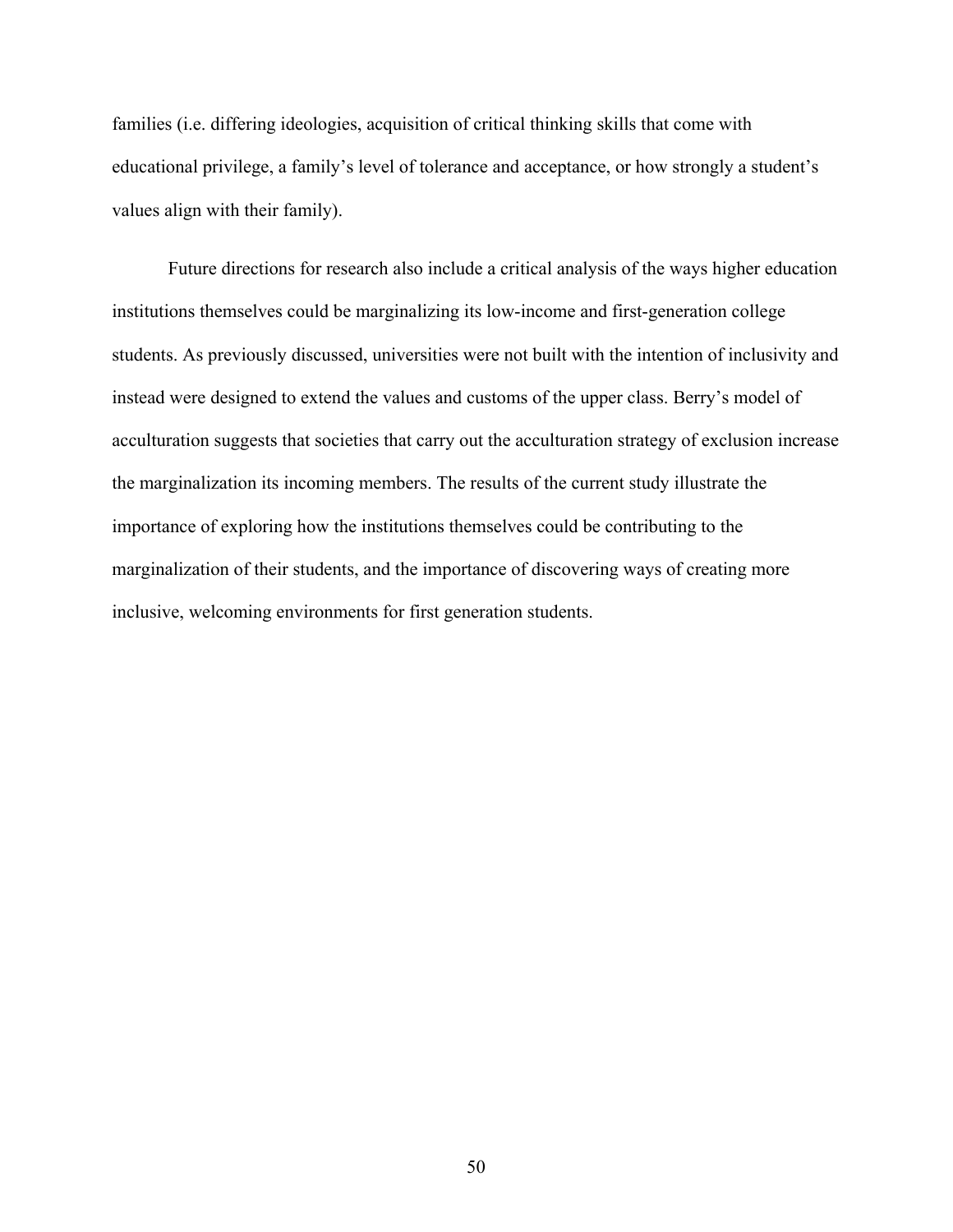families (i.e. differing ideologies, acquisition of critical thinking skills that come with educational privilege, a family's level of tolerance and acceptance, or how strongly a student's values align with their family).

Future directions for research also include a critical analysis of the ways higher education institutions themselves could be marginalizing its low-income and first-generation college students. As previously discussed, universities were not built with the intention of inclusivity and instead were designed to extend the values and customs of the upper class. Berry's model of acculturation suggests that societies that carry out the acculturation strategy of exclusion increase the marginalization its incoming members. The results of the current study illustrate the importance of exploring how the institutions themselves could be contributing to the marginalization of their students, and the importance of discovering ways of creating more inclusive, welcoming environments for first generation students.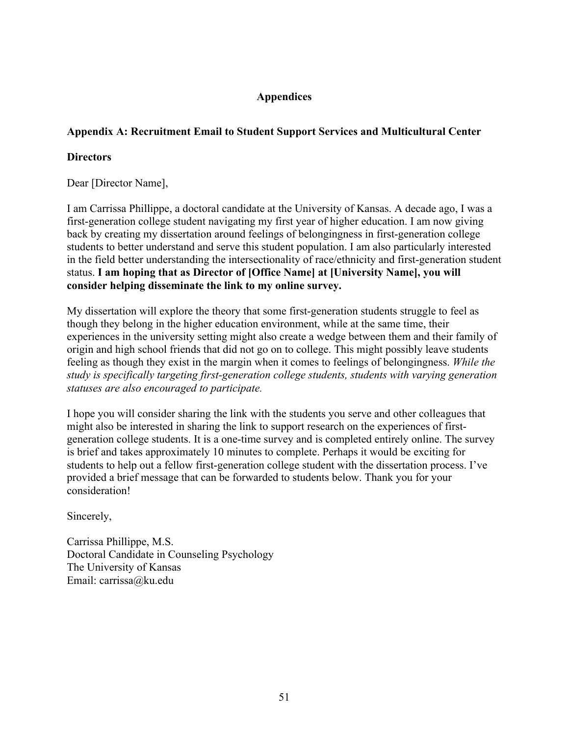# Appendices

## Appendix A: Recruitment Email to Student Support Services and Multicultural Center Directors

Dear [Director Name],

I am Carrissa Phillippe, a doctoral candidate at the University of Kansas. A decade ago, I was a first-generation college student navigating my first year of higher education. I am now giving back by creating my dissertation around feelings of belongingness in first-generation college students to better understand and serve this student population. I am also particularly interested in the field better understanding the intersectionality of race/ethnicity and first-generation student status. **I am hoping that as Director of [Office Name] at [University Name], you will consider helping disseminate the link to my online survey.**

My dissertation will explore the theory that some first-generation students struggle to feel as though they belong in the higher education environment, while at the same time, their experiences in the university setting might also create a wedge between them and their family of origin and high school friends that did not go on to college. This might possibly leave students feeling as though they exist in the margin when it comes to feelings of belongingness. *While the study is specifically targeting first-generation college students, students with varying generation statuses are also encouraged to participate.*

I hope you will consider sharing the link with the students you serve and other colleagues that might also be interested in sharing the link to support research on the experiences of first-generation college students. It is a one-time survey and is completed entirely online. The survey is brief and takes approximately 10 minutes to complete. Perhaps it would be exciting for students to help out a fellow first-generation college student with the dissertation process. I've provided a brief message that can be forwarded to students below. Thank you for your consideration!

Sincerely,

Carrissa Phillippe, M.S.
Doctoral Candidate in Counseling Psychology
The University of Kansas
Email: carrissa@ku.edu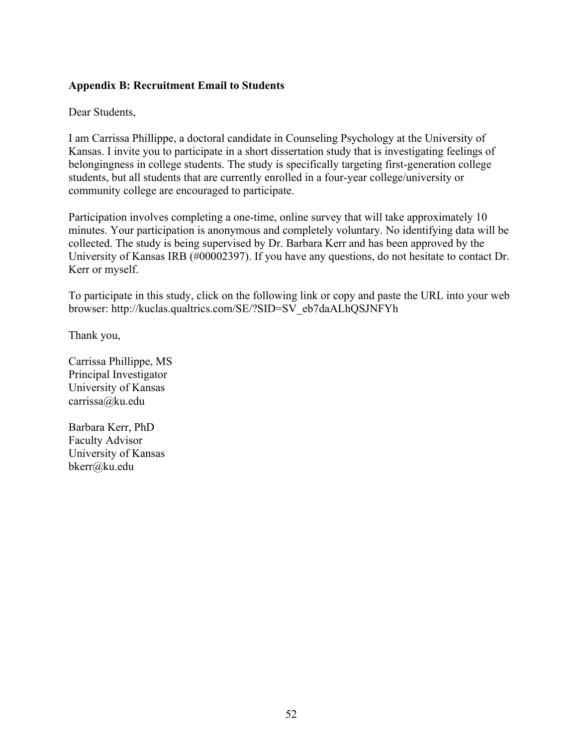**Appendix B: Recruitment Email to Students**

Dear Students,

I am Carrissa Phillippe, a doctoral candidate in Counseling Psychology at the University of Kansas. I invite you to participate in a short dissertation study that is investigating feelings of belongingness in college students. The study is specifically targeting first-generation college students, but all students that are currently enrolled in a four-year college/university or community college are encouraged to participate.

Participation involves completing a one-time, online survey that will take approximately 10 minutes. Your participation is anonymous and completely voluntary. No identifying data will be collected. The study is being supervised by Dr. Barbara Kerr and has been approved by the University of Kansas IRB (#00002397). If you have any questions, do not hesitate to contact Dr. Kerr or myself.

To participate in this study, click on the following link or copy and paste the URL into your web browser: http://kuclas.qualtrics.com/SE/?SID=SV_eb7daALhQSJNFYh

Thank you,

Carrissa Phillippe, MS  
Principal Investigator  
University of Kansas  
carrissa@ku.edu

Barbara Kerr, PhD  
Faculty Advisor  
University of Kansas  
bkerr@ku.edu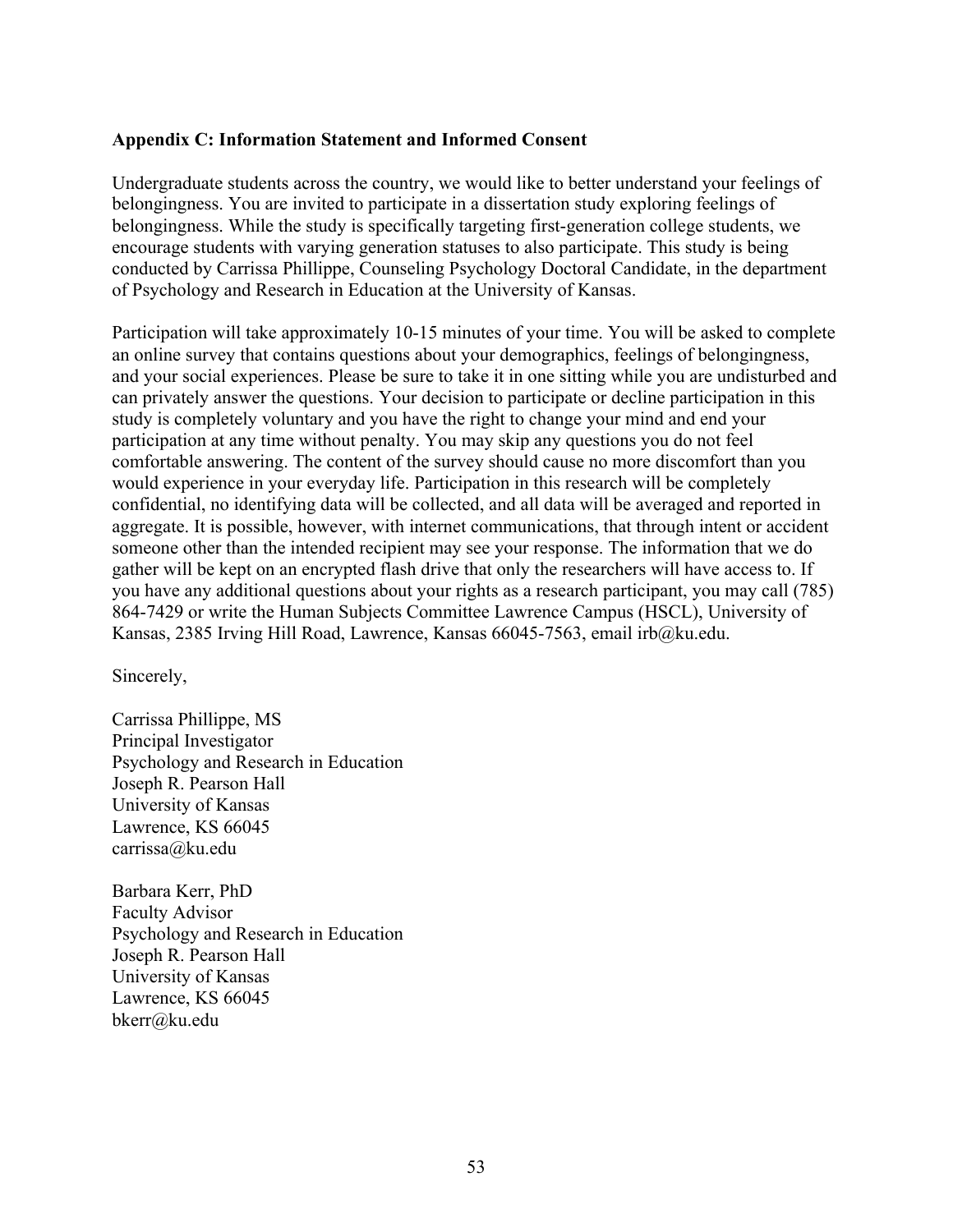**Appendix C: Information Statement and Informed Consent**

Undergraduate students across the country, we would like to better understand your feelings of belongingness. You are invited to participate in a dissertation study exploring feelings of belongingness. While the study is specifically targeting first-generation college students, we encourage students with varying generation statuses to also participate. This study is being conducted by Carrissa Phillippe, Counseling Psychology Doctoral Candidate, in the department of Psychology and Research in Education at the University of Kansas.

Participation will take approximately 10-15 minutes of your time. You will be asked to complete an online survey that contains questions about your demographics, feelings of belongingness, and your social experiences. Please be sure to take it in one sitting while you are undisturbed and can privately answer the questions. Your decision to participate or decline participation in this study is completely voluntary and you have the right to change your mind and end your participation at any time without penalty. You may skip any questions you do not feel comfortable answering. The content of the survey should cause no more discomfort than you would experience in your everyday life. Participation in this research will be completely confidential, no identifying data will be collected, and all data will be averaged and reported in aggregate. It is possible, however, with internet communications, that through intent or accident someone other than the intended recipient may see your response. The information that we do gather will be kept on an encrypted flash drive that only the researchers will have access to. If you have any additional questions about your rights as a research participant, you may call (785) 864-7429 or write the Human Subjects Committee Lawrence Campus (HSCL), University of Kansas, 2385 Irving Hill Road, Lawrence, Kansas 66045-7563, email irb@ku.edu.

Sincerely,

Carrissa Phillippe, MS
Principal Investigator
Psychology and Research in Education
Joseph R. Pearson Hall
University of Kansas
Lawrence, KS 66045
carrissa@ku.edu

Barbara Kerr, PhD
Faculty Advisor
Psychology and Research in Education
Joseph R. Pearson Hall
University of Kansas
Lawrence, KS 66045
bkerr@ku.edu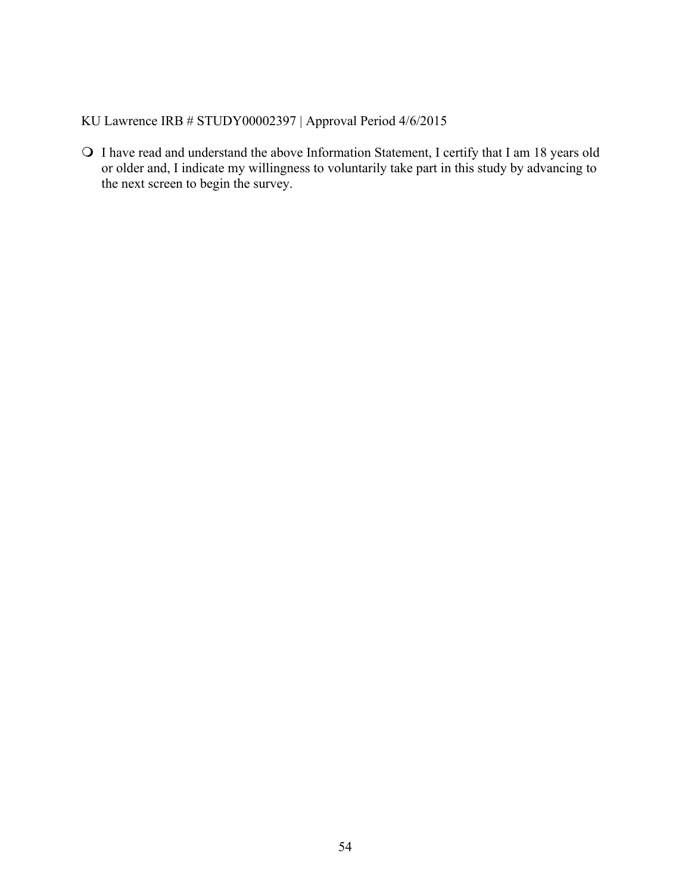KU Lawrence IRB # STUDY00002397 | Approval Period 4/6/2015

- I have read and understand the above Information Statement, I certify that I am 18 years old or older and, I indicate my willingness to voluntarily take part in this study by advancing to the next screen to begin the survey.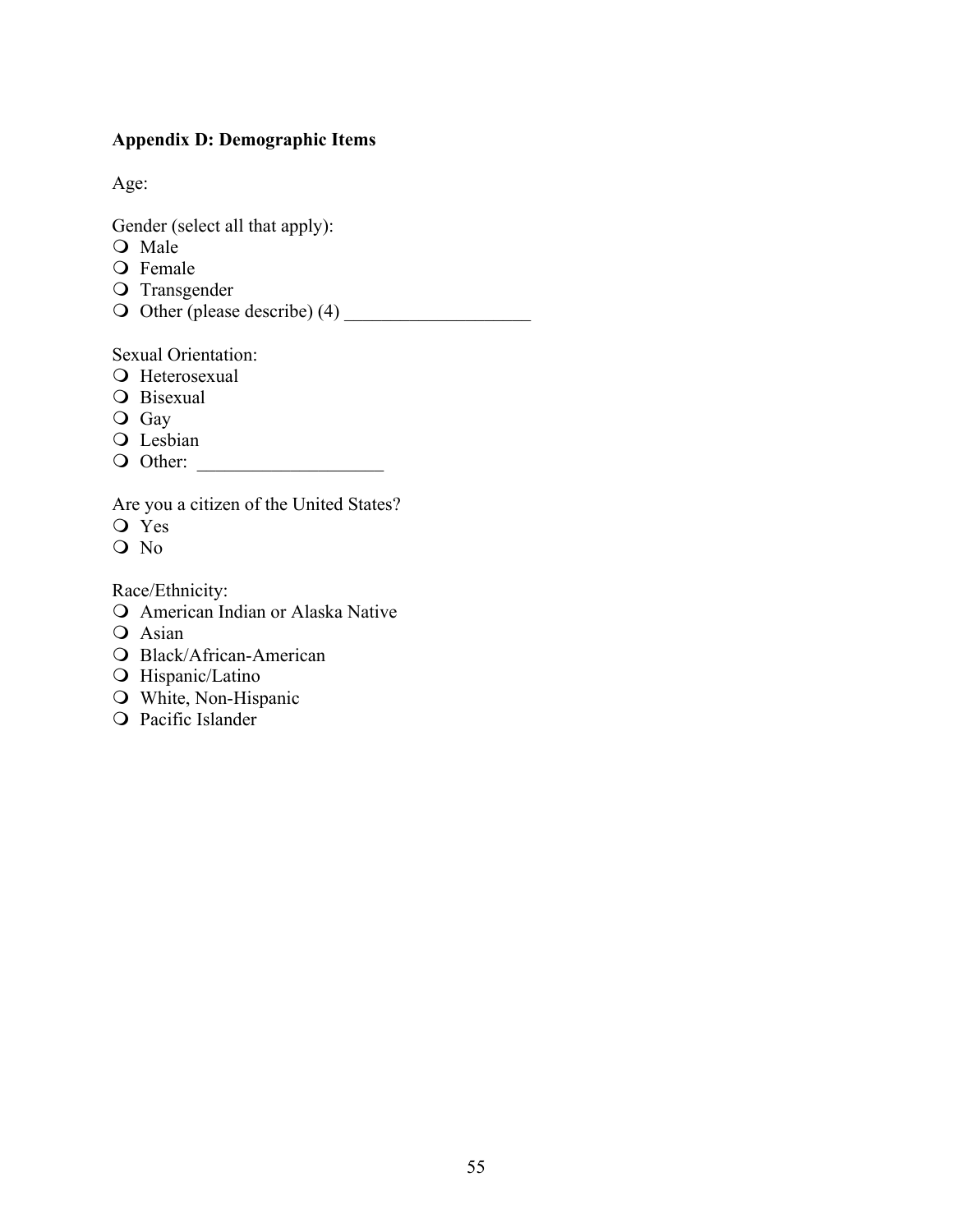## Appendix D: Demographic Items

Age:

Gender (select all that apply):

- Male
- Female
- Transgender
- Other (please describe) (4) ____________________

Sexual Orientation:

- Heterosexual
- Bisexual
- Gay
- Lesbian
- Other: ____________________

Are you a citizen of the United States?

- Yes
- No

Race/Ethnicity:

- American Indian or Alaska Native
- Asian
- Black/African-American
- Hispanic/Latino
- White, Non-Hispanic
- Pacific Islander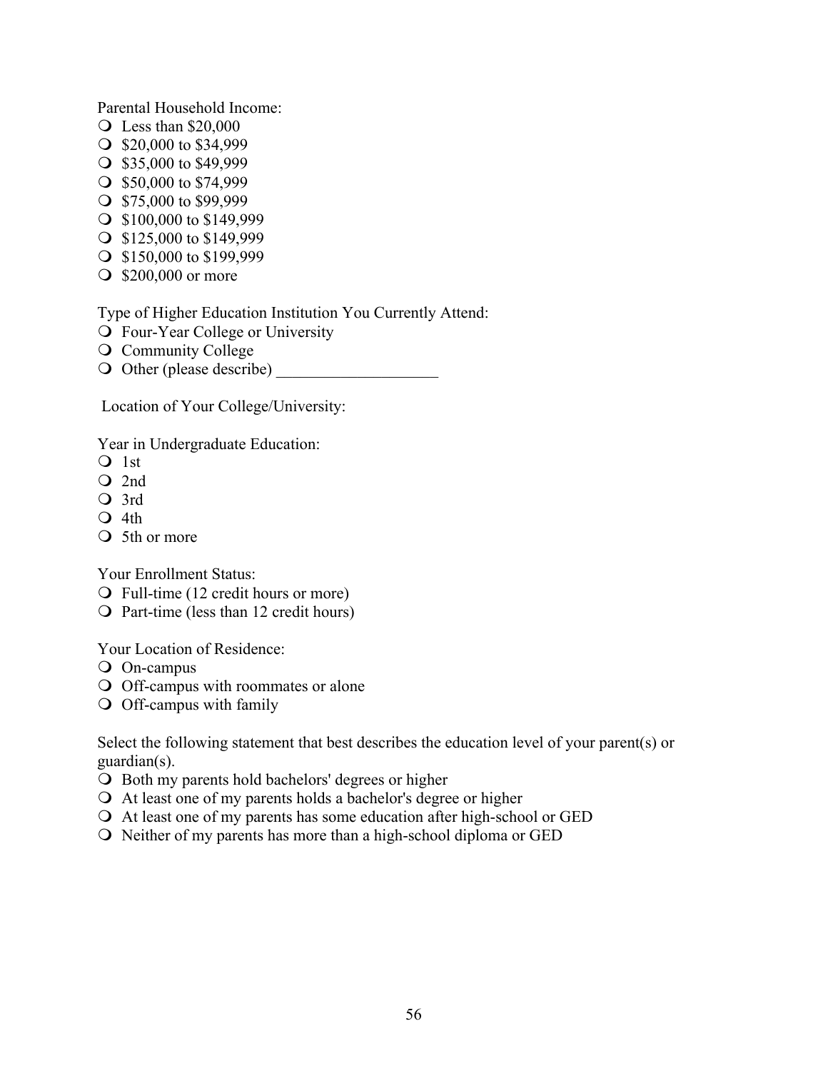Parental Household Income:

- Less than $20,000
- $20,000 to $34,999
- $35,000 to $49,999
- $50,000 to $74,999
- $75,000 to $99,999
- $100,000 to $149,999
- $125,000 to $149,999
- $150,000 to $199,999
- $200,000 or more

Type of Higher Education Institution You Currently Attend:

- Four-Year College or University
- Community College
- Other (please describe) ____________________

Location of Your College/University:

Year in Undergraduate Education:

- 1st
- 2nd
- 3rd
- 4th
- 5th or more

Your Enrollment Status:

- Full-time (12 credit hours or more)
- Part-time (less than 12 credit hours)

Your Location of Residence:

- On-campus
- Off-campus with roommates or alone
- Off-campus with family

Select the following statement that best describes the education level of your parent(s) or guardian(s).

- Both my parents hold bachelors' degrees or higher
- At least one of my parents holds a bachelor's degree or higher
- At least one of my parents has some education after high-school or GED
- Neither of my parents has more than a high-school diploma or GED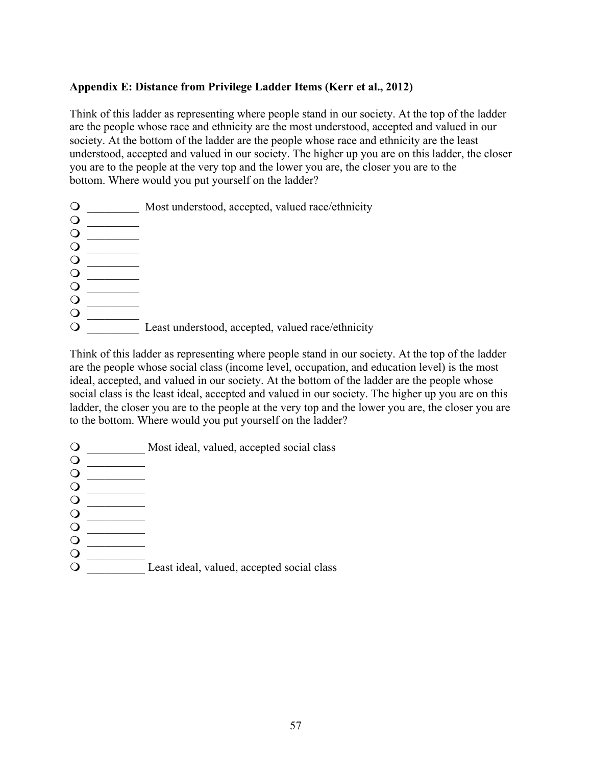**Appendix E: Distance from Privilege Ladder Items (Kerr et al., 2012)**

Think of this ladder as representing where people stand in our society. At the top of the ladder are the people whose race and ethnicity are the most understood, accepted and valued in our society. At the bottom of the ladder are the people whose race and ethnicity are the least understood, accepted and valued in our society. The higher up you are on this ladder, the closer you are to the people at the very top and the lower you are, the closer you are to the bottom. Where would you put yourself on the ladder?

- ❍ _________ Most understood, accepted, valued race/ethnicity
- ❍ _________
- ❍ _________
- ❍ _________
- ❍ _________
- ❍ _________
- ❍ _________
- ❍ _________
- ❍ _________
- ❍ _________ Least understood, accepted, valued race/ethnicity

Think of this ladder as representing where people stand in our society. At the top of the ladder are the people whose social class (income level, occupation, and education level) is the most ideal, accepted, and valued in our society. At the bottom of the ladder are the people whose social class is the least ideal, accepted and valued in our society. The higher up you are on this ladder, the closer you are to the people at the very top and the lower you are, the closer you are to the bottom. Where would you put yourself on the ladder?

- ❍ __________ Most ideal, valued, accepted social class
- ❍ __________
- ❍ __________
- ❍ __________
- ❍ __________
- ❍ __________
- ❍ __________
- ❍ __________
- ❍ __________
- ❍ __________ Least ideal, valued, accepted social class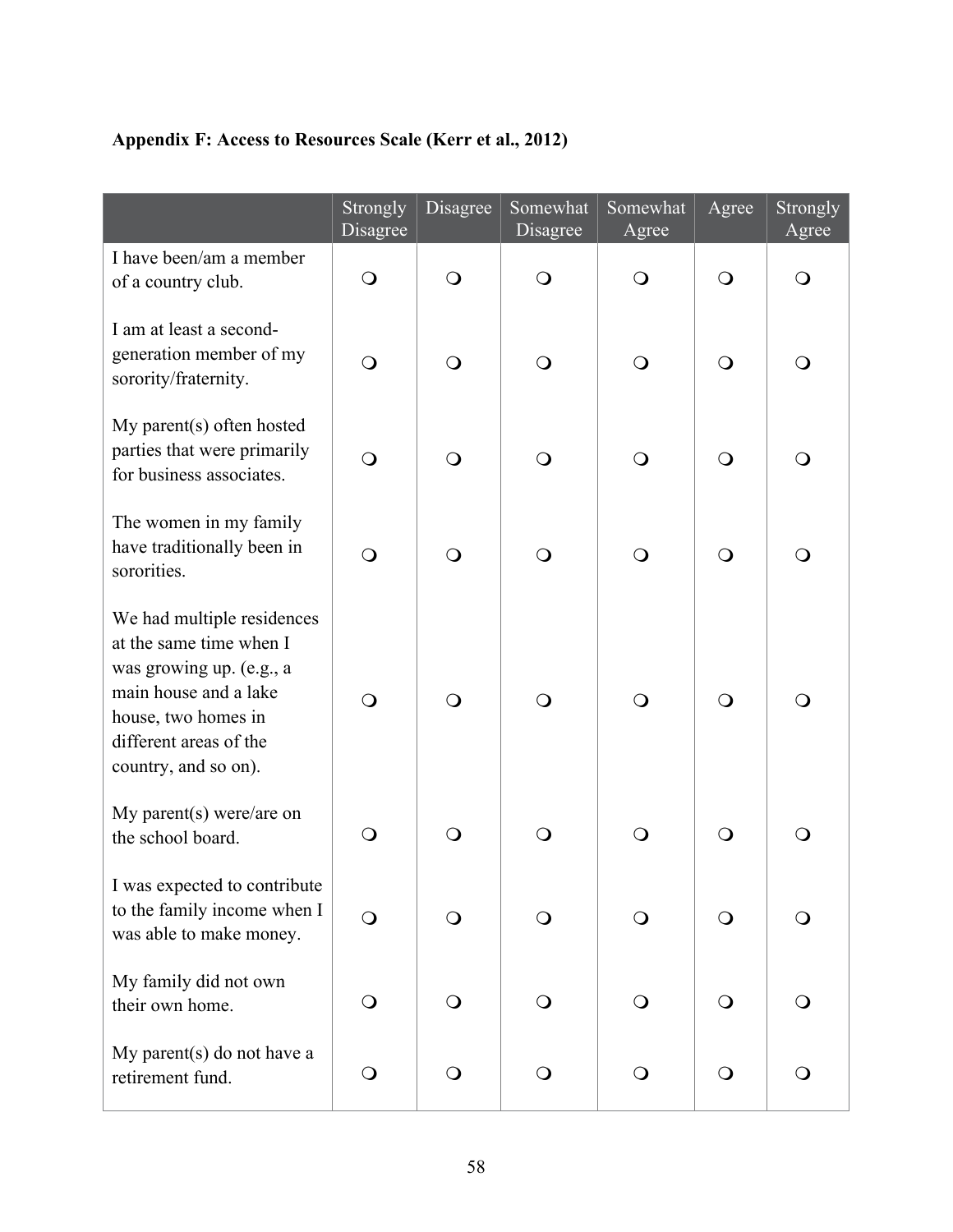**Appendix F: Access to Resources Scale (Kerr et al., 2012)**

| | Strongly Disagree | Disagree | Somewhat Disagree | Somewhat Agree | Agree | Strongly Agree |
|---|---|---|---|---|---|---|
| I have been/am a member of a country club. | ❍ | ❍ | ❍ | ❍ | ❍ | ❍ |
| I am at least a second-generation member of my sorority/fraternity. | ❍ | ❍ | ❍ | ❍ | ❍ | ❍ |
| My parent(s) often hosted parties that were primarily for business associates. | ❍ | ❍ | ❍ | ❍ | ❍ | ❍ |
| The women in my family have traditionally been in sororities. | ❍ | ❍ | ❍ | ❍ | ❍ | ❍ |
| We had multiple residences at the same time when I was growing up. (e.g., a main house and a lake house, two homes in different areas of the country, and so on). | ❍ | ❍ | ❍ | ❍ | ❍ | ❍ |
| My parent(s) were/are on the school board. | ❍ | ❍ | ❍ | ❍ | ❍ | ❍ |
| I was expected to contribute to the family income when I was able to make money. | ❍ | ❍ | ❍ | ❍ | ❍ | ❍ |
| My family did not own their own home. | ❍ | ❍ | ❍ | ❍ | ❍ | ❍ |
| My parent(s) do not have a retirement fund. | ❍ | ❍ | ❍ | ❍ | ❍ | ❍ |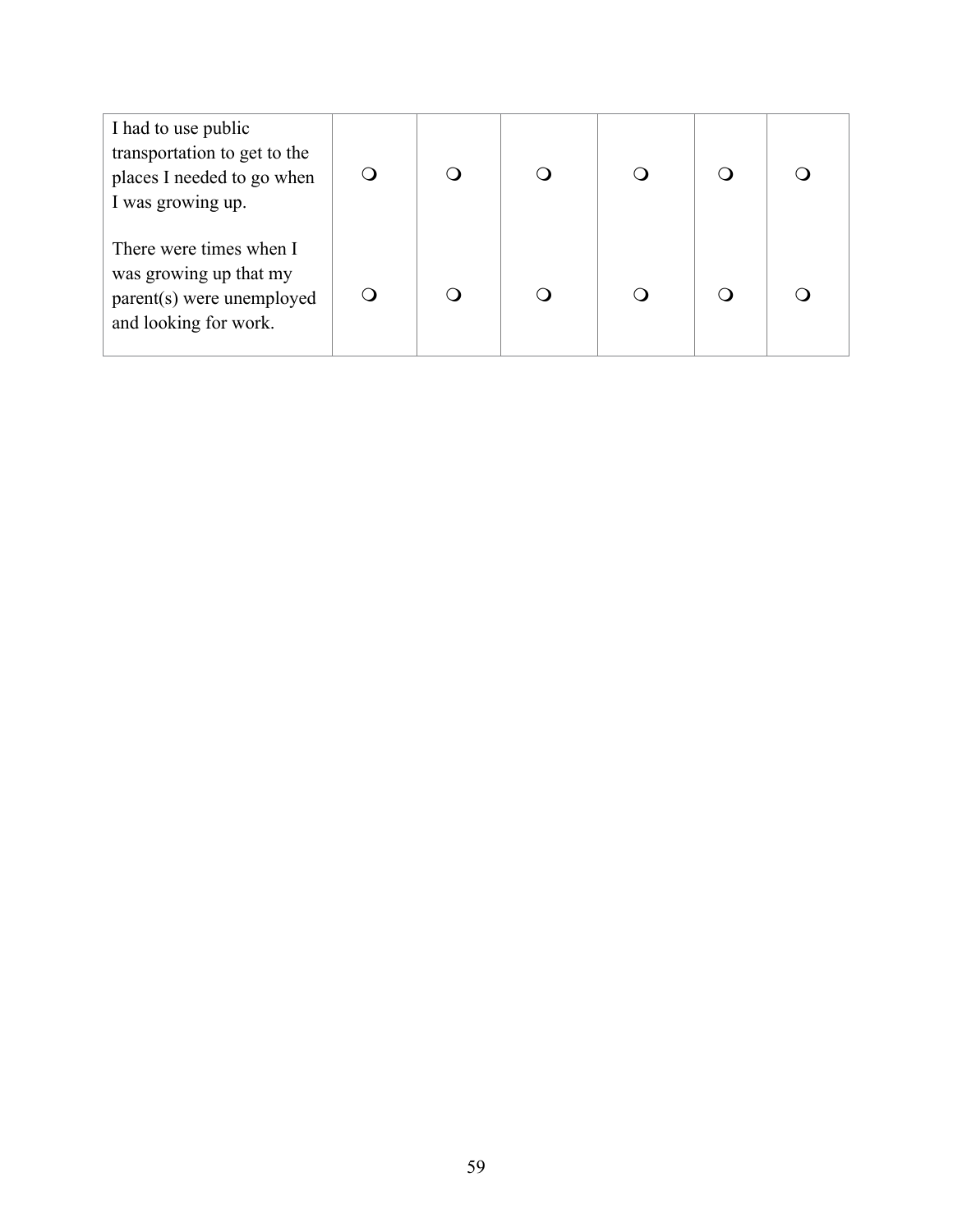| | | | | | | |
|---|---|---|---|---|---|---|
| I had to use public transportation to get to the places I needed to go when I was growing up. | ❍ | ❍ | ❍ | ❍ | ❍ | ❍ |
| There were times when I was growing up that my parent(s) were unemployed and looking for work. | ❍ | ❍ | ❍ | ❍ | ❍ | ❍ |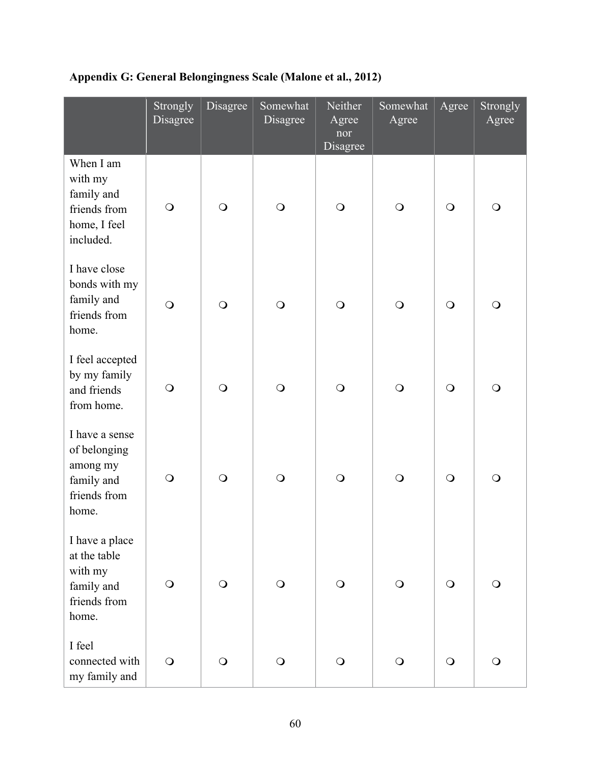**Appendix G: General Belongingness Scale (Malone et al., 2012)**

| | Strongly Disagree | Disagree | Somewhat Disagree | Neither Agree nor Disagree | Somewhat Agree | Agree | Strongly Agree |
|---|---|---|---|---|---|---|---|
| When I am with my family and friends from home, I feel included. | ❍ | ❍ | ❍ | ❍ | ❍ | ❍ | ❍ |
| I have close bonds with my family and friends from home. | ❍ | ❍ | ❍ | ❍ | ❍ | ❍ | ❍ |
| I feel accepted by my family and friends from home. | ❍ | ❍ | ❍ | ❍ | ❍ | ❍ | ❍ |
| I have a sense of belonging among my family and friends from home. | ❍ | ❍ | ❍ | ❍ | ❍ | ❍ | ❍ |
| I have a place at the table with my family and friends from home. | ❍ | ❍ | ❍ | ❍ | ❍ | ❍ | ❍ |
| I feel connected with my family and | ❍ | ❍ | ❍ | ❍ | ❍ | ❍ | ❍ |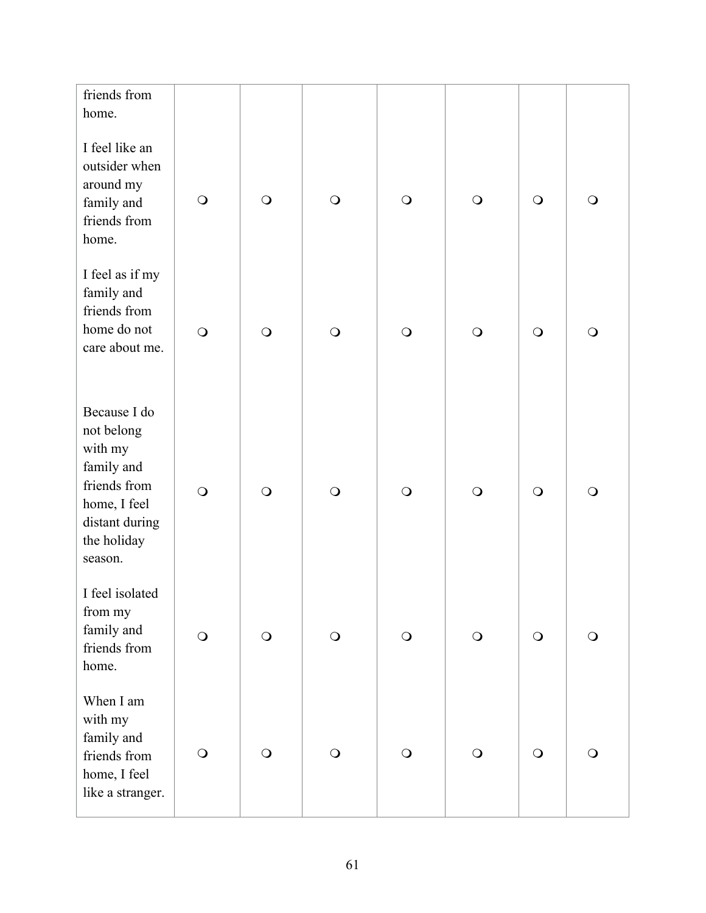| | | | | | | | |
|---|---|---|---|---|---|---|---|
| friends from home. | | | | | | | |
| I feel like an outsider when around my family and friends from home. | ❍ | ❍ | ❍ | ❍ | ❍ | ❍ | ❍ |
| I feel as if my family and friends from home do not care about me. | ❍ | ❍ | ❍ | ❍ | ❍ | ❍ | ❍ |
| Because I do not belong with my family and friends from home, I feel distant during the holiday season. | ❍ | ❍ | ❍ | ❍ | ❍ | ❍ | ❍ |
| I feel isolated from my family and friends from home. | ❍ | ❍ | ❍ | ❍ | ❍ | ❍ | ❍ |
| When I am with my family and friends from home, I feel like a stranger. | ❍ | ❍ | ❍ | ❍ | ❍ | ❍ | ❍ |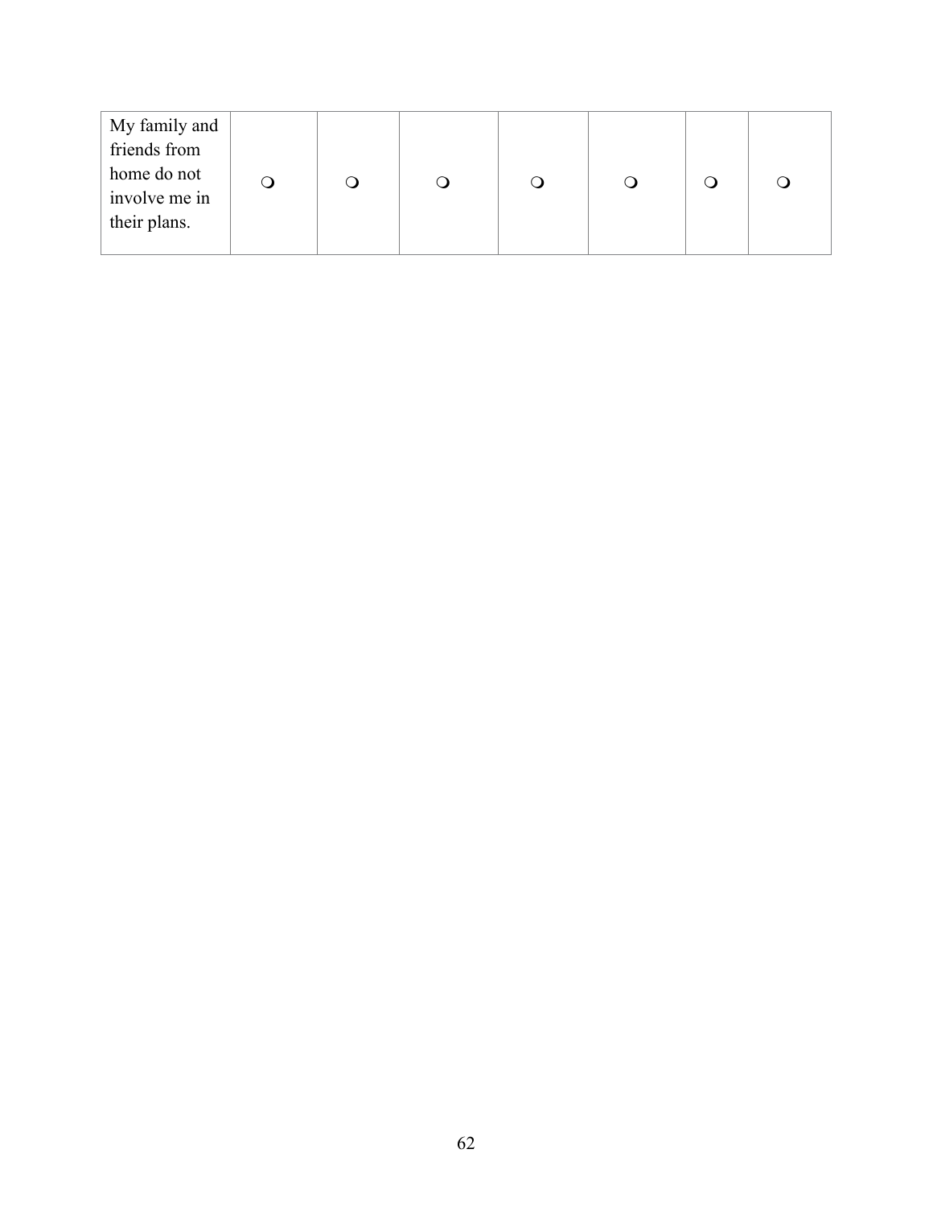| | | | | | | | |
|---|---|---|---|---|---|---|---|
| My family and friends from home do not involve me in their plans. | ❍ | ❍ | ❍ | ❍ | ❍ | ❍ | ❍ |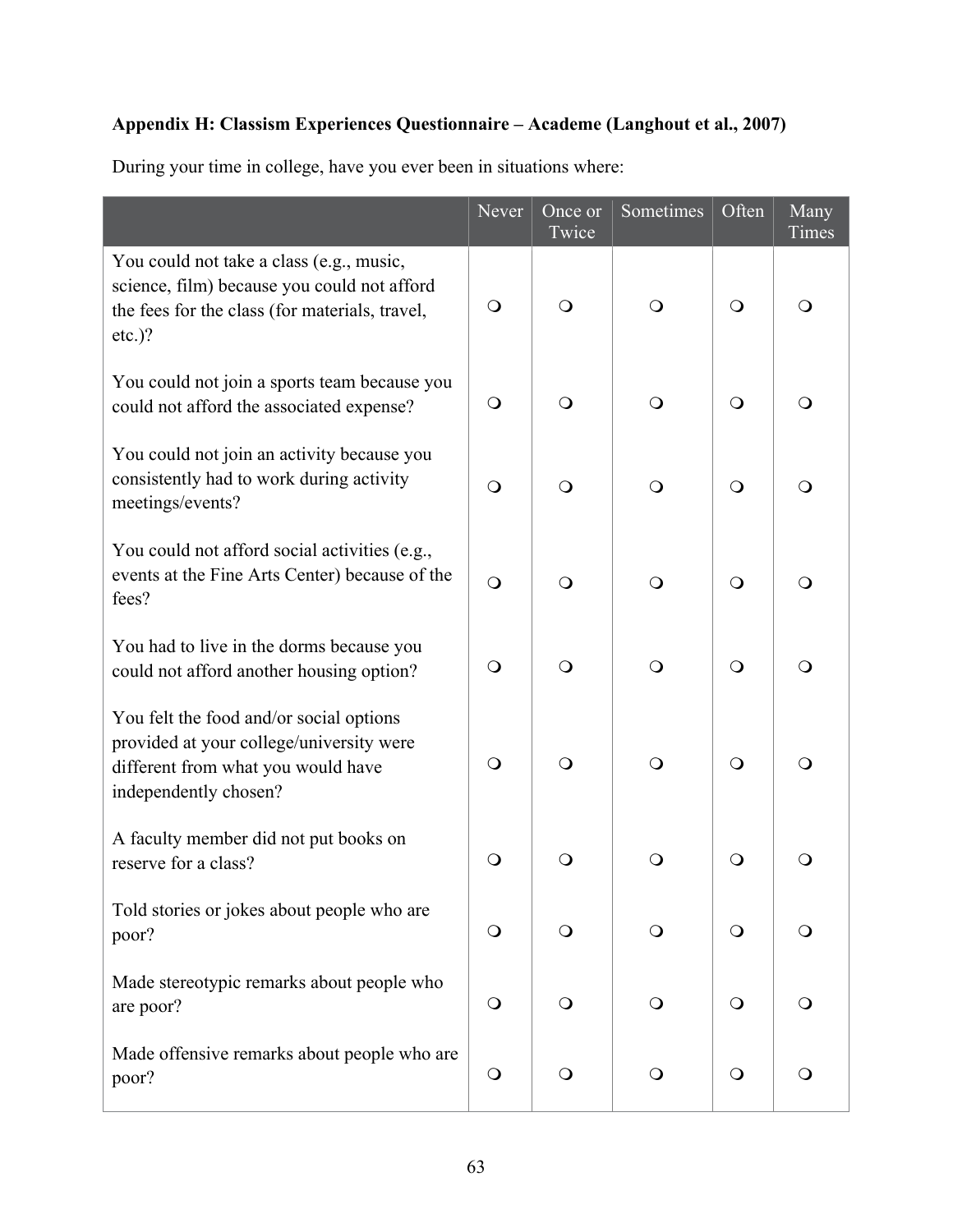**Appendix H: Classism Experiences Questionnaire – Academe (Langhout et al., 2007)**

During your time in college, have you ever been in situations where:

| | Never | Once or Twice | Sometimes | Often | Many Times |
|---|---|---|---|---|---|
| You could not take a class (e.g., music, science, film) because you could not afford the fees for the class (for materials, travel, etc.)? | ❍ | ❍ | ❍ | ❍ | ❍ |
| You could not join a sports team because you could not afford the associated expense? | ❍ | ❍ | ❍ | ❍ | ❍ |
| You could not join an activity because you consistently had to work during activity meetings/events? | ❍ | ❍ | ❍ | ❍ | ❍ |
| You could not afford social activities (e.g., events at the Fine Arts Center) because of the fees? | ❍ | ❍ | ❍ | ❍ | ❍ |
| You had to live in the dorms because you could not afford another housing option? | ❍ | ❍ | ❍ | ❍ | ❍ |
| You felt the food and/or social options provided at your college/university were different from what you would have independently chosen? | ❍ | ❍ | ❍ | ❍ | ❍ |
| A faculty member did not put books on reserve for a class? | ❍ | ❍ | ❍ | ❍ | ❍ |
| Told stories or jokes about people who are poor? | ❍ | ❍ | ❍ | ❍ | ❍ |
| Made stereotypic remarks about people who are poor? | ❍ | ❍ | ❍ | ❍ | ❍ |
| Made offensive remarks about people who are poor? | ❍ | ❍ | ❍ | ❍ | ❍ |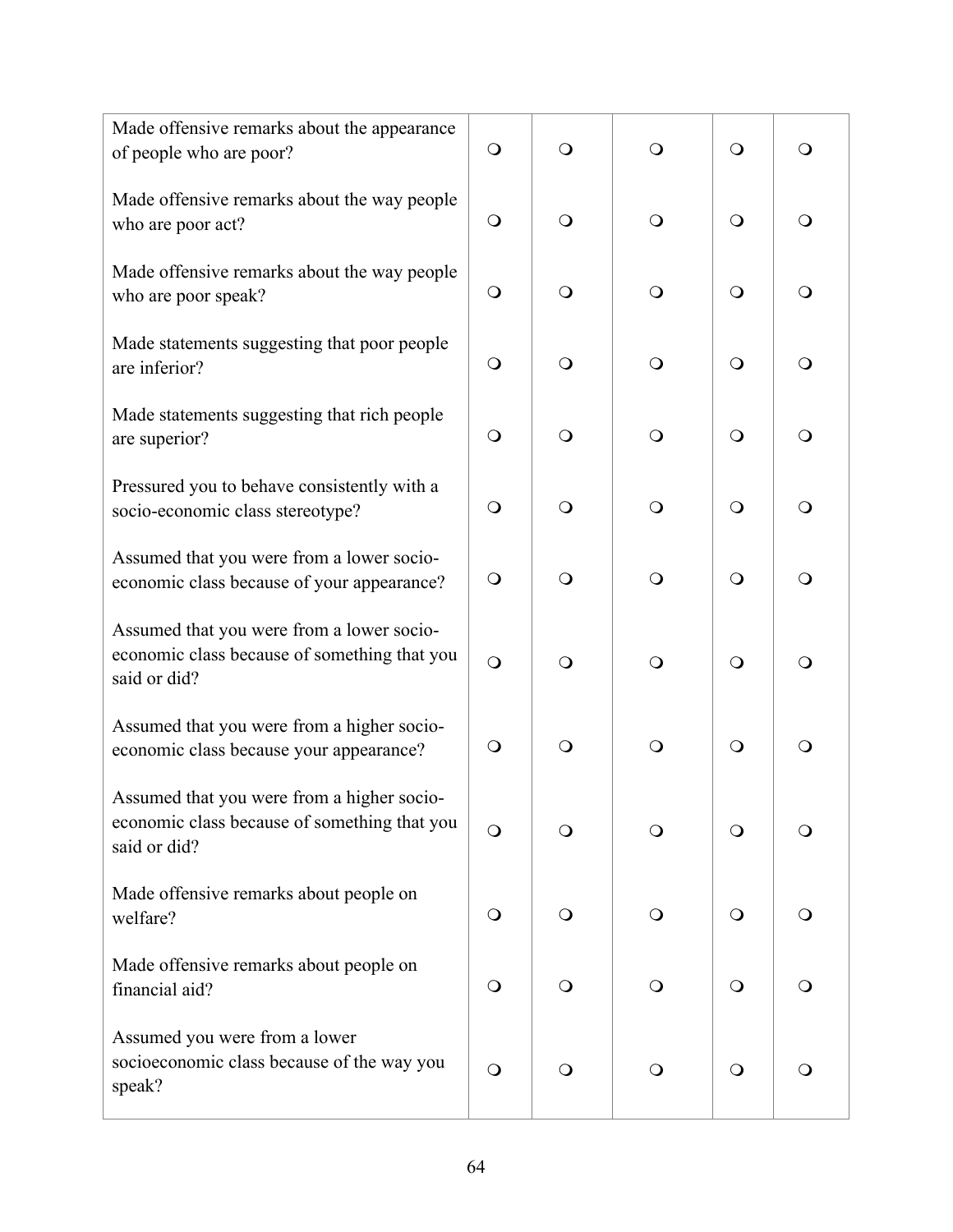| | | | | | |
|---|---|---|---|---|---|
| Made offensive remarks about the appearance of people who are poor? | ❍ | ❍ | ❍ | ❍ | ❍ |
| Made offensive remarks about the way people who are poor act? | ❍ | ❍ | ❍ | ❍ | ❍ |
| Made offensive remarks about the way people who are poor speak? | ❍ | ❍ | ❍ | ❍ | ❍ |
| Made statements suggesting that poor people are inferior? | ❍ | ❍ | ❍ | ❍ | ❍ |
| Made statements suggesting that rich people are superior? | ❍ | ❍ | ❍ | ❍ | ❍ |
| Pressured you to behave consistently with a socio-economic class stereotype? | ❍ | ❍ | ❍ | ❍ | ❍ |
| Assumed that you were from a lower socio-economic class because of your appearance? | ❍ | ❍ | ❍ | ❍ | ❍ |
| Assumed that you were from a lower socio-economic class because of something that you said or did? | ❍ | ❍ | ❍ | ❍ | ❍ |
| Assumed that you were from a higher socio-economic class because your appearance? | ❍ | ❍ | ❍ | ❍ | ❍ |
| Assumed that you were from a higher socio-economic class because of something that you said or did? | ❍ | ❍ | ❍ | ❍ | ❍ |
| Made offensive remarks about people on welfare? | ❍ | ❍ | ❍ | ❍ | ❍ |
| Made offensive remarks about people on financial aid? | ❍ | ❍ | ❍ | ❍ | ❍ |
| Assumed you were from a lower socioeconomic class because of the way you speak? | ❍ | ❍ | ❍ | ❍ | ❍ |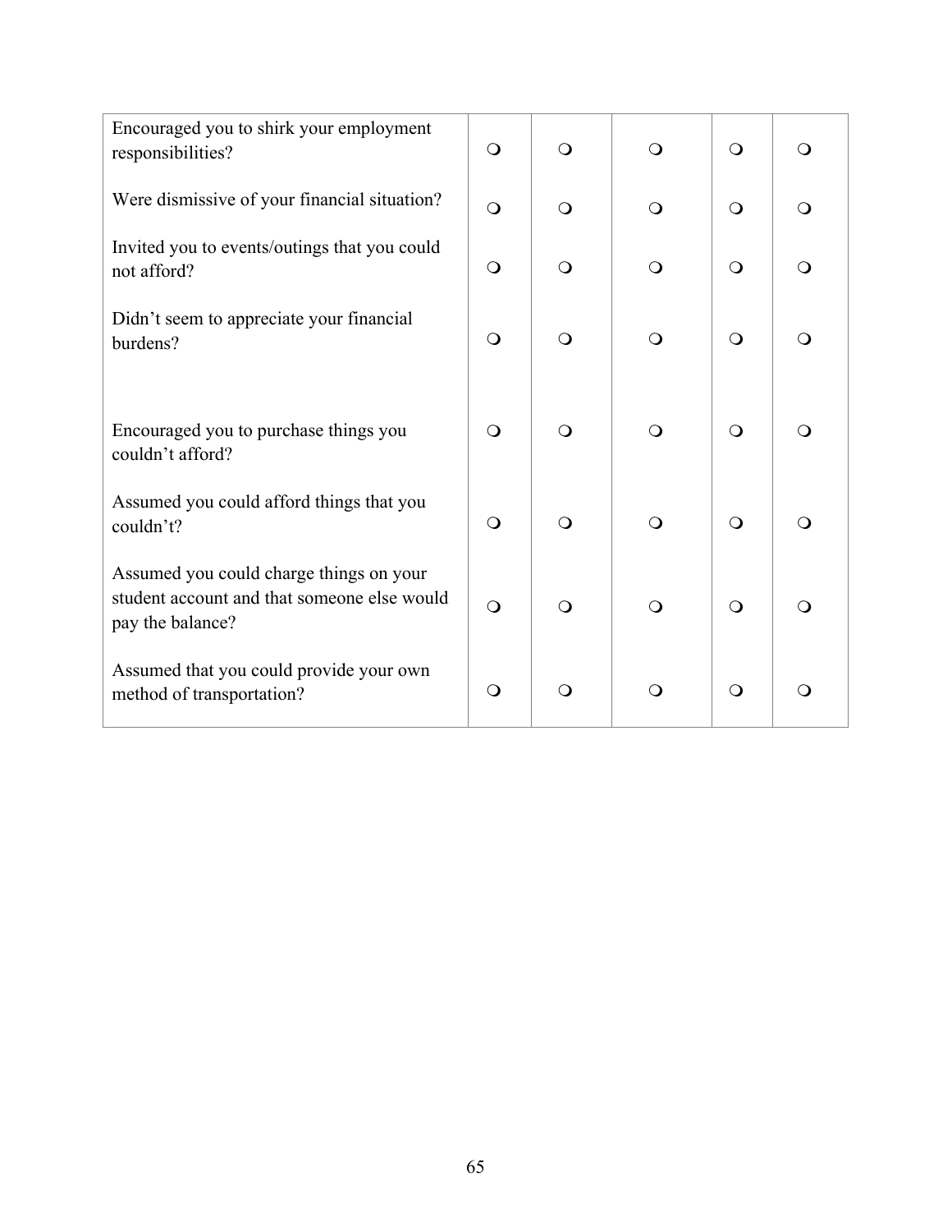| | | | | | |
|---|---|---|---|---|---|
| Encouraged you to shirk your employment responsibilities? | ❍ | ❍ | ❍ | ❍ | ❍ |
| Were dismissive of your financial situation? | ❍ | ❍ | ❍ | ❍ | ❍ |
| Invited you to events/outings that you could not afford? | ❍ | ❍ | ❍ | ❍ | ❍ |
| Didn't seem to appreciate your financial burdens? | ❍ | ❍ | ❍ | ❍ | ❍ |
| Encouraged you to purchase things you couldn't afford? | ❍ | ❍ | ❍ | ❍ | ❍ |
| Assumed you could afford things that you couldn't? | ❍ | ❍ | ❍ | ❍ | ❍ |
| Assumed you could charge things on your student account and that someone else would pay the balance? | ❍ | ❍ | ❍ | ❍ | ❍ |
| Assumed that you could provide your own method of transportation? | ❍ | ❍ | ❍ | ❍ | ❍ |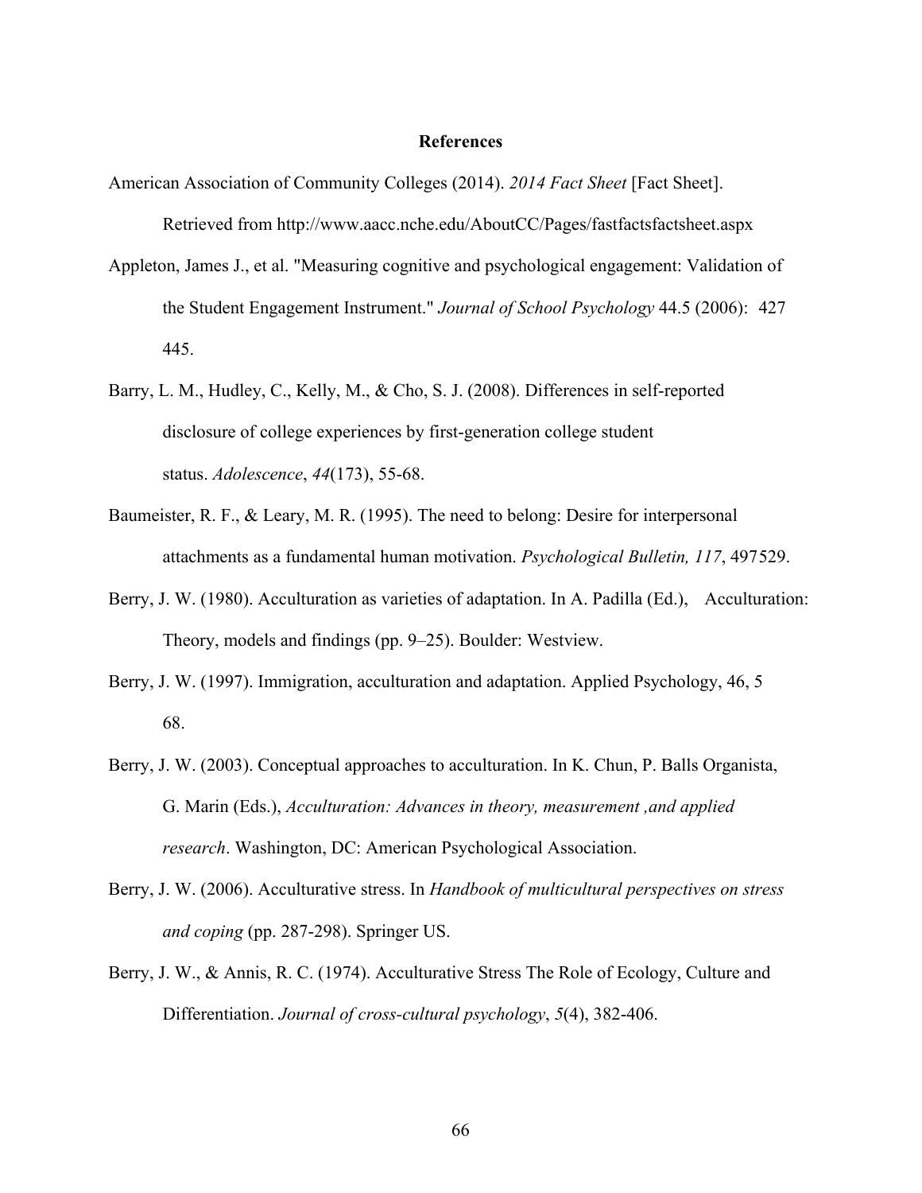# References

American Association of Community Colleges (2014). *2014 Fact Sheet* [Fact Sheet]. Retrieved from http://www.aacc.nche.edu/AboutCC/Pages/fastfactsfactsheet.aspx

Appleton, James J., et al. "Measuring cognitive and psychological engagement: Validation of the Student Engagement Instrument." *Journal of School Psychology* 44.5 (2006): 427 445.

Barry, L. M., Hudley, C., Kelly, M., & Cho, S. J. (2008). Differences in self-reported disclosure of college experiences by first-generation college student status. *Adolescence*, *44*(173), 55-68.

Baumeister, R. F., & Leary, M. R. (1995). The need to belong: Desire for interpersonal attachments as a fundamental human motivation. *Psychological Bulletin, 117*, 497529.

Berry, J. W. (1980). Acculturation as varieties of adaptation. In A. Padilla (Ed.), Acculturation: Theory, models and findings (pp. 9–25). Boulder: Westview.

Berry, J. W. (1997). Immigration, acculturation and adaptation. Applied Psychology, 46, 5 68.

Berry, J. W. (2003). Conceptual approaches to acculturation. In K. Chun, P. Balls Organista, G. Marin (Eds.), *Acculturation: Advances in theory, measurement ,and applied research*. Washington, DC: American Psychological Association.

Berry, J. W. (2006). Acculturative stress. In *Handbook of multicultural perspectives on stress and coping* (pp. 287-298). Springer US.

Berry, J. W., & Annis, R. C. (1974). Acculturative Stress The Role of Ecology, Culture and Differentiation. *Journal of cross-cultural psychology*, *5*(4), 382-406.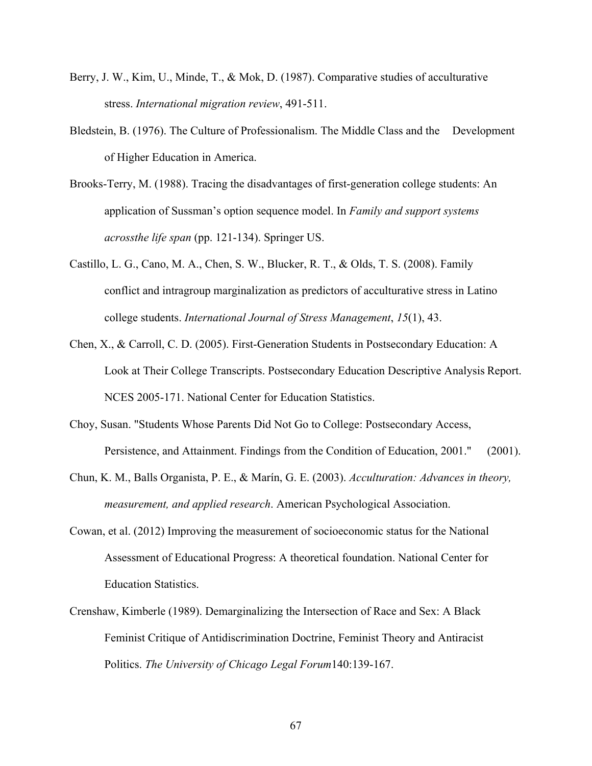Berry, J. W., Kim, U., Minde, T., & Mok, D. (1987). Comparative studies of acculturative stress. *International migration review*, 491-511.

Bledstein, B. (1976). The Culture of Professionalism. The Middle Class and the Development of Higher Education in America.

Brooks-Terry, M. (1988). Tracing the disadvantages of first-generation college students: An application of Sussman's option sequence model. In *Family and support systems acrossthe life span* (pp. 121-134). Springer US.

Castillo, L. G., Cano, M. A., Chen, S. W., Blucker, R. T., & Olds, T. S. (2008). Family conflict and intragroup marginalization as predictors of acculturative stress in Latino college students. *International Journal of Stress Management*, *15*(1), 43.

Chen, X., & Carroll, C. D. (2005). First-Generation Students in Postsecondary Education: A Look at Their College Transcripts. Postsecondary Education Descriptive Analysis Report. NCES 2005-171. National Center for Education Statistics.

Choy, Susan. "Students Whose Parents Did Not Go to College: Postsecondary Access, Persistence, and Attainment. Findings from the Condition of Education, 2001." (2001).

Chun, K. M., Balls Organista, P. E., & Marín, G. E. (2003). *Acculturation: Advances in theory, measurement, and applied research*. American Psychological Association.

Cowan, et al. (2012) Improving the measurement of socioeconomic status for the National Assessment of Educational Progress: A theoretical foundation. National Center for Education Statistics.

Crenshaw, Kimberle (1989). Demarginalizing the Intersection of Race and Sex: A Black Feminist Critique of Antidiscrimination Doctrine, Feminist Theory and Antiracist Politics. *The University of Chicago Legal Forum*140:139-167.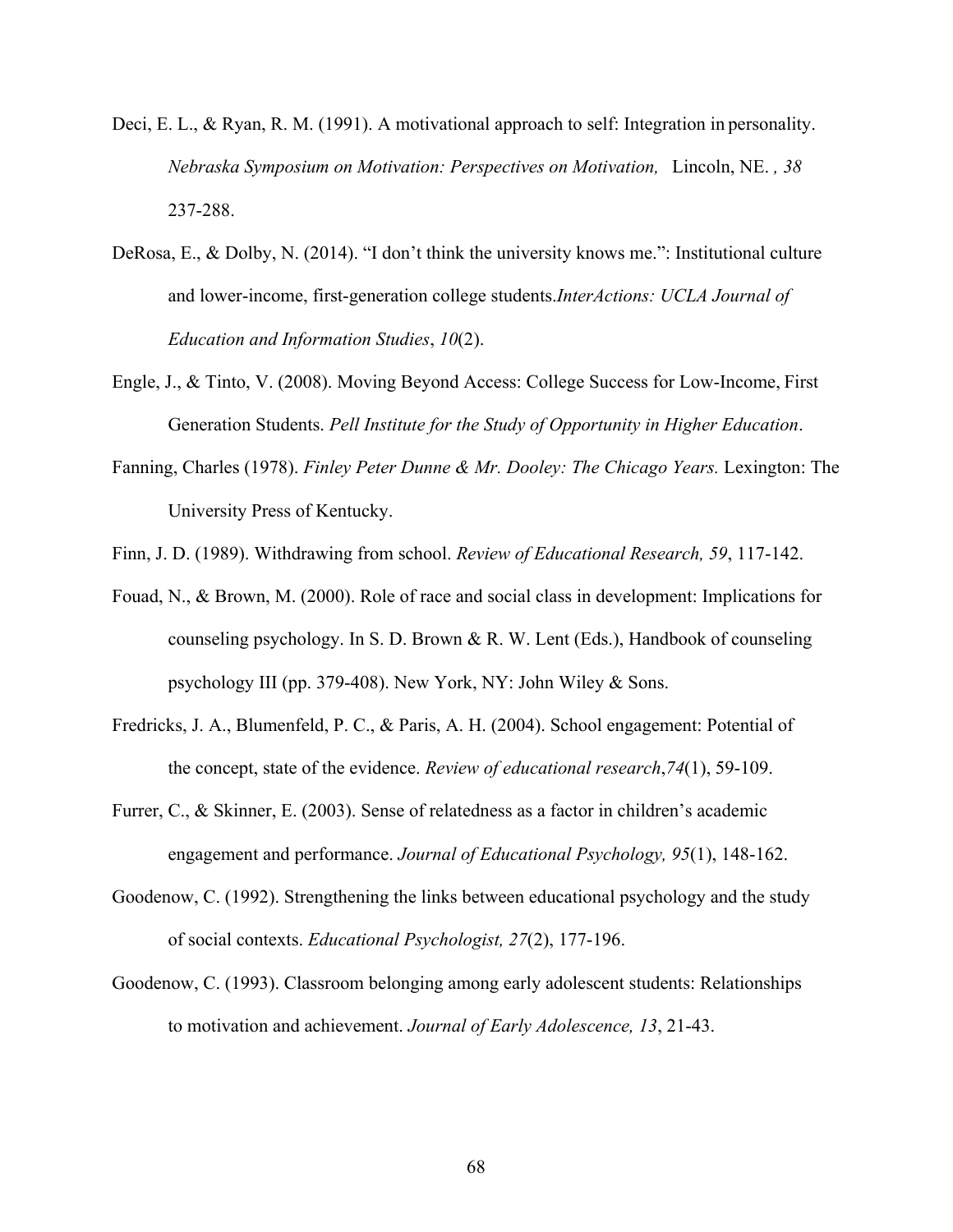Deci, E. L., & Ryan, R. M. (1991). A motivational approach to self: Integration in personality. *Nebraska Symposium on Motivation: Perspectives on Motivation,* Lincoln, NE. *, 38* 237-288.

DeRosa, E., & Dolby, N. (2014). "I don't think the university knows me.": Institutional culture and lower-income, first-generation college students.*InterActions: UCLA Journal of Education and Information Studies*, *10*(2).

Engle, J., & Tinto, V. (2008). Moving Beyond Access: College Success for Low-Income, First Generation Students. *Pell Institute for the Study of Opportunity in Higher Education*.

Fanning, Charles (1978). *Finley Peter Dunne & Mr. Dooley: The Chicago Years.* Lexington: The University Press of Kentucky.

Finn, J. D. (1989). Withdrawing from school. *Review of Educational Research, 59*, 117-142.

Fouad, N., & Brown, M. (2000). Role of race and social class in development: Implications for counseling psychology. In S. D. Brown & R. W. Lent (Eds.), Handbook of counseling psychology III (pp. 379-408). New York, NY: John Wiley & Sons.

Fredricks, J. A., Blumenfeld, P. C., & Paris, A. H. (2004). School engagement: Potential of the concept, state of the evidence. *Review of educational research*,*74*(1), 59-109.

Furrer, C., & Skinner, E. (2003). Sense of relatedness as a factor in children's academic engagement and performance. *Journal of Educational Psychology, 95*(1), 148-162.

Goodenow, C. (1992). Strengthening the links between educational psychology and the study of social contexts. *Educational Psychologist, 27*(2), 177-196.

Goodenow, C. (1993). Classroom belonging among early adolescent students: Relationships to motivation and achievement. *Journal of Early Adolescence, 13*, 21-43.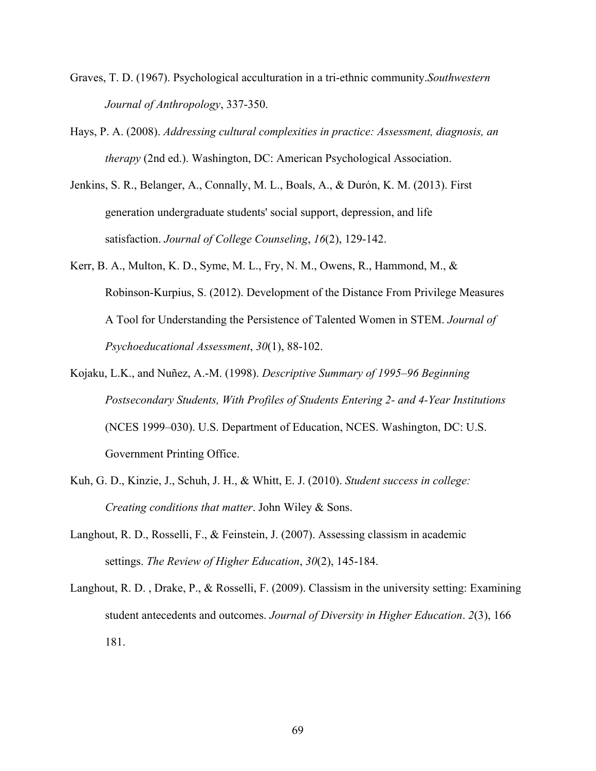Graves, T. D. (1967). Psychological acculturation in a tri-ethnic community.*Southwestern Journal of Anthropology*, 337-350.

Hays, P. A. (2008). *Addressing cultural complexities in practice: Assessment, diagnosis, an therapy* (2nd ed.). Washington, DC: American Psychological Association.

Jenkins, S. R., Belanger, A., Connally, M. L., Boals, A., & Durón, K. M. (2013). First generation undergraduate students' social support, depression, and life satisfaction. *Journal of College Counseling*, *16*(2), 129-142.

Kerr, B. A., Multon, K. D., Syme, M. L., Fry, N. M., Owens, R., Hammond, M., & Robinson-Kurpius, S. (2012). Development of the Distance From Privilege Measures A Tool for Understanding the Persistence of Talented Women in STEM. *Journal of Psychoeducational Assessment*, *30*(1), 88-102.

Kojaku, L.K., and Nuñez, A.-M. (1998). *Descriptive Summary of 1995–96 Beginning Postsecondary Students, With Profiles of Students Entering 2- and 4-Year Institutions* (NCES 1999–030). U.S. Department of Education, NCES. Washington, DC: U.S. Government Printing Office.

Kuh, G. D., Kinzie, J., Schuh, J. H., & Whitt, E. J. (2010). *Student success in college: Creating conditions that matter*. John Wiley & Sons.

Langhout, R. D., Rosselli, F., & Feinstein, J. (2007). Assessing classism in academic settings. *The Review of Higher Education*, *30*(2), 145-184.

Langhout, R. D. , Drake, P., & Rosselli, F. (2009). Classism in the university setting: Examining student antecedents and outcomes. *Journal of Diversity in Higher Education*. *2*(3), 166 181.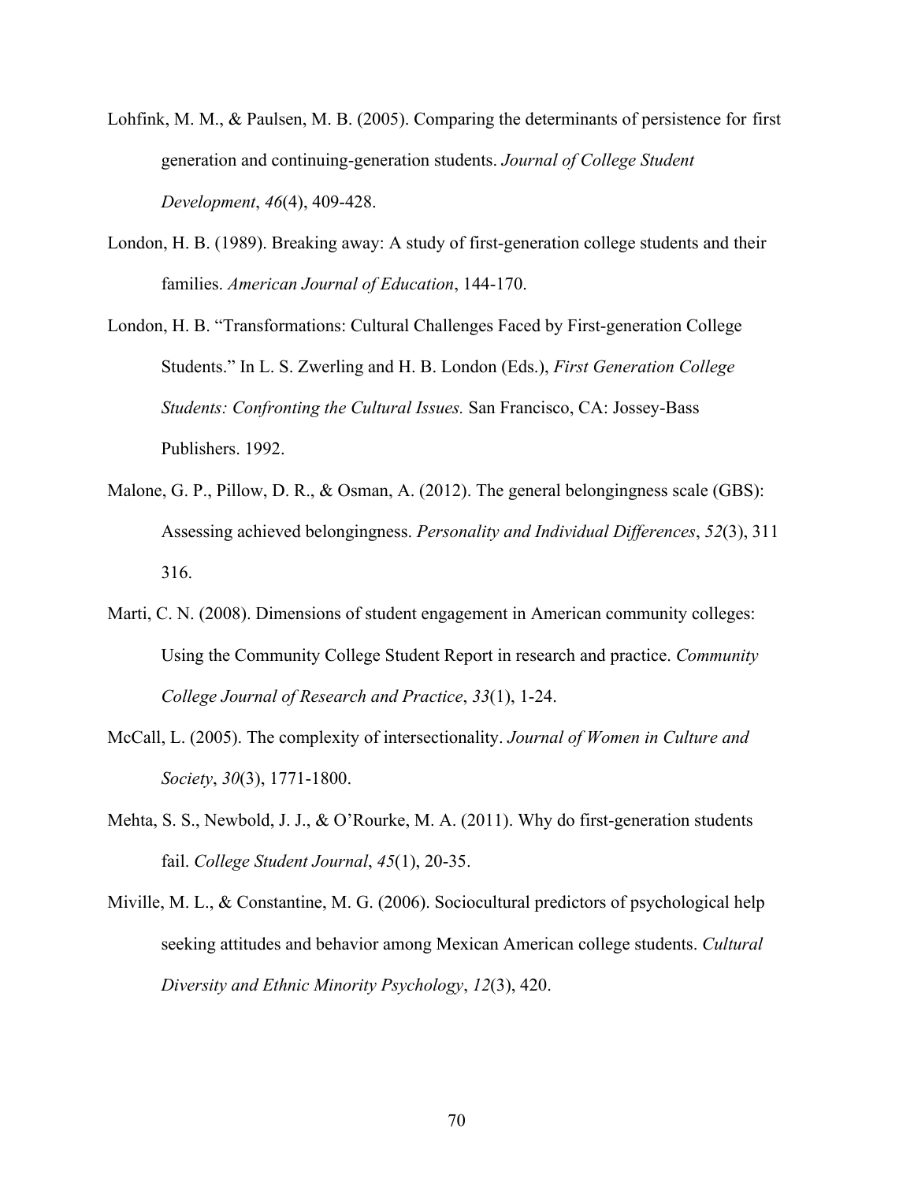Lohfink, M. M., & Paulsen, M. B. (2005). Comparing the determinants of persistence for first generation and continuing-generation students. *Journal of College Student Development*, *46*(4), 409-428.

London, H. B. (1989). Breaking away: A study of first-generation college students and their families. *American Journal of Education*, 144-170.

London, H. B. "Transformations: Cultural Challenges Faced by First-generation College Students." In L. S. Zwerling and H. B. London (Eds.), *First Generation College Students: Confronting the Cultural Issues.* San Francisco, CA: Jossey-Bass Publishers. 1992.

Malone, G. P., Pillow, D. R., & Osman, A. (2012). The general belongingness scale (GBS): Assessing achieved belongingness. *Personality and Individual Differences*, *52*(3), 311 316.

Marti, C. N. (2008). Dimensions of student engagement in American community colleges: Using the Community College Student Report in research and practice. *Community College Journal of Research and Practice*, *33*(1), 1-24.

McCall, L. (2005). The complexity of intersectionality. *Journal of Women in Culture and Society*, *30*(3), 1771-1800.

Mehta, S. S., Newbold, J. J., & O'Rourke, M. A. (2011). Why do first-generation students fail. *College Student Journal*, *45*(1), 20-35.

Miville, M. L., & Constantine, M. G. (2006). Sociocultural predictors of psychological help seeking attitudes and behavior among Mexican American college students. *Cultural Diversity and Ethnic Minority Psychology*, *12*(3), 420.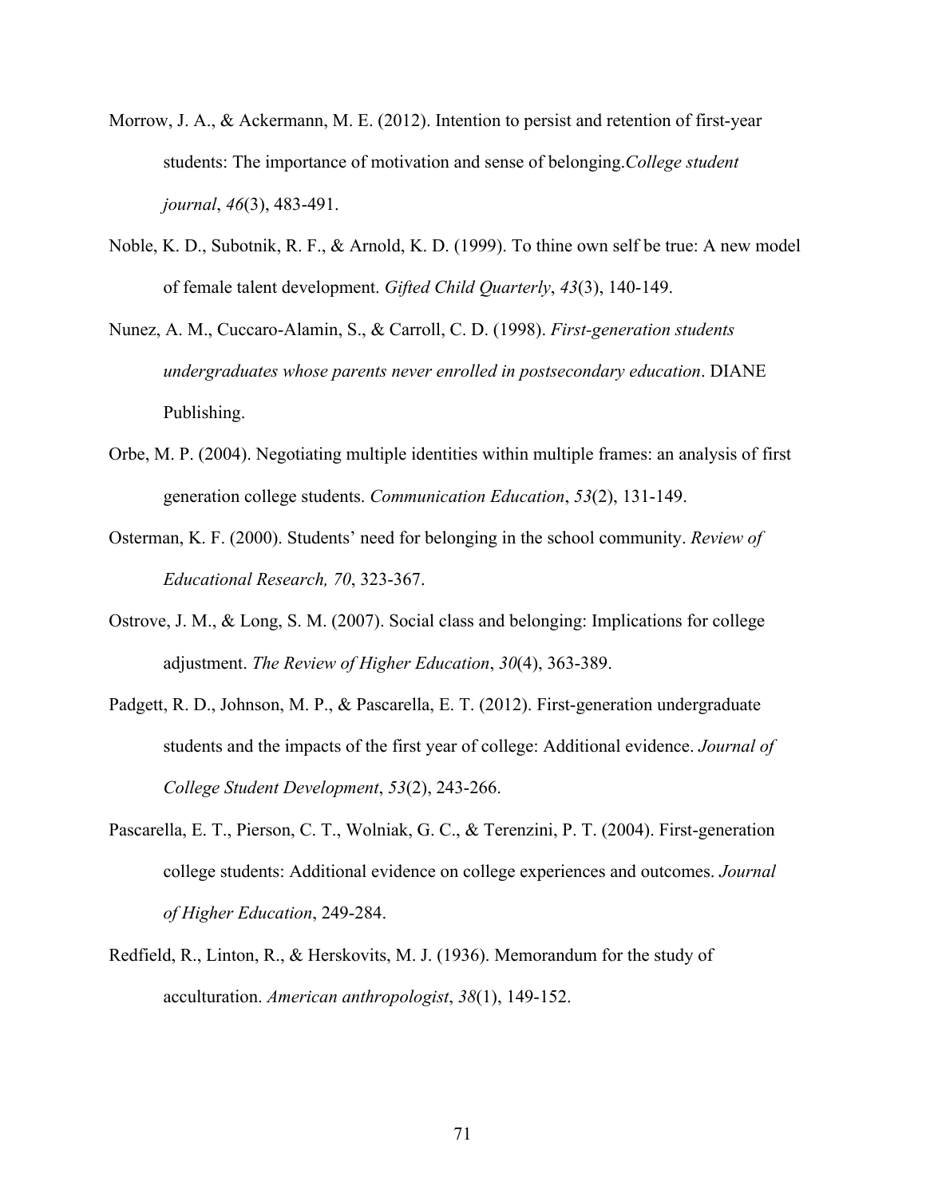Morrow, J. A., & Ackermann, M. E. (2012). Intention to persist and retention of first-year students: The importance of motivation and sense of belonging.*College student journal*, *46*(3), 483-491.

Noble, K. D., Subotnik, R. F., & Arnold, K. D. (1999). To thine own self be true: A new model of female talent development. *Gifted Child Quarterly*, *43*(3), 140-149.

Nunez, A. M., Cuccaro-Alamin, S., & Carroll, C. D. (1998). *First-generation students undergraduates whose parents never enrolled in postsecondary education*. DIANE Publishing.

Orbe, M. P. (2004). Negotiating multiple identities within multiple frames: an analysis of first generation college students. *Communication Education*, *53*(2), 131-149.

Osterman, K. F. (2000). Students' need for belonging in the school community. *Review of Educational Research, 70*, 323-367.

Ostrove, J. M., & Long, S. M. (2007). Social class and belonging: Implications for college adjustment. *The Review of Higher Education*, *30*(4), 363-389.

Padgett, R. D., Johnson, M. P., & Pascarella, E. T. (2012). First-generation undergraduate students and the impacts of the first year of college: Additional evidence. *Journal of College Student Development*, *53*(2), 243-266.

Pascarella, E. T., Pierson, C. T., Wolniak, G. C., & Terenzini, P. T. (2004). First-generation college students: Additional evidence on college experiences and outcomes. *Journal of Higher Education*, 249-284.

Redfield, R., Linton, R., & Herskovits, M. J. (1936). Memorandum for the study of acculturation. *American anthropologist*, *38*(1), 149-152.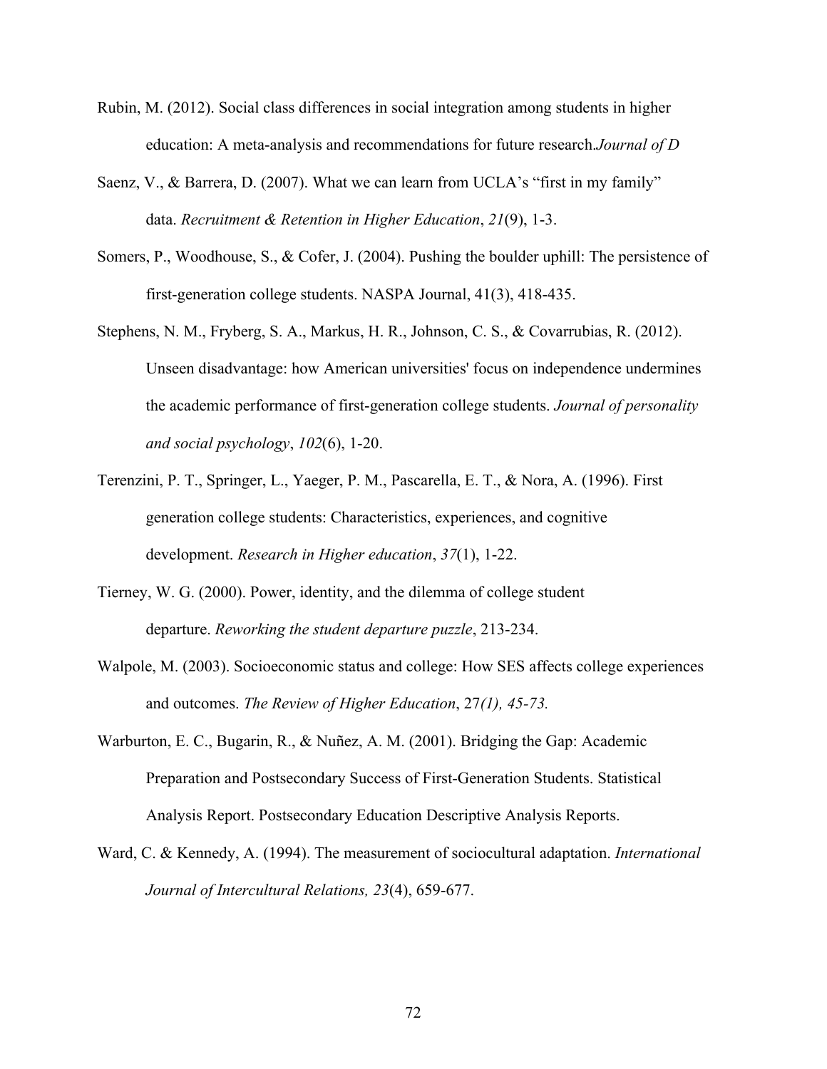Rubin, M. (2012). Social class differences in social integration among students in higher education: A meta-analysis and recommendations for future research.*Journal of D*

Saenz, V., & Barrera, D. (2007). What we can learn from UCLA's "first in my family" data. *Recruitment & Retention in Higher Education*, *21*(9), 1-3.

Somers, P., Woodhouse, S., & Cofer, J. (2004). Pushing the boulder uphill: The persistence of first-generation college students. NASPA Journal, 41(3), 418-435.

Stephens, N. M., Fryberg, S. A., Markus, H. R., Johnson, C. S., & Covarrubias, R. (2012). Unseen disadvantage: how American universities' focus on independence undermines the academic performance of first-generation college students. *Journal of personality and social psychology*, *102*(6), 1-20.

Terenzini, P. T., Springer, L., Yaeger, P. M., Pascarella, E. T., & Nora, A. (1996). First generation college students: Characteristics, experiences, and cognitive development. *Research in Higher education*, *37*(1), 1-22.

Tierney, W. G. (2000). Power, identity, and the dilemma of college student departure. *Reworking the student departure puzzle*, 213-234.

Walpole, M. (2003). Socioeconomic status and college: How SES affects college experiences and outcomes. *The Review of Higher Education*, 27*(1), 45-73.*

Warburton, E. C., Bugarin, R., & Nuñez, A. M. (2001). Bridging the Gap: Academic Preparation and Postsecondary Success of First-Generation Students. Statistical Analysis Report. Postsecondary Education Descriptive Analysis Reports.

Ward, C. & Kennedy, A. (1994). The measurement of sociocultural adaptation. *International Journal of Intercultural Relations, 23*(4), 659-677.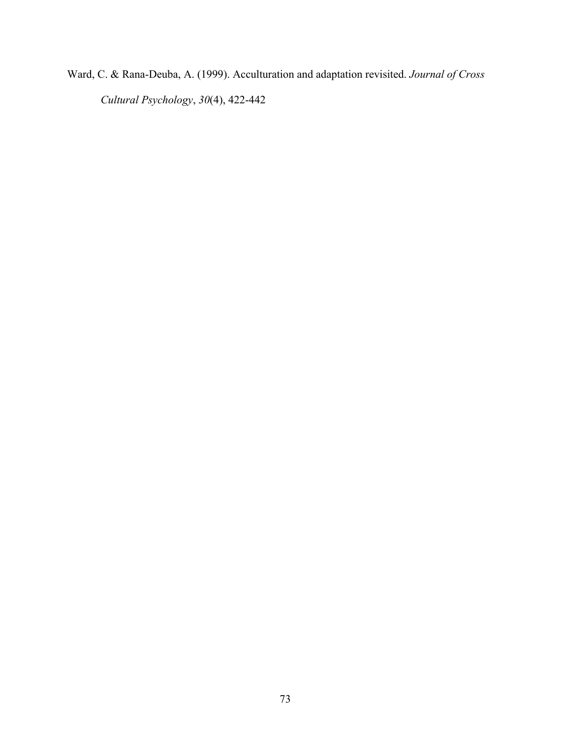Ward, C. & Rana-Deuba, A. (1999). Acculturation and adaptation revisited. *Journal of Cross Cultural Psychology*, *30*(4), 422-442